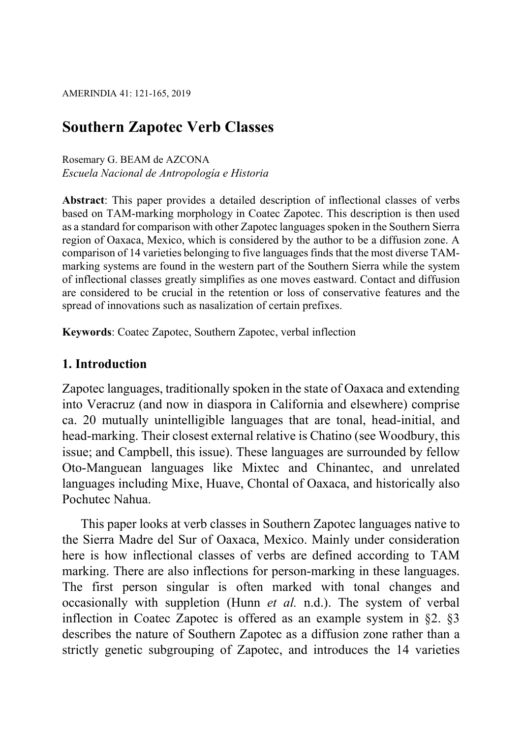# Southern Zapotec Verb Classes

Rosemary G. BEAM de AZCONA
*Escuela Nacional de Antropología e Historia*

**Abstract**: This paper provides a detailed description of inflectional classes of verbs based on TAM-marking morphology in Coatec Zapotec. This description is then used as a standard for comparison with other Zapotec languages spoken in the Southern Sierra region of Oaxaca, Mexico, which is considered by the author to be a diffusion zone. A comparison of 14 varieties belonging to five languages finds that the most diverse TAM-marking systems are found in the western part of the Southern Sierra while the system of inflectional classes greatly simplifies as one moves eastward. Contact and diffusion are considered to be crucial in the retention or loss of conservative features and the spread of innovations such as nasalization of certain prefixes.

**Keywords**: Coatec Zapotec, Southern Zapotec, verbal inflection

## 1. Introduction

Zapotec languages, traditionally spoken in the state of Oaxaca and extending into Veracruz (and now in diaspora in California and elsewhere) comprise ca. 20 mutually unintelligible languages that are tonal, head-initial, and head-marking. Their closest external relative is Chatino (see Woodbury, this issue; and Campbell, this issue). These languages are surrounded by fellow Oto-Manguean languages like Mixtec and Chinantec, and unrelated languages including Mixe, Huave, Chontal of Oaxaca, and historically also Pochutec Nahua.

This paper looks at verb classes in Southern Zapotec languages native to the Sierra Madre del Sur of Oaxaca, Mexico. Mainly under consideration here is how inflectional classes of verbs are defined according to TAM marking. There are also inflections for person-marking in these languages. The first person singular is often marked with tonal changes and occasionally with suppletion (Hunn *et al.* n.d.). The system of verbal inflection in Coatec Zapotec is offered as an example system in §2. §3 describes the nature of Southern Zapotec as a diffusion zone rather than a strictly genetic subgrouping of Zapotec, and introduces the 14 varieties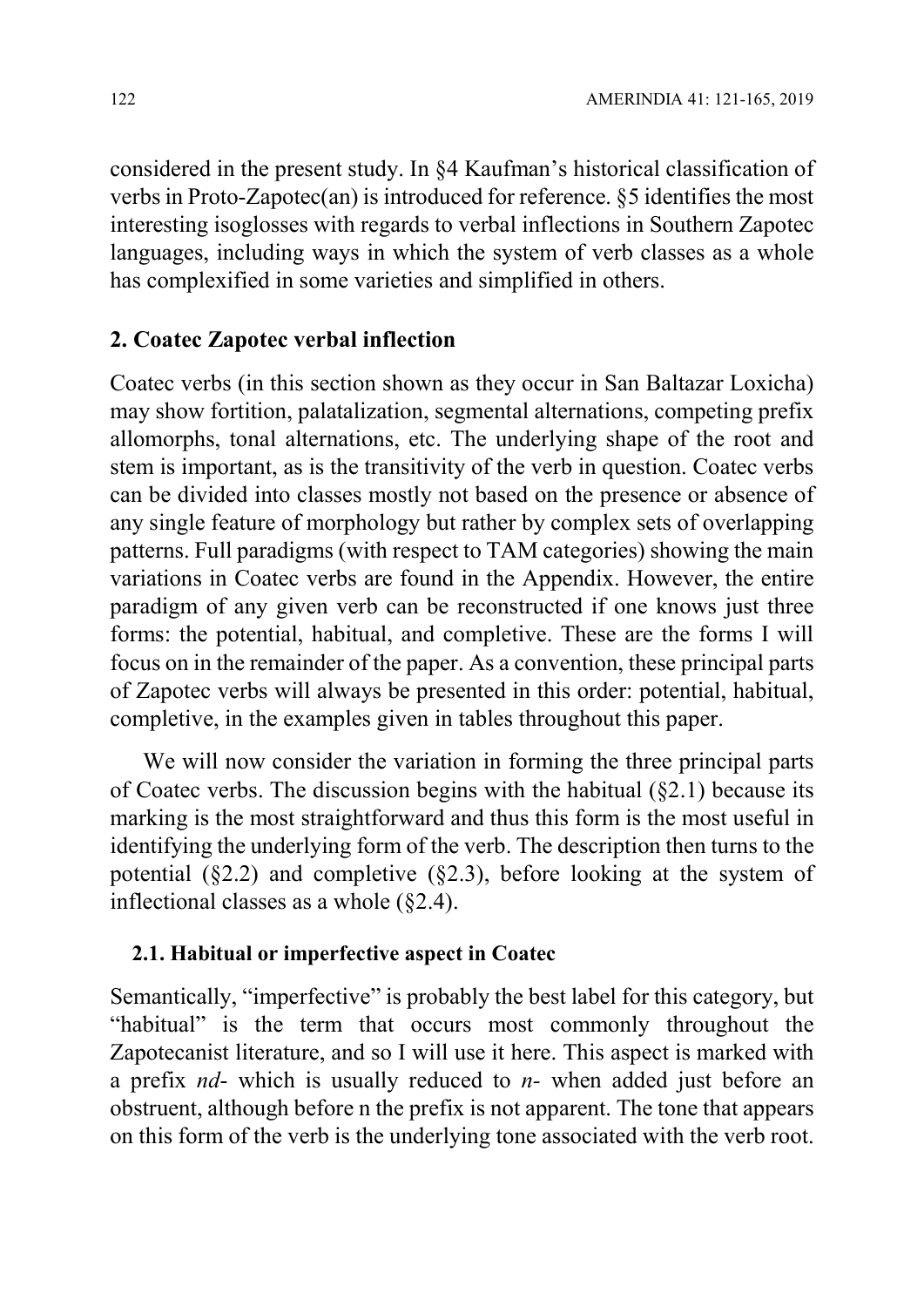considered in the present study. In §4 Kaufman's historical classification of verbs in Proto-Zapotec(an) is introduced for reference. §5 identifies the most interesting isoglosses with regards to verbal inflections in Southern Zapotec languages, including ways in which the system of verb classes as a whole has complexified in some varieties and simplified in others.

## 2. Coatec Zapotec verbal inflection

Coatec verbs (in this section shown as they occur in San Baltazar Loxicha) may show fortition, palatalization, segmental alternations, competing prefix allomorphs, tonal alternations, etc. The underlying shape of the root and stem is important, as is the transitivity of the verb in question. Coatec verbs can be divided into classes mostly not based on the presence or absence of any single feature of morphology but rather by complex sets of overlapping patterns. Full paradigms (with respect to TAM categories) showing the main variations in Coatec verbs are found in the Appendix. However, the entire paradigm of any given verb can be reconstructed if one knows just three forms: the potential, habitual, and completive. These are the forms I will focus on in the remainder of the paper. As a convention, these principal parts of Zapotec verbs will always be presented in this order: potential, habitual, completive, in the examples given in tables throughout this paper.

We will now consider the variation in forming the three principal parts of Coatec verbs. The discussion begins with the habitual (§2.1) because its marking is the most straightforward and thus this form is the most useful in identifying the underlying form of the verb. The description then turns to the potential (§2.2) and completive (§2.3), before looking at the system of inflectional classes as a whole (§2.4).

### 2.1. Habitual or imperfective aspect in Coatec

Semantically, "imperfective" is probably the best label for this category, but "habitual" is the term that occurs most commonly throughout the Zapotecanist literature, and so I will use it here. This aspect is marked with a prefix *nd-* which is usually reduced to *n-* when added just before an obstruent, although before n the prefix is not apparent. The tone that appears on this form of the verb is the underlying tone associated with the verb root.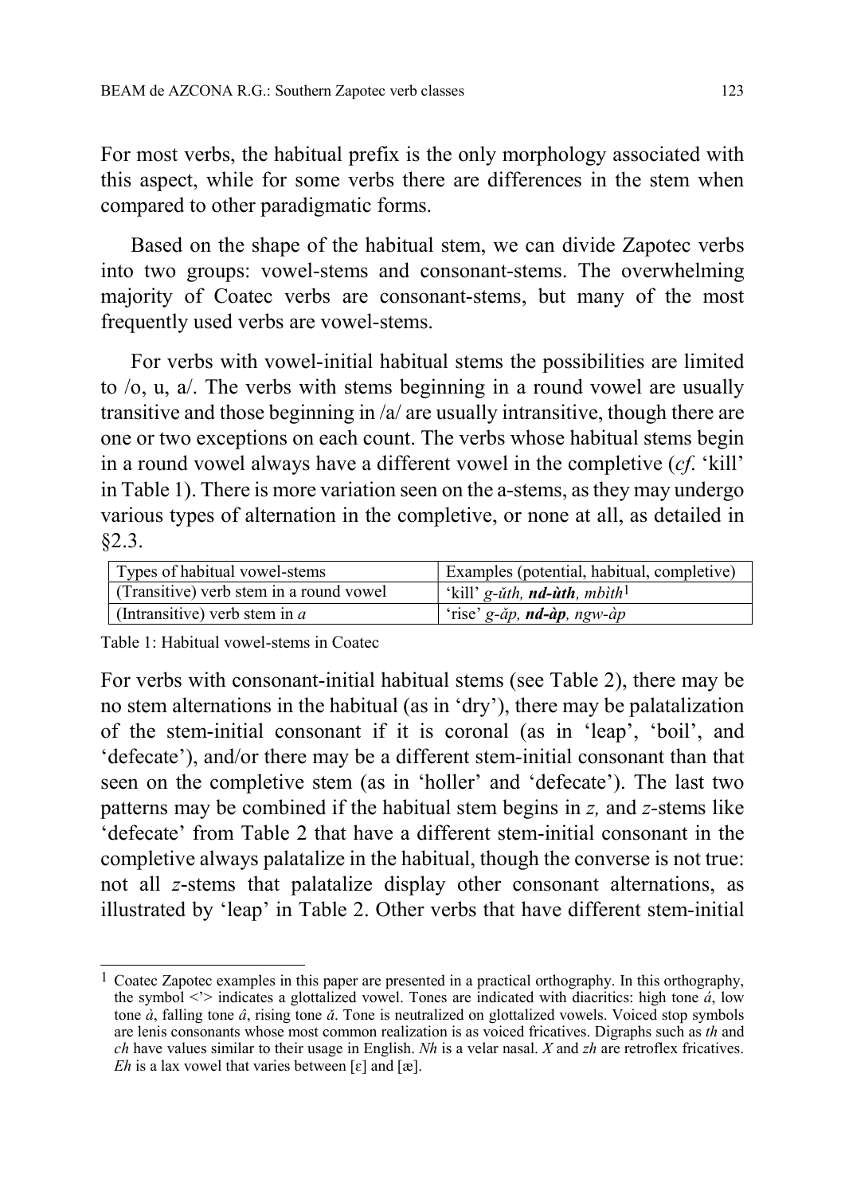For most verbs, the habitual prefix is the only morphology associated with this aspect, while for some verbs there are differences in the stem when compared to other paradigmatic forms.

Based on the shape of the habitual stem, we can divide Zapotec verbs into two groups: vowel-stems and consonant-stems. The overwhelming majority of Coatec verbs are consonant-stems, but many of the most frequently used verbs are vowel-stems.

For verbs with vowel-initial habitual stems the possibilities are limited to /o, u, a/. The verbs with stems beginning in a round vowel are usually transitive and those beginning in /a/ are usually intransitive, though there are one or two exceptions on each count. The verbs whose habitual stems begin in a round vowel always have a different vowel in the completive (*cf*. 'kill' in Table 1). There is more variation seen on the a-stems, as they may undergo various types of alternation in the completive, or none at all, as detailed in §2.3.

| Types of habitual vowel-stems | Examples (potential, habitual, completive) |
|---|---|
| (Transitive) verb stem in a round vowel | 'kill' *g-ŭth*, ***nd-ùth***, *mbìth*[1] |
| (Intransitive) verb stem in *a* | 'rise' *g-ăp*, ***nd-àp***, *ngw-àp* |

Table 1: Habitual vowel-stems in Coatec

For verbs with consonant-initial habitual stems (see Table 2), there may be no stem alternations in the habitual (as in 'dry'), there may be palatalization of the stem-initial consonant if it is coronal (as in 'leap', 'boil', and 'defecate'), and/or there may be a different stem-initial consonant than that seen on the completive stem (as in 'holler' and 'defecate'). The last two patterns may be combined if the habitual stem begins in *z,* and *z*-stems like 'defecate' from Table 2 that have a different stem-initial consonant in the completive always palatalize in the habitual, though the converse is not true: not all *z*-stems that palatalize display other consonant alternations, as illustrated by 'leap' in Table 2. Other verbs that have different stem-initial

[1] Coatec Zapotec examples in this paper are presented in a practical orthography. In this orthography, the symbol <'> indicates a glottalized vowel. Tones are indicated with diacritics: high tone *á*, low tone *à*, falling tone *â*, rising tone *ă*. Tone is neutralized on glottalized vowels. Voiced stop symbols are lenis consonants whose most common realization is as voiced fricatives. Digraphs such as *th* and *ch* have values similar to their usage in English. *Nh* is a velar nasal. *X* and *zh* are retroflex fricatives. *Eh* is a lax vowel that varies between [ɛ] and [æ].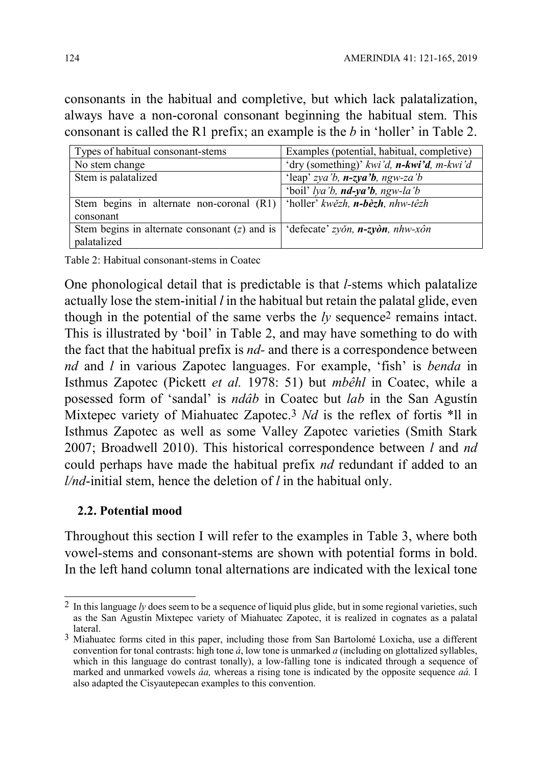consonants in the habitual and completive, but which lack palatalization, always have a non-coronal consonant beginning the habitual stem. This consonant is called the R1 prefix; an example is the *b* in 'holler' in Table 2.

| Types of habitual consonant-stems | Examples (potential, habitual, completive) |
|---|---|
| No stem change | 'dry (something)' *kwi'd, **n-kwi'd**, m-kwi'd* |
| Stem is palatalized | 'leap' *zya'b, **n-zya'b**, ngw-za'b* |
| | 'boil' *lya'b, **nd-ya'b**, ngw-la'b* |
| Stem begins in alternate non-coronal (R1) consonant | 'holler' *kwĕzh, **n-bèzh**, nhw-têzh* |
| Stem begins in alternate consonant (*z*) and is palatalized | 'defecate' *zyŏn, **n-zyòn**, nhw-xôn* |

Table 2: Habitual consonant-stems in Coatec

One phonological detail that is predictable is that *l*-stems which palatalize actually lose the stem-initial *l* in the habitual but retain the palatal glide, even though in the potential of the same verbs the *ly* sequence[2] remains intact. This is illustrated by 'boil' in Table 2, and may have something to do with the fact that the habitual prefix is *nd*- and there is a correspondence between *nd* and *l* in various Zapotec languages. For example, 'fish' is *benda* in Isthmus Zapotec (Pickett *et al.* 1978: 51) but *mbêhl* in Coatec, while a posessed form of 'sandal' is *ndâb* in Coatec but *lab* in the San Agustín Mixtepec variety of Miahuatec Zapotec.[3] *Nd* is the reflex of fortis \*ll in Isthmus Zapotec as well as some Valley Zapotec varieties (Smith Stark 2007; Broadwell 2010). This historical correspondence between *l* and *nd* could perhaps have made the habitual prefix *nd* redundant if added to an *l/nd*-initial stem, hence the deletion of *l* in the habitual only.

### 2.2. Potential mood

Throughout this section I will refer to the examples in Table 3, where both vowel-stems and consonant-stems are shown with potential forms in bold. In the left hand column tonal alternations are indicated with the lexical tone

---

[2] In this language *ly* does seem to be a sequence of liquid plus glide, but in some regional varieties, such as the San Agustín Mixtepec variety of Miahuatec Zapotec, it is realized in cognates as a palatal lateral.

[3] Miahuatec forms cited in this paper, including those from San Bartolomé Loxicha, use a different convention for tonal contrasts: high tone *á*, low tone is unmarked *a* (including on glottalized syllables, which in this language do contrast tonally), a low-falling tone is indicated through a sequence of marked and unmarked vowels *áa,* whereas a rising tone is indicated by the opposite sequence *aá.* I also adapted the Cisyautepecan examples to this convention.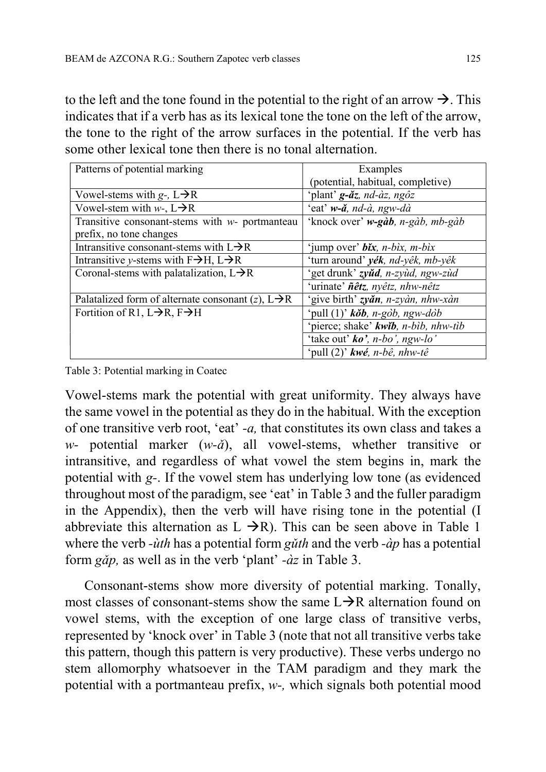to the left and the tone found in the potential to the right of an arrow →. This indicates that if a verb has as its lexical tone the tone on the left of the arrow, the tone to the right of the arrow surfaces in the potential. If the verb has some other lexical tone then there is no tonal alternation.

| Patterns of potential marking | Examples (potential, habitual, completive) |
|---|---|
| Vowel-stems with *g-*, L→R | 'plant' ***g-ǎz****, nd-àz, ngôz* |
| Vowel-stem with *w-*, L→R | 'eat' ***w-ǎ****, nd-à, ngw-dà* |
| Transitive consonant-stems with *w-* portmanteau prefix, no tone changes | 'knock over' ***w-gàb****, n-gàb, mb-gàb* |
| Intransitive consonant-stems with L→R | 'jump over' ***bǐx****, n-bìx, m-bìx* |
| Intransitive *y*-stems with F→H, L→R | 'turn around' ***yék****, nd-yêk, mb-yêk* |
| Coronal-stems with palatalization, L→R | 'get drunk' ***zyǔd****, n-zyùd, ngw-zùd* |
| | 'urinate' ***ñêtz****, nyêtz, nhw-nêtz* |
| Palatalized form of alternate consonant (*z*), L→R | 'give birth' ***zyǎn****, n-zyàn, nhw-xàn* |
| Fortition of R1, L→R, F→H | 'pull (1)' ***kǒb****, n-gòb, ngw-dòb* |
| | 'pierce; shake' ***kwǐb****, n-bìb, nhw-tìb* |
| | 'take out' ***ko'****, n-bo', ngw-lo'* |
| | 'pull (2)' ***kwé****, n-bê, nhw-tê* |

Table 3: Potential marking in Coatec

Vowel-stems mark the potential with great uniformity. They always have the same vowel in the potential as they do in the habitual. With the exception of one transitive verb root, 'eat' *-a,* that constitutes its own class and takes a *w-* potential marker (*w-ǎ*), all vowel-stems, whether transitive or intransitive, and regardless of what vowel the stem begins in, mark the potential with *g-*. If the vowel stem has underlying low tone (as evidenced throughout most of the paradigm, see 'eat' in Table 3 and the fuller paradigm in the Appendix), then the verb will have rising tone in the potential (I abbreviate this alternation as L →R). This can be seen above in Table 1 where the verb *-ùth* has a potential form *gǔth* and the verb *-àp* has a potential form *gǎp,* as well as in the verb 'plant' *-àz* in Table 3.

Consonant-stems show more diversity of potential marking. Tonally, most classes of consonant-stems show the same L→R alternation found on vowel stems, with the exception of one large class of transitive verbs, represented by 'knock over' in Table 3 (note that not all transitive verbs take this pattern, though this pattern is very productive). These verbs undergo no stem allomorphy whatsoever in the TAM paradigm and they mark the potential with a portmanteau prefix, *w-,* which signals both potential mood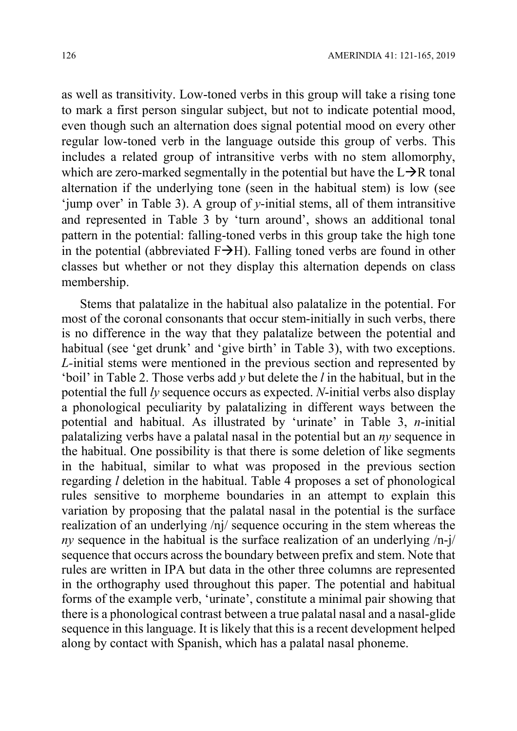as well as transitivity. Low-toned verbs in this group will take a rising tone to mark a first person singular subject, but not to indicate potential mood, even though such an alternation does signal potential mood on every other regular low-toned verb in the language outside this group of verbs. This includes a related group of intransitive verbs with no stem allomorphy, which are zero-marked segmentally in the potential but have the L→R tonal alternation if the underlying tone (seen in the habitual stem) is low (see 'jump over' in Table 3). A group of *y*-initial stems, all of them intransitive and represented in Table 3 by 'turn around', shows an additional tonal pattern in the potential: falling-toned verbs in this group take the high tone in the potential (abbreviated F→H). Falling toned verbs are found in other classes but whether or not they display this alternation depends on class membership.

Stems that palatalize in the habitual also palatalize in the potential. For most of the coronal consonants that occur stem-initially in such verbs, there is no difference in the way that they palatalize between the potential and habitual (see 'get drunk' and 'give birth' in Table 3), with two exceptions. *L*-initial stems were mentioned in the previous section and represented by 'boil' in Table 2. Those verbs add *y* but delete the *l* in the habitual, but in the potential the full *ly* sequence occurs as expected. *N*-initial verbs also display a phonological peculiarity by palatalizing in different ways between the potential and habitual. As illustrated by 'urinate' in Table 3, *n*-initial palatalizing verbs have a palatal nasal in the potential but an *ny* sequence in the habitual. One possibility is that there is some deletion of like segments in the habitual, similar to what was proposed in the previous section regarding *l* deletion in the habitual. Table 4 proposes a set of phonological rules sensitive to morpheme boundaries in an attempt to explain this variation by proposing that the palatal nasal in the potential is the surface realization of an underlying /nj/ sequence occuring in the stem whereas the *ny* sequence in the habitual is the surface realization of an underlying /n-j/ sequence that occurs across the boundary between prefix and stem. Note that rules are written in IPA but data in the other three columns are represented in the orthography used throughout this paper. The potential and habitual forms of the example verb, 'urinate', constitute a minimal pair showing that there is a phonological contrast between a true palatal nasal and a nasal-glide sequence in this language. It is likely that this is a recent development helped along by contact with Spanish, which has a palatal nasal phoneme.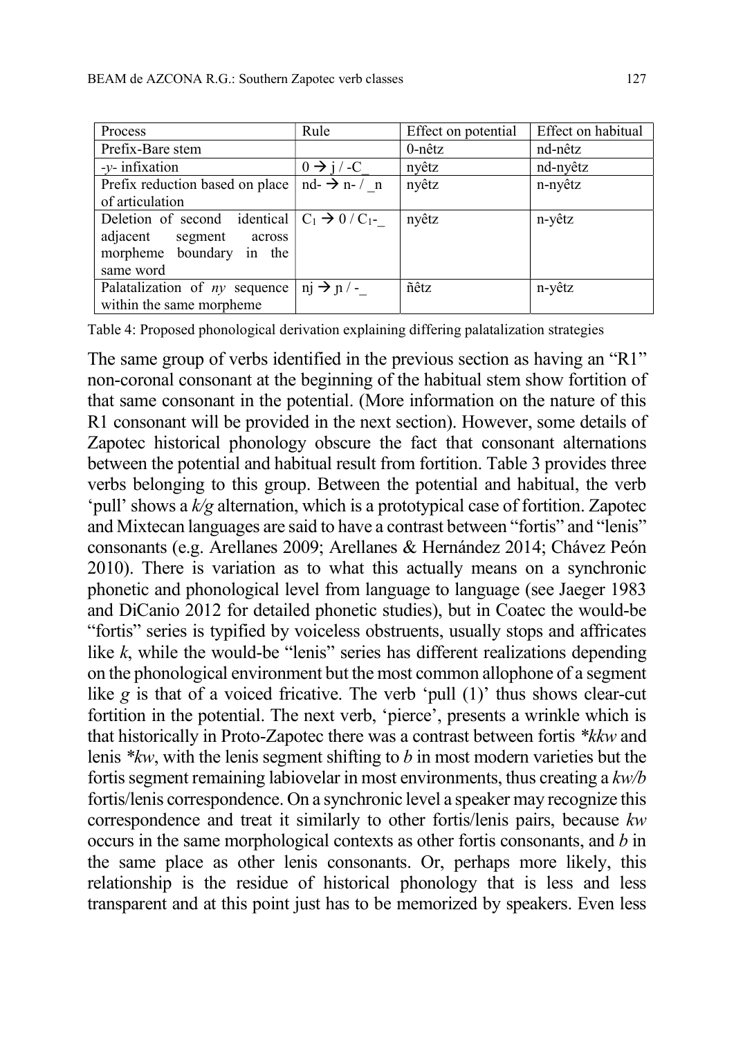| Process | Rule | Effect on potential | Effect on habitual |
|---|---|---|---|
| Prefix-Bare stem | | 0-nêtz | nd-nêtz |
| -*y*- infixation | $0 \rightarrow j$ / -C_ | nyêtz | nd-nyêtz |
| Prefix reduction based on place of articulation | nd- $\rightarrow$ n- / _n | nyêtz | n-nyêtz |
| Deletion of second identical adjacent segment across morpheme boundary in the same word | $C_1 \rightarrow 0$ / $C_1$-_ | nyêtz | n-yêtz |
| Palatalization of *ny* sequence within the same morpheme | nj $\rightarrow$ ɲ / -_ | ñêtz | n-yêtz |

Table 4: Proposed phonological derivation explaining differing palatalization strategies

The same group of verbs identified in the previous section as having an "R1" non-coronal consonant at the beginning of the habitual stem show fortition of that same consonant in the potential. (More information on the nature of this R1 consonant will be provided in the next section). However, some details of Zapotec historical phonology obscure the fact that consonant alternations between the potential and habitual result from fortition. Table 3 provides three verbs belonging to this group. Between the potential and habitual, the verb 'pull' shows a *k/g* alternation, which is a prototypical case of fortition. Zapotec and Mixtecan languages are said to have a contrast between "fortis" and "lenis" consonants (e.g. Arellanes 2009; Arellanes & Hernández 2014; Chávez Peón 2010). There is variation as to what this actually means on a synchronic phonetic and phonological level from language to language (see Jaeger 1983 and DiCanio 2012 for detailed phonetic studies), but in Coatec the would-be "fortis" series is typified by voiceless obstruents, usually stops and affricates like *k*, while the would-be "lenis" series has different realizations depending on the phonological environment but the most common allophone of a segment like *g* is that of a voiced fricative. The verb 'pull (1)' thus shows clear-cut fortition in the potential. The next verb, 'pierce', presents a wrinkle which is that historically in Proto-Zapotec there was a contrast between fortis *\*kkw* and lenis *\*kw*, with the lenis segment shifting to *b* in most modern varieties but the fortis segment remaining labiovelar in most environments, thus creating a *kw/b* fortis/lenis correspondence. On a synchronic level a speaker may recognize this correspondence and treat it similarly to other fortis/lenis pairs, because *kw* occurs in the same morphological contexts as other fortis consonants, and *b* in the same place as other lenis consonants. Or, perhaps more likely, this relationship is the residue of historical phonology that is less and less transparent and at this point just has to be memorized by speakers. Even less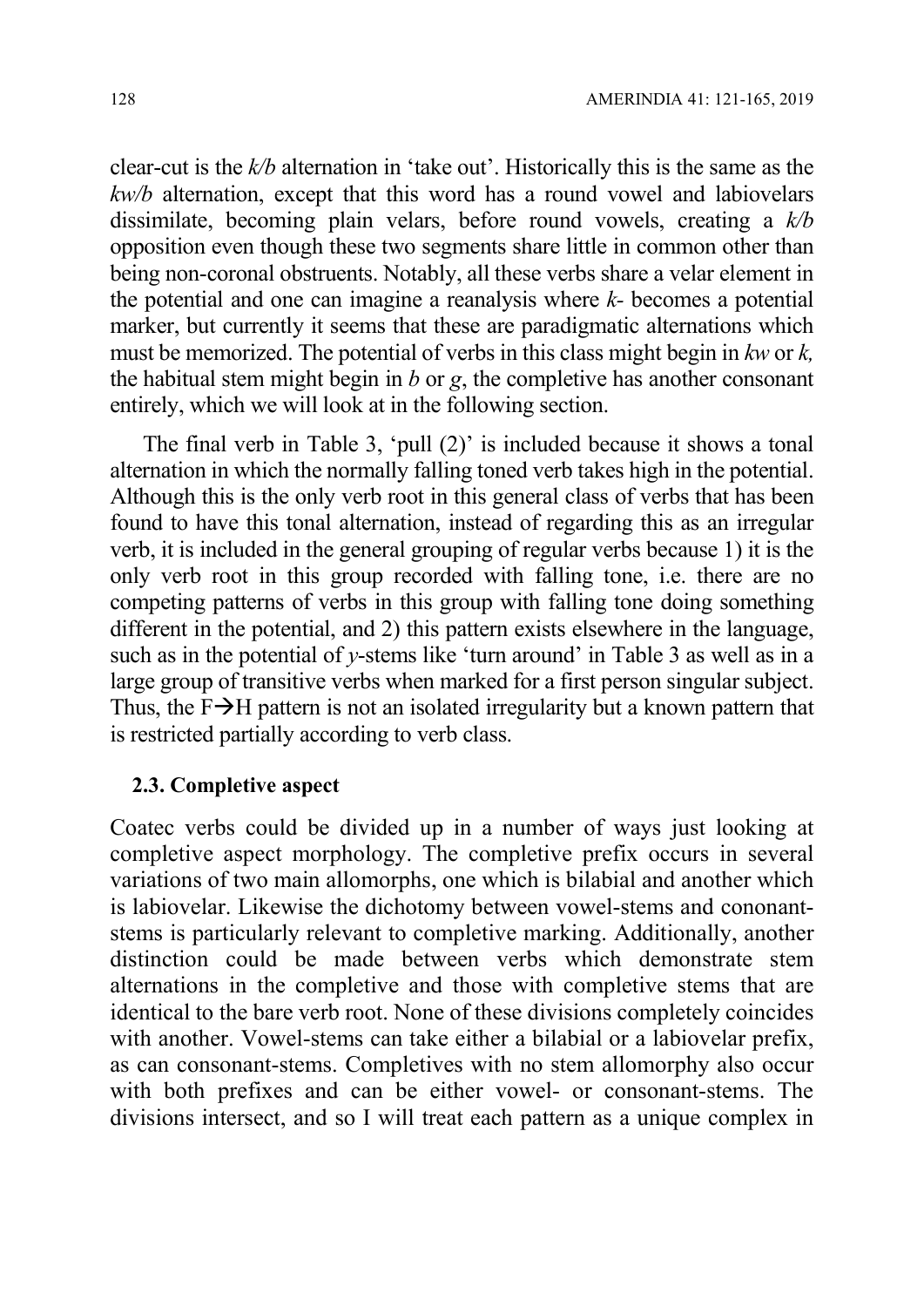clear-cut is the *k/b* alternation in 'take out'. Historically this is the same as the *kw/b* alternation, except that this word has a round vowel and labiovelars dissimilate, becoming plain velars, before round vowels, creating a *k/b* opposition even though these two segments share little in common other than being non-coronal obstruents. Notably, all these verbs share a velar element in the potential and one can imagine a reanalysis where *k-* becomes a potential marker, but currently it seems that these are paradigmatic alternations which must be memorized. The potential of verbs in this class might begin in *kw* or *k,* the habitual stem might begin in *b* or *g*, the completive has another consonant entirely, which we will look at in the following section.

The final verb in Table 3, 'pull (2)' is included because it shows a tonal alternation in which the normally falling toned verb takes high in the potential. Although this is the only verb root in this general class of verbs that has been found to have this tonal alternation, instead of regarding this as an irregular verb, it is included in the general grouping of regular verbs because 1) it is the only verb root in this group recorded with falling tone, i.e. there are no competing patterns of verbs in this group with falling tone doing something different in the potential, and 2) this pattern exists elsewhere in the language, such as in the potential of *y*-stems like 'turn around' in Table 3 as well as in a large group of transitive verbs when marked for a first person singular subject. Thus, the F→H pattern is not an isolated irregularity but a known pattern that is restricted partially according to verb class.

### 2.3. Completive aspect

Coatec verbs could be divided up in a number of ways just looking at completive aspect morphology. The completive prefix occurs in several variations of two main allomorphs, one which is bilabial and another which is labiovelar. Likewise the dichotomy between vowel-stems and cononant-stems is particularly relevant to completive marking. Additionally, another distinction could be made between verbs which demonstrate stem alternations in the completive and those with completive stems that are identical to the bare verb root. None of these divisions completely coincides with another. Vowel-stems can take either a bilabial or a labiovelar prefix, as can consonant-stems. Completives with no stem allomorphy also occur with both prefixes and can be either vowel- or consonant-stems. The divisions intersect, and so I will treat each pattern as a unique complex in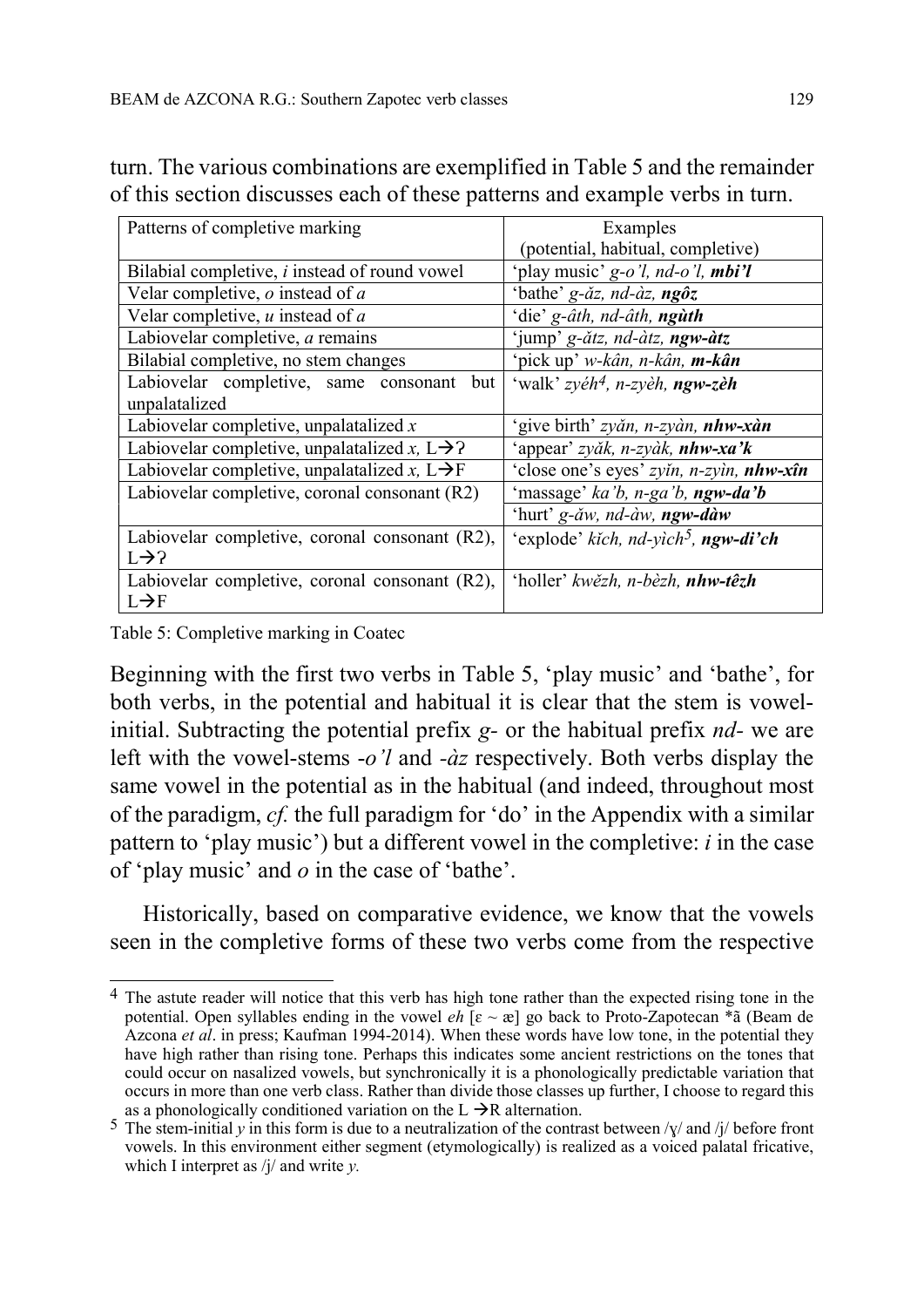turn. The various combinations are exemplified in Table 5 and the remainder of this section discusses each of these patterns and example verbs in turn.

| Patterns of completive marking | Examples (potential, habitual, completive) |
|---|---|
| Bilabial completive, *i* instead of round vowel | 'play music' *g-o'l, nd-o'l,* ***mbi'l*** |
| Velar completive, *o* instead of *a* | 'bathe' *g-ăz, nd-àz,* ***ngôz*** |
| Velar completive, *u* instead of *a* | 'die' *g-âth, nd-âth,* ***ngùth*** |
| Labiovelar completive, *a* remains | 'jump' *g-ătz, nd-àtz,* ***ngw-àtz*** |
| Bilabial completive, no stem changes | 'pick up' *w-kân, n-kân,* ***m-kân*** |
| Labiovelar completive, same consonant but unpalatalized | 'walk' *zyéh*[4], *n-zyèh,* ***ngw-zèh*** |
| Labiovelar completive, unpalatalized *x* | 'give birth' *zyăn, n-zyàn,* ***nhw-xàn*** |
| Labiovelar completive, unpalatalized *x,* L→ʔ | 'appear' *zyăk, n-zyàk,* ***nhw-xa'k*** |
| Labiovelar completive, unpalatalized *x,* L→F | 'close one's eyes' *zyìn, n-zyìn,* ***nhw-xîn*** |
| Labiovelar completive, coronal consonant (R2) | 'massage' *ka'b, n-ga'b,* ***ngw-da'b*** |
| | 'hurt' *g-ăw, nd-àw,* ***ngw-dàw*** |
| Labiovelar completive, coronal consonant (R2), L→ʔ | 'explode' *kĭch, nd-yìch*[5], ***ngw-di'ch*** |
| Labiovelar completive, coronal consonant (R2), L→F | 'holler' *kwĕzh, n-bèzh,* ***nhw-têzh*** |

Table 5: Completive marking in Coatec

Beginning with the first two verbs in Table 5, 'play music' and 'bathe', for both verbs, in the potential and habitual it is clear that the stem is vowel-initial. Subtracting the potential prefix *g-* or the habitual prefix *nd-* we are left with the vowel-stems *-o'l* and *-àz* respectively. Both verbs display the same vowel in the potential as in the habitual (and indeed, throughout most of the paradigm, *cf.* the full paradigm for 'do' in the Appendix with a similar pattern to 'play music') but a different vowel in the completive: *i* in the case of 'play music' and *o* in the case of 'bathe'.

Historically, based on comparative evidence, we know that the vowels seen in the completive forms of these two verbs come from the respective

---

[4] The astute reader will notice that this verb has high tone rather than the expected rising tone in the potential. Open syllables ending in the vowel *eh* [ɛ ~ æ] go back to Proto-Zapotecan *ã (Beam de Azcona *et al*. in press; Kaufman 1994-2014). When these words have low tone, in the potential they have high rather than rising tone. Perhaps this indicates some ancient restrictions on the tones that could occur on nasalized vowels, but synchronically it is a phonologically predictable variation that occurs in more than one verb class. Rather than divide those classes up further, I choose to regard this as a phonologically conditioned variation on the L →R alternation.

[5] The stem-initial *y* in this form is due to a neutralization of the contrast between /ɣ/ and /j/ before front vowels. In this environment either segment (etymologically) is realized as a voiced palatal fricative, which I interpret as /j/ and write *y.*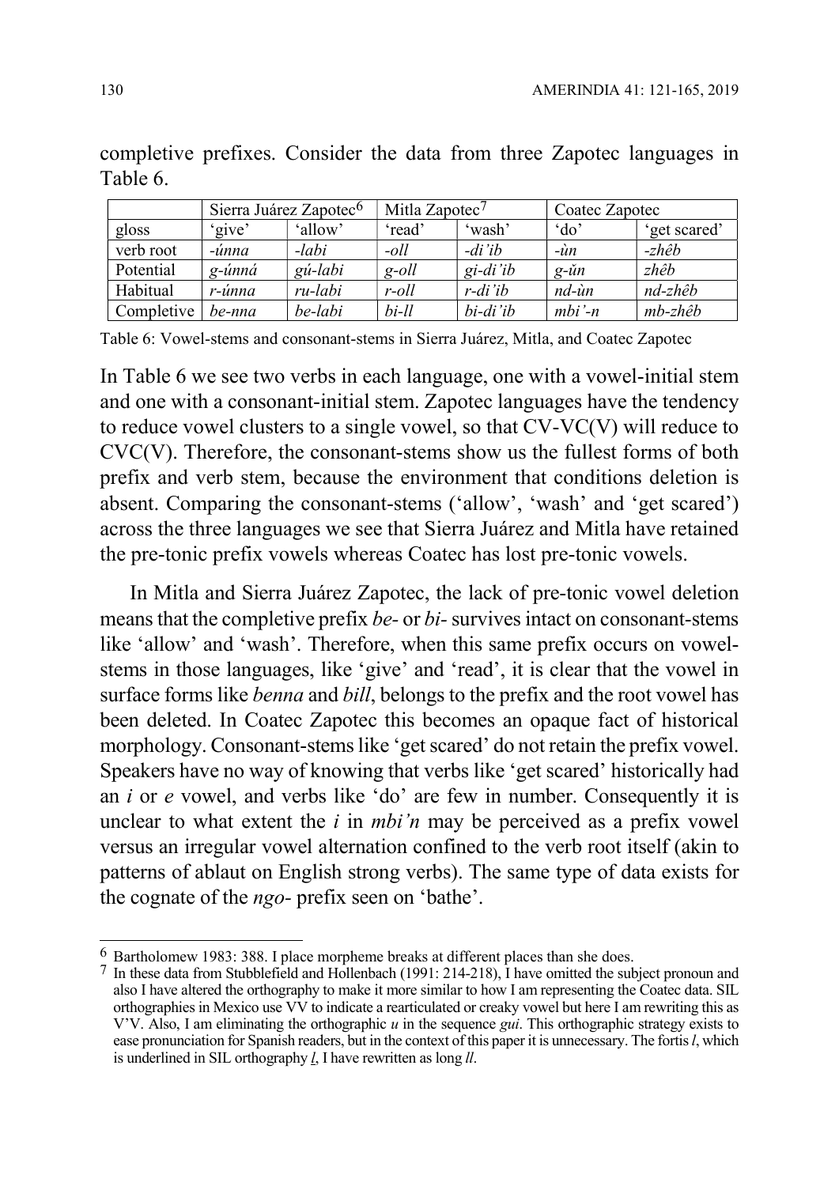completive prefixes. Consider the data from three Zapotec languages in Table 6.

| | Sierra Juárez Zapotec[6] | | Mitla Zapotec[7] | | Coatec Zapotec | |
|---|---|---|---|---|---|---|
| gloss | 'give' | 'allow' | 'read' | 'wash' | 'do' | 'get scared' |
| verb root | *-únna* | *-labi* | *-oll* | *-di'ib* | *-ùn* | *-zhêb* |
| Potential | *g-únná* | *gú-labi* | *g-oll* | *gi-di'ib* | *g-ŭn* | *zhêb* |
| Habitual | *r-únna* | *ru-labi* | *r-oll* | *r-di'ib* | *nd-ùn* | *nd-zhêb* |
| Completive | *be-nna* | *be-labi* | *bi-ll* | *bi-di'ib* | *mbi'-n* | *mb-zhêb* |

Table 6: Vowel-stems and consonant-stems in Sierra Juárez, Mitla, and Coatec Zapotec

In Table 6 we see two verbs in each language, one with a vowel-initial stem and one with a consonant-initial stem. Zapotec languages have the tendency to reduce vowel clusters to a single vowel, so that CV-VC(V) will reduce to CVC(V). Therefore, the consonant-stems show us the fullest forms of both prefix and verb stem, because the environment that conditions deletion is absent. Comparing the consonant-stems ('allow', 'wash' and 'get scared') across the three languages we see that Sierra Juárez and Mitla have retained the pre-tonic prefix vowels whereas Coatec has lost pre-tonic vowels.

In Mitla and Sierra Juárez Zapotec, the lack of pre-tonic vowel deletion means that the completive prefix *be-* or *bi-* survives intact on consonant-stems like 'allow' and 'wash'. Therefore, when this same prefix occurs on vowel-stems in those languages, like 'give' and 'read', it is clear that the vowel in surface forms like *benna* and *bill*, belongs to the prefix and the root vowel has been deleted. In Coatec Zapotec this becomes an opaque fact of historical morphology. Consonant-stems like 'get scared' do not retain the prefix vowel. Speakers have no way of knowing that verbs like 'get scared' historically had an *i* or *e* vowel, and verbs like 'do' are few in number. Consequently it is unclear to what extent the *i* in *mbi'n* may be perceived as a prefix vowel versus an irregular vowel alternation confined to the verb root itself (akin to patterns of ablaut on English strong verbs). The same type of data exists for the cognate of the *ngo-* prefix seen on 'bathe'.

---

[6] Bartholomew 1983: 388. I place morpheme breaks at different places than she does.

[7] In these data from Stubblefield and Hollenbach (1991: 214-218), I have omitted the subject pronoun and also I have altered the orthography to make it more similar to how I am representing the Coatec data. SIL orthographies in Mexico use VV to indicate a rearticulated or creaky vowel but here I am rewriting this as V'V. Also, I am eliminating the orthographic *u* in the sequence *gui*. This orthographic strategy exists to ease pronunciation for Spanish readers, but in the context of this paper it is unnecessary. The fortis *l*, which is underlined in SIL orthography <u>*l*</u>, I have rewritten as long *ll*.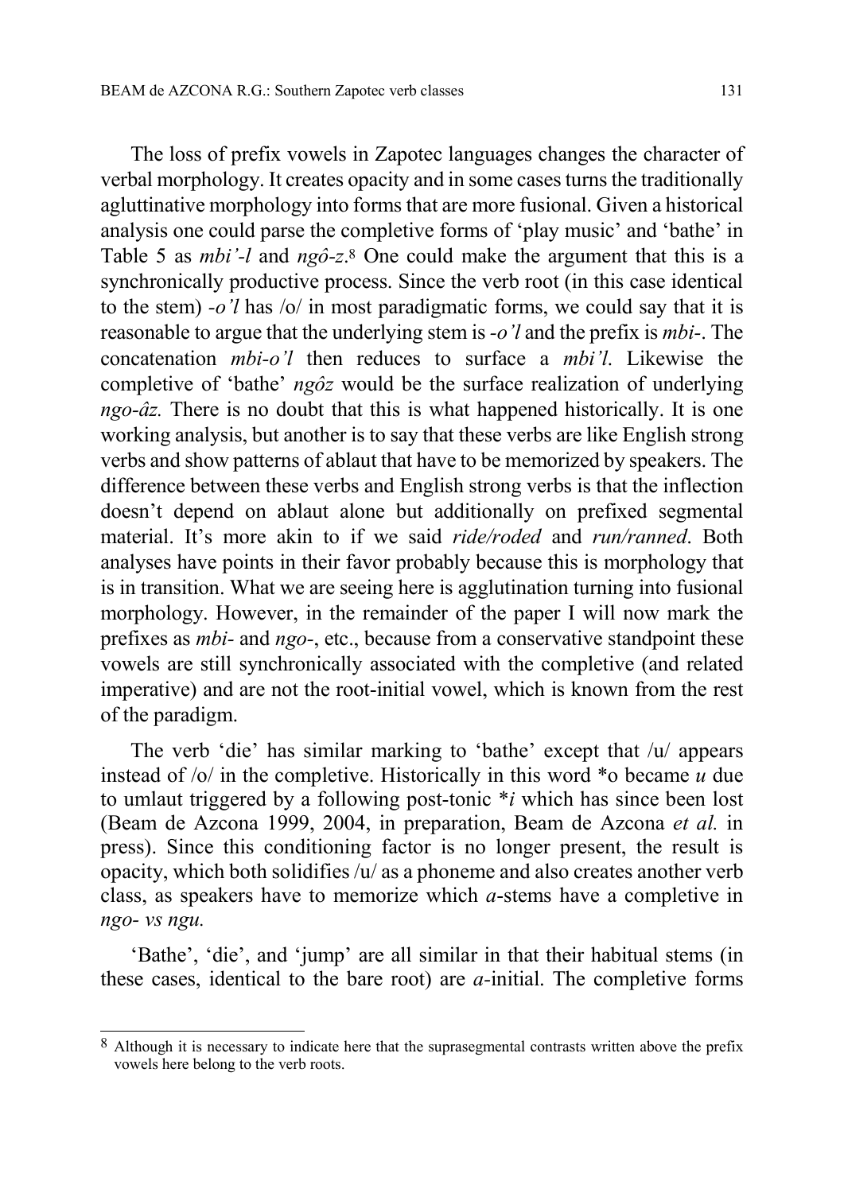The loss of prefix vowels in Zapotec languages changes the character of verbal morphology. It creates opacity and in some cases turns the traditionally agluttinative morphology into forms that are more fusional. Given a historical analysis one could parse the completive forms of 'play music' and 'bathe' in Table 5 as *mbi'-l* and *ngô-z*.[8] One could make the argument that this is a synchronically productive process. Since the verb root (in this case identical to the stem) *-o'l* has /o/ in most paradigmatic forms, we could say that it is reasonable to argue that the underlying stem is *-o'l* and the prefix is *mbi-*. The concatenation *mbi-o'l* then reduces to surface a *mbi'l*. Likewise the completive of 'bathe' *ngôz* would be the surface realization of underlying *ngo-âz.* There is no doubt that this is what happened historically. It is one working analysis, but another is to say that these verbs are like English strong verbs and show patterns of ablaut that have to be memorized by speakers. The difference between these verbs and English strong verbs is that the inflection doesn't depend on ablaut alone but additionally on prefixed segmental material. It's more akin to if we said *ride/roded* and *run/ranned*. Both analyses have points in their favor probably because this is morphology that is in transition. What we are seeing here is agglutination turning into fusional morphology. However, in the remainder of the paper I will now mark the prefixes as *mbi-* and *ngo-*, etc., because from a conservative standpoint these vowels are still synchronically associated with the completive (and related imperative) and are not the root-initial vowel, which is known from the rest of the paradigm.

The verb 'die' has similar marking to 'bathe' except that /u/ appears instead of /o/ in the completive. Historically in this word *o became *u* due to umlaut triggered by a following post-tonic *\*i* which has since been lost (Beam de Azcona 1999, 2004, in preparation, Beam de Azcona *et al.* in press). Since this conditioning factor is no longer present, the result is opacity, which both solidifies /u/ as a phoneme and also creates another verb class, as speakers have to memorize which *a*-stems have a completive in *ngo- vs ngu.*

'Bathe', 'die', and 'jump' are all similar in that their habitual stems (in these cases, identical to the bare root) are *a*-initial. The completive forms

---

[8] Although it is necessary to indicate here that the suprasegmental contrasts written above the prefix vowels here belong to the verb roots.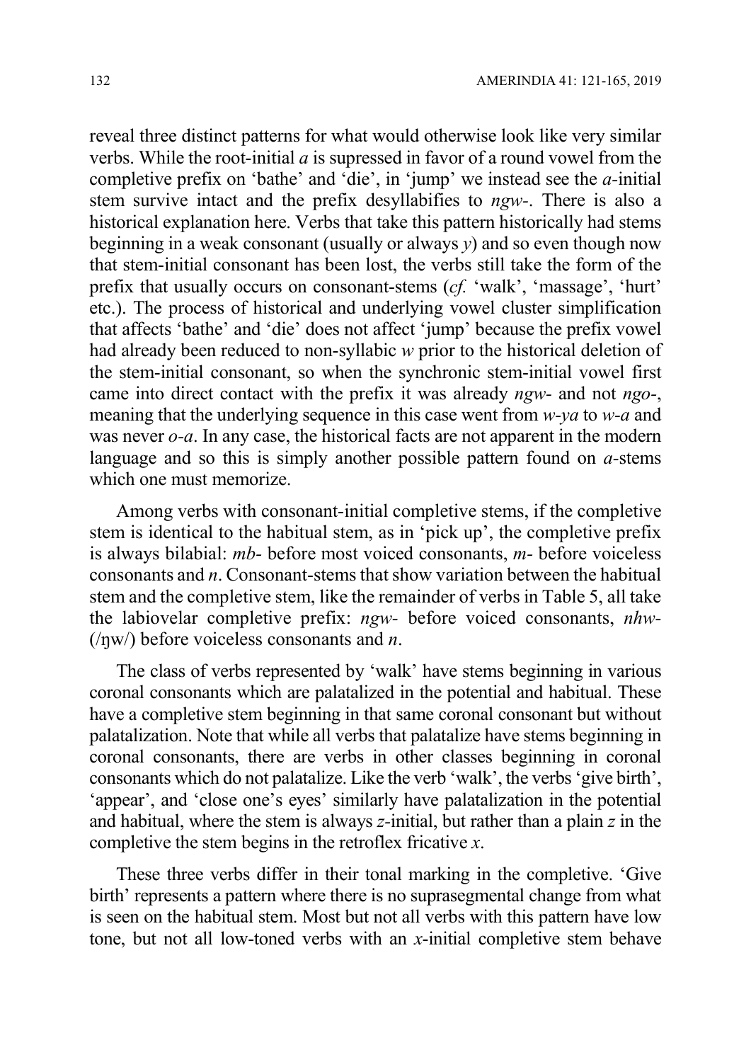reveal three distinct patterns for what would otherwise look like very similar verbs. While the root-initial *a* is supressed in favor of a round vowel from the completive prefix on 'bathe' and 'die', in 'jump' we instead see the *a*-initial stem survive intact and the prefix desyllabifies to *ngw-*. There is also a historical explanation here. Verbs that take this pattern historically had stems beginning in a weak consonant (usually or always *y*) and so even though now that stem-initial consonant has been lost, the verbs still take the form of the prefix that usually occurs on consonant-stems (*cf.* 'walk', 'massage', 'hurt' etc.). The process of historical and underlying vowel cluster simplification that affects 'bathe' and 'die' does not affect 'jump' because the prefix vowel had already been reduced to non-syllabic *w* prior to the historical deletion of the stem-initial consonant, so when the synchronic stem-initial vowel first came into direct contact with the prefix it was already *ngw-* and not *ngo-*, meaning that the underlying sequence in this case went from *w-ya* to *w-a* and was never *o-a*. In any case, the historical facts are not apparent in the modern language and so this is simply another possible pattern found on *a*-stems which one must memorize.

Among verbs with consonant-initial completive stems, if the completive stem is identical to the habitual stem, as in 'pick up', the completive prefix is always bilabial: *mb-* before most voiced consonants, *m-* before voiceless consonants and *n*. Consonant-stems that show variation between the habitual stem and the completive stem, like the remainder of verbs in Table 5, all take the labiovelar completive prefix: *ngw-* before voiced consonants, *nhw-* (/ŋ̊w/) before voiceless consonants and *n*.

The class of verbs represented by 'walk' have stems beginning in various coronal consonants which are palatalized in the potential and habitual. These have a completive stem beginning in that same coronal consonant but without palatalization. Note that while all verbs that palatalize have stems beginning in coronal consonants, there are verbs in other classes beginning in coronal consonants which do not palatalize. Like the verb 'walk', the verbs 'give birth', 'appear', and 'close one's eyes' similarly have palatalization in the potential and habitual, where the stem is always *z*-initial, but rather than a plain *z* in the completive the stem begins in the retroflex fricative *x*.

These three verbs differ in their tonal marking in the completive. 'Give birth' represents a pattern where there is no suprasegmental change from what is seen on the habitual stem. Most but not all verbs with this pattern have low tone, but not all low-toned verbs with an *x*-initial completive stem behave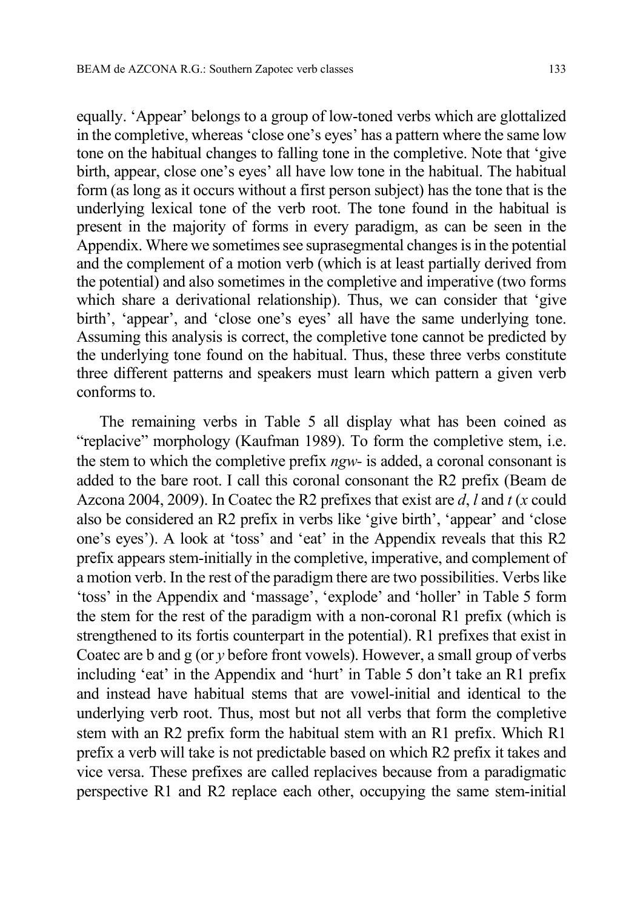equally. ‘Appear’ belongs to a group of low-toned verbs which are glottalized in the completive, whereas ‘close one’s eyes’ has a pattern where the same low tone on the habitual changes to falling tone in the completive. Note that ‘give birth, appear, close one’s eyes’ all have low tone in the habitual. The habitual form (as long as it occurs without a first person subject) has the tone that is the underlying lexical tone of the verb root. The tone found in the habitual is present in the majority of forms in every paradigm, as can be seen in the Appendix. Where we sometimes see suprasegmental changes is in the potential and the complement of a motion verb (which is at least partially derived from the potential) and also sometimes in the completive and imperative (two forms which share a derivational relationship). Thus, we can consider that ‘give birth’, ‘appear’, and ‘close one’s eyes’ all have the same underlying tone. Assuming this analysis is correct, the completive tone cannot be predicted by the underlying tone found on the habitual. Thus, these three verbs constitute three different patterns and speakers must learn which pattern a given verb conforms to.

The remaining verbs in Table 5 all display what has been coined as “replacive” morphology (Kaufman 1989). To form the completive stem, i.e. the stem to which the completive prefix *ngw-* is added, a coronal consonant is added to the bare root. I call this coronal consonant the R2 prefix (Beam de Azcona 2004, 2009). In Coatec the R2 prefixes that exist are *d*, *l* and *t* (*x* could also be considered an R2 prefix in verbs like ‘give birth’, ‘appear’ and ‘close one’s eyes’). A look at ‘toss’ and ‘eat’ in the Appendix reveals that this R2 prefix appears stem-initially in the completive, imperative, and complement of a motion verb. In the rest of the paradigm there are two possibilities. Verbs like ‘toss’ in the Appendix and ‘massage’, ‘explode’ and ‘holler’ in Table 5 form the stem for the rest of the paradigm with a non-coronal R1 prefix (which is strengthened to its fortis counterpart in the potential). R1 prefixes that exist in Coatec are b and g (or *y* before front vowels). However, a small group of verbs including ‘eat’ in the Appendix and ‘hurt’ in Table 5 don’t take an R1 prefix and instead have habitual stems that are vowel-initial and identical to the underlying verb root. Thus, most but not all verbs that form the completive stem with an R2 prefix form the habitual stem with an R1 prefix. Which R1 prefix a verb will take is not predictable based on which R2 prefix it takes and vice versa. These prefixes are called replacives because from a paradigmatic perspective R1 and R2 replace each other, occupying the same stem-initial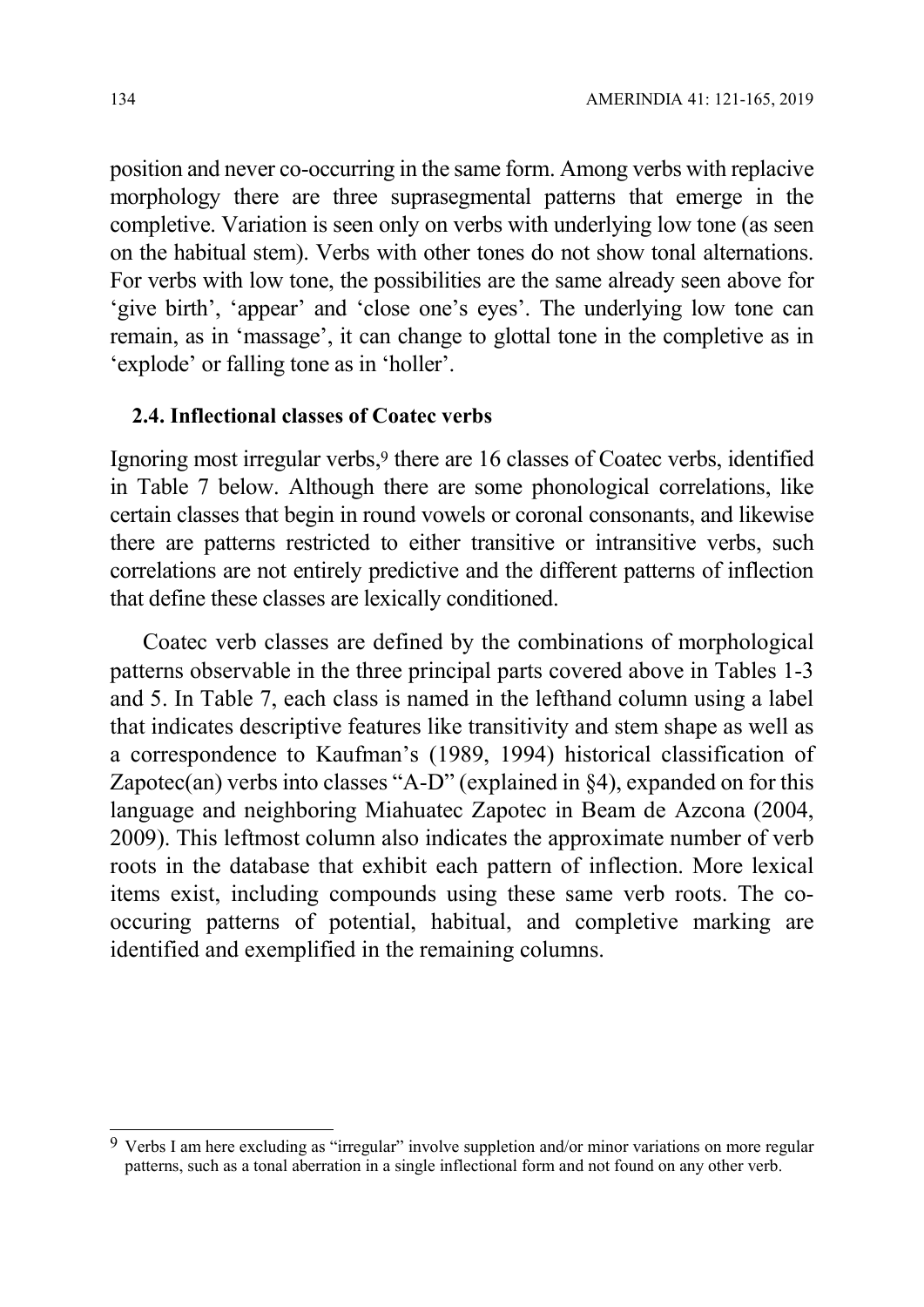position and never co-occurring in the same form. Among verbs with replacive morphology there are three suprasegmental patterns that emerge in the completive. Variation is seen only on verbs with underlying low tone (as seen on the habitual stem). Verbs with other tones do not show tonal alternations. For verbs with low tone, the possibilities are the same already seen above for 'give birth', 'appear' and 'close one's eyes'. The underlying low tone can remain, as in 'massage', it can change to glottal tone in the completive as in 'explode' or falling tone as in 'holler'.

### 2.4. Inflectional classes of Coatec verbs

Ignoring most irregular verbs,[9] there are 16 classes of Coatec verbs, identified in Table 7 below. Although there are some phonological correlations, like certain classes that begin in round vowels or coronal consonants, and likewise there are patterns restricted to either transitive or intransitive verbs, such correlations are not entirely predictive and the different patterns of inflection that define these classes are lexically conditioned.

Coatec verb classes are defined by the combinations of morphological patterns observable in the three principal parts covered above in Tables 1-3 and 5. In Table 7, each class is named in the lefthand column using a label that indicates descriptive features like transitivity and stem shape as well as a correspondence to Kaufman's (1989, 1994) historical classification of Zapotec(an) verbs into classes "A-D" (explained in §4), expanded on for this language and neighboring Miahuatec Zapotec in Beam de Azcona (2004, 2009). This leftmost column also indicates the approximate number of verb roots in the database that exhibit each pattern of inflection. More lexical items exist, including compounds using these same verb roots. The co-occuring patterns of potential, habitual, and completive marking are identified and exemplified in the remaining columns.

---

[9] Verbs I am here excluding as "irregular" involve suppletion and/or minor variations on more regular patterns, such as a tonal aberration in a single inflectional form and not found on any other verb.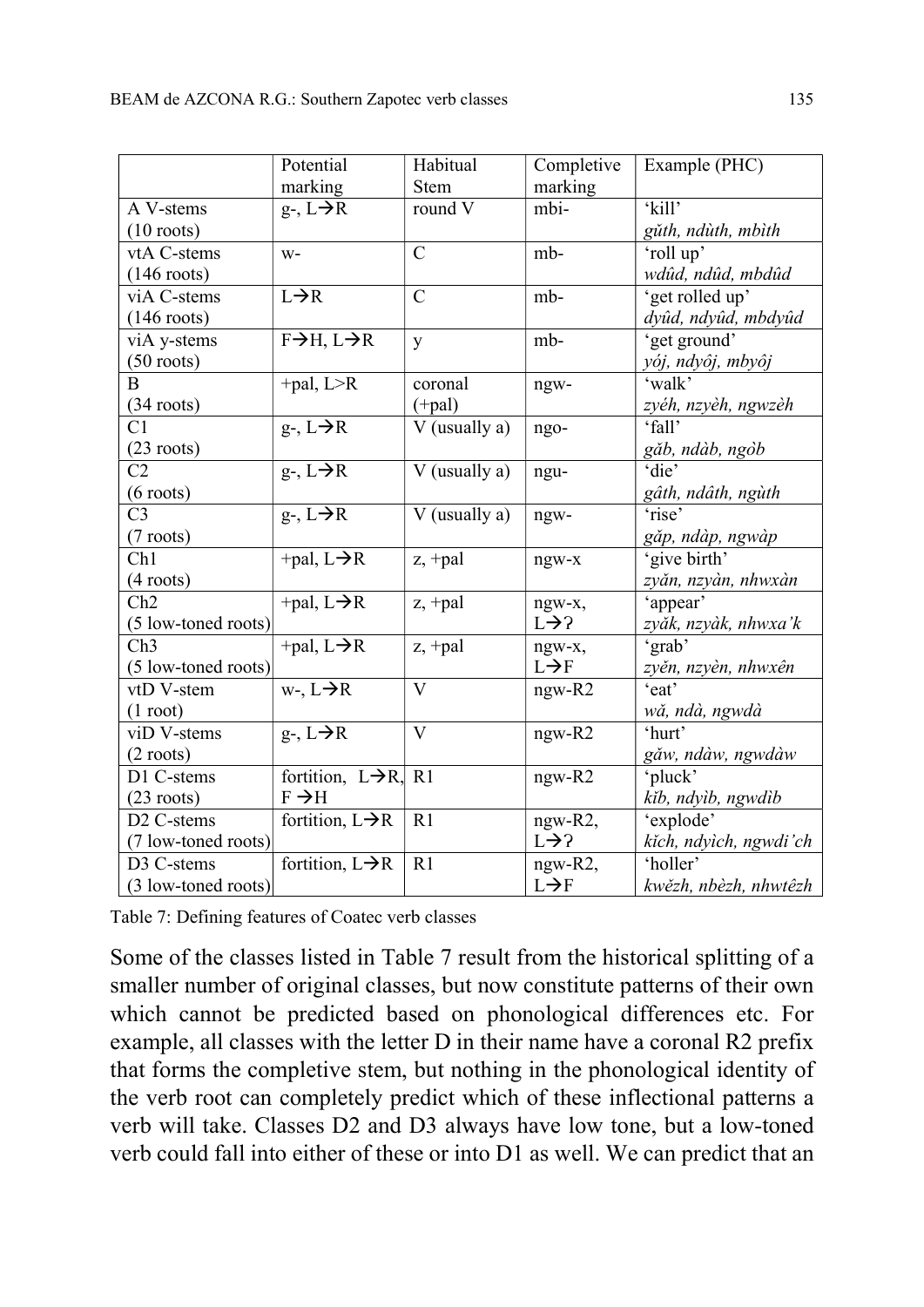|  | Potential marking | Habitual Stem | Completive marking | Example (PHC) |
|---|---|---|---|---|
| A V-stems (10 roots) | g-, L→R | round V | mbi- | 'kill' *gǔth, ndùth, mbìth* |
| vtA C-stems (146 roots) | w- | C | mb- | 'roll up' *wdûd, ndûd, mbdûd* |
| viA C-stems (146 roots) | L→R | C | mb- | 'get rolled up' *dyûd, ndyûd, mbdyûd* |
| viA y-stems (50 roots) | F→H, L→R | y | mb- | 'get ground' *yój, ndyôj, mbyôj* |
| B (34 roots) | +pal, L>R | coronal (+pal) | ngw- | 'walk' *zyéh, nzyèh, ngwzèh* |
| C1 (23 roots) | g-, L→R | V (usually a) | ngo- | 'fall' *gǎb, ndàb, ngòb* |
| C2 (6 roots) | g-, L→R | V (usually a) | ngu- | 'die' *gâth, ndâth, ngùth* |
| C3 (7 roots) | g-, L→R | V (usually a) | ngw- | 'rise' *gǎp, ndàp, ngwàp* |
| Ch1 (4 roots) | +pal, L→R | z, +pal | ngw-x | 'give birth' *zyǎn, nzyàn, nhwxàn* |
| Ch2 (5 low-toned roots) | +pal, L→R | z, +pal | ngw-x, L→ʔ | 'appear' *zyǎk, nzyàk, nhwxa'k* |
| Ch3 (5 low-toned roots) | +pal, L→R | z, +pal | ngw-x, L→F | 'grab' *zyěn, nzyèn, nhwxên* |
| vtD V-stem (1 root) | w-, L→R | V | ngw-R2 | 'eat' *wǎ, ndà, ngwdà* |
| viD V-stems (2 roots) | g-, L→R | V | ngw-R2 | 'hurt' *gǎw, ndàw, ngwdàw* |
| D1 C-stems (23 roots) | fortition, L→R, F →H | R1 | ngw-R2 | 'pluck' *kǐb, ndyìb, ngwdìb* |
| D2 C-stems (7 low-toned roots) | fortition, L→R | R1 | ngw-R2, L→ʔ | 'explode' *kǐch, ndyìch, ngwdi'ch* |
| D3 C-stems (3 low-toned roots) | fortition, L→R | R1 | ngw-R2, L→F | 'holler' *kwězh, nbèzh, nhwtêzh* |

Table 7: Defining features of Coatec verb classes

Some of the classes listed in Table 7 result from the historical splitting of a smaller number of original classes, but now constitute patterns of their own which cannot be predicted based on phonological differences etc. For example, all classes with the letter D in their name have a coronal R2 prefix that forms the completive stem, but nothing in the phonological identity of the verb root can completely predict which of these inflectional patterns a verb will take. Classes D2 and D3 always have low tone, but a low-toned verb could fall into either of these or into D1 as well. We can predict that an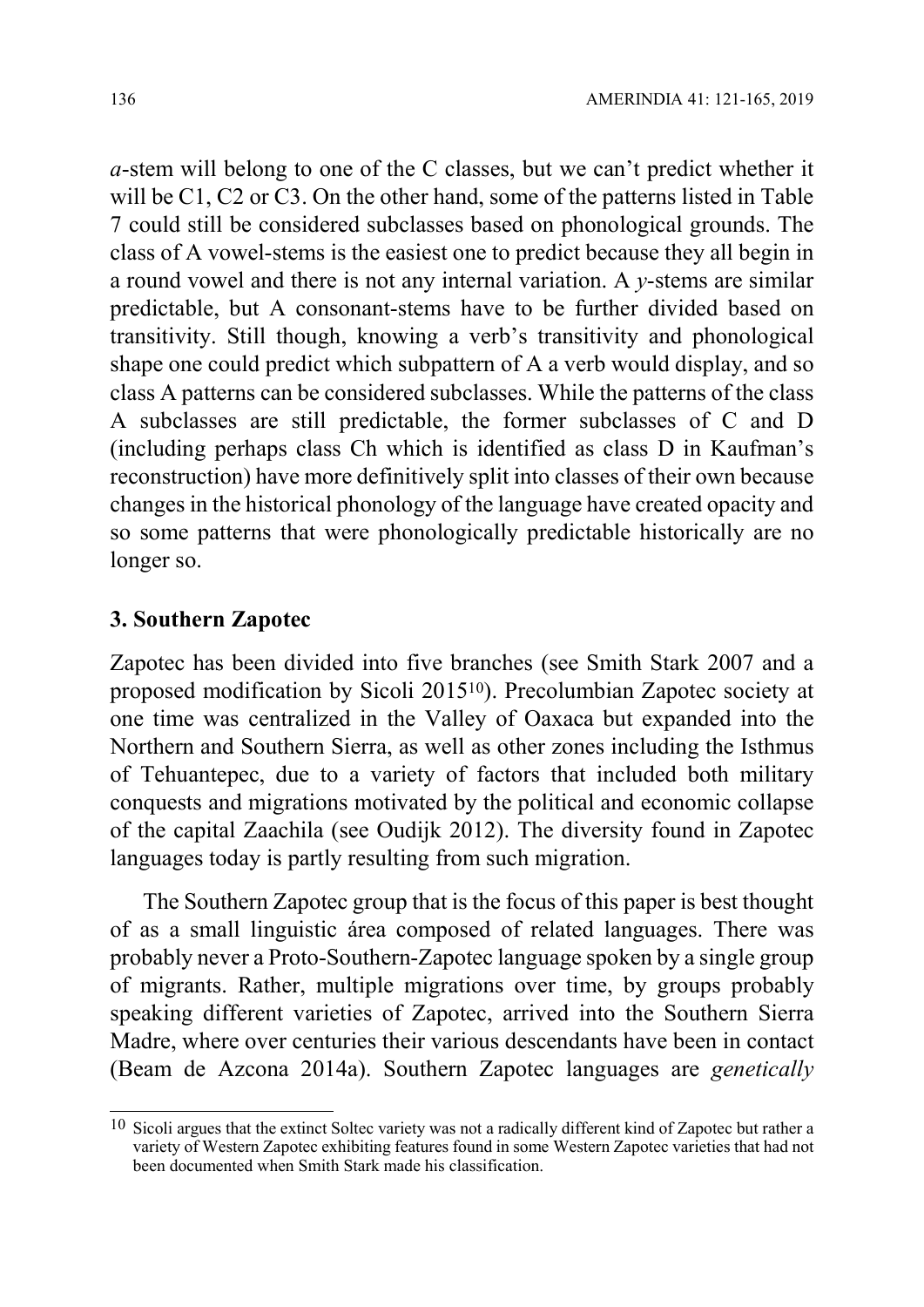*a*-stem will belong to one of the C classes, but we can't predict whether it will be C1, C2 or C3. On the other hand, some of the patterns listed in Table 7 could still be considered subclasses based on phonological grounds. The class of A vowel-stems is the easiest one to predict because they all begin in a round vowel and there is not any internal variation. A *y*-stems are similar predictable, but A consonant-stems have to be further divided based on transitivity. Still though, knowing a verb's transitivity and phonological shape one could predict which subpattern of A a verb would display, and so class A patterns can be considered subclasses. While the patterns of the class A subclasses are still predictable, the former subclasses of C and D (including perhaps class Ch which is identified as class D in Kaufman's reconstruction) have more definitively split into classes of their own because changes in the historical phonology of the language have created opacity and so some patterns that were phonologically predictable historically are no longer so.

## 3. Southern Zapotec

Zapotec has been divided into five branches (see Smith Stark 2007 and a proposed modification by Sicoli 2015[10]). Precolumbian Zapotec society at one time was centralized in the Valley of Oaxaca but expanded into the Northern and Southern Sierra, as well as other zones including the Isthmus of Tehuantepec, due to a variety of factors that included both military conquests and migrations motivated by the political and economic collapse of the capital Zaachila (see Oudijk 2012). The diversity found in Zapotec languages today is partly resulting from such migration.

The Southern Zapotec group that is the focus of this paper is best thought of as a small linguistic área composed of related languages. There was probably never a Proto-Southern-Zapotec language spoken by a single group of migrants. Rather, multiple migrations over time, by groups probably speaking different varieties of Zapotec, arrived into the Southern Sierra Madre, where over centuries their various descendants have been in contact (Beam de Azcona 2014a). Southern Zapotec languages are *genetically*

[10] Sicoli argues that the extinct Soltec variety was not a radically different kind of Zapotec but rather a variety of Western Zapotec exhibiting features found in some Western Zapotec varieties that had not been documented when Smith Stark made his classification.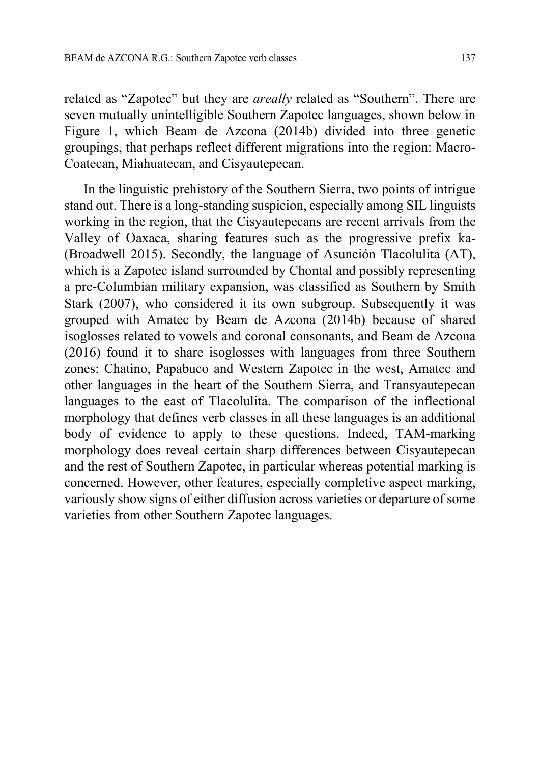related as "Zapotec" but they are *areally* related as "Southern". There are seven mutually unintelligible Southern Zapotec languages, shown below in Figure 1, which Beam de Azcona (2014b) divided into three genetic groupings, that perhaps reflect different migrations into the region: Macro-Coatecan, Miahuatecan, and Cisyautepecan.

In the linguistic prehistory of the Southern Sierra, two points of intrigue stand out. There is a long-standing suspicion, especially among SIL linguists working in the region, that the Cisyautepecans are recent arrivals from the Valley of Oaxaca, sharing features such as the progressive prefix ka- (Broadwell 2015). Secondly, the language of Asunción Tlacolulita (AT), which is a Zapotec island surrounded by Chontal and possibly representing a pre-Columbian military expansion, was classified as Southern by Smith Stark (2007), who considered it its own subgroup. Subsequently it was grouped with Amatec by Beam de Azcona (2014b) because of shared isoglosses related to vowels and coronal consonants, and Beam de Azcona (2016) found it to share isoglosses with languages from three Southern zones: Chatino, Papabuco and Western Zapotec in the west, Amatec and other languages in the heart of the Southern Sierra, and Transyautepecan languages to the east of Tlacolulita. The comparison of the inflectional morphology that defines verb classes in all these languages is an additional body of evidence to apply to these questions. Indeed, TAM-marking morphology does reveal certain sharp differences between Cisyautepecan and the rest of Southern Zapotec, in particular whereas potential marking is concerned. However, other features, especially completive aspect marking, variously show signs of either diffusion across varieties or departure of some varieties from other Southern Zapotec languages.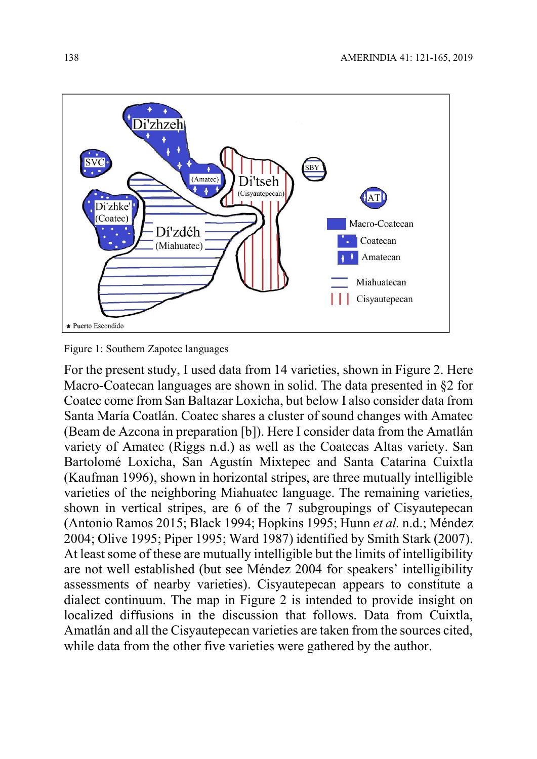Figure 1: Southern Zapotec languages

For the present study, I used data from 14 varieties, shown in Figure 2. Here Macro-Coatecan languages are shown in solid. The data presented in §2 for Coatec come from San Baltazar Loxicha, but below I also consider data from Santa María Coatlán. Coatec shares a cluster of sound changes with Amatec (Beam de Azcona in preparation [b]). Here I consider data from the Amatlán variety of Amatec (Riggs n.d.) as well as the Coatecas Altas variety. San Bartolomé Loxicha, San Agustín Mixtepec and Santa Catarina Cuixtla (Kaufman 1996), shown in horizontal stripes, are three mutually intelligible varieties of the neighboring Miahuatec language. The remaining varieties, shown in vertical stripes, are 6 of the 7 subgroupings of Cisyautepecan (Antonio Ramos 2015; Black 1994; Hopkins 1995; Hunn *et al.* n.d.; Méndez 2004; Olive 1995; Piper 1995; Ward 1987) identified by Smith Stark (2007). At least some of these are mutually intelligible but the limits of intelligibility are not well established (but see Méndez 2004 for speakers' intelligibility assessments of nearby varieties). Cisyautepecan appears to constitute a dialect continuum. The map in Figure 2 is intended to provide insight on localized diffusions in the discussion that follows. Data from Cuixtla, Amatlán and all the Cisyautepecan varieties are taken from the sources cited, while data from the other five varieties were gathered by the author.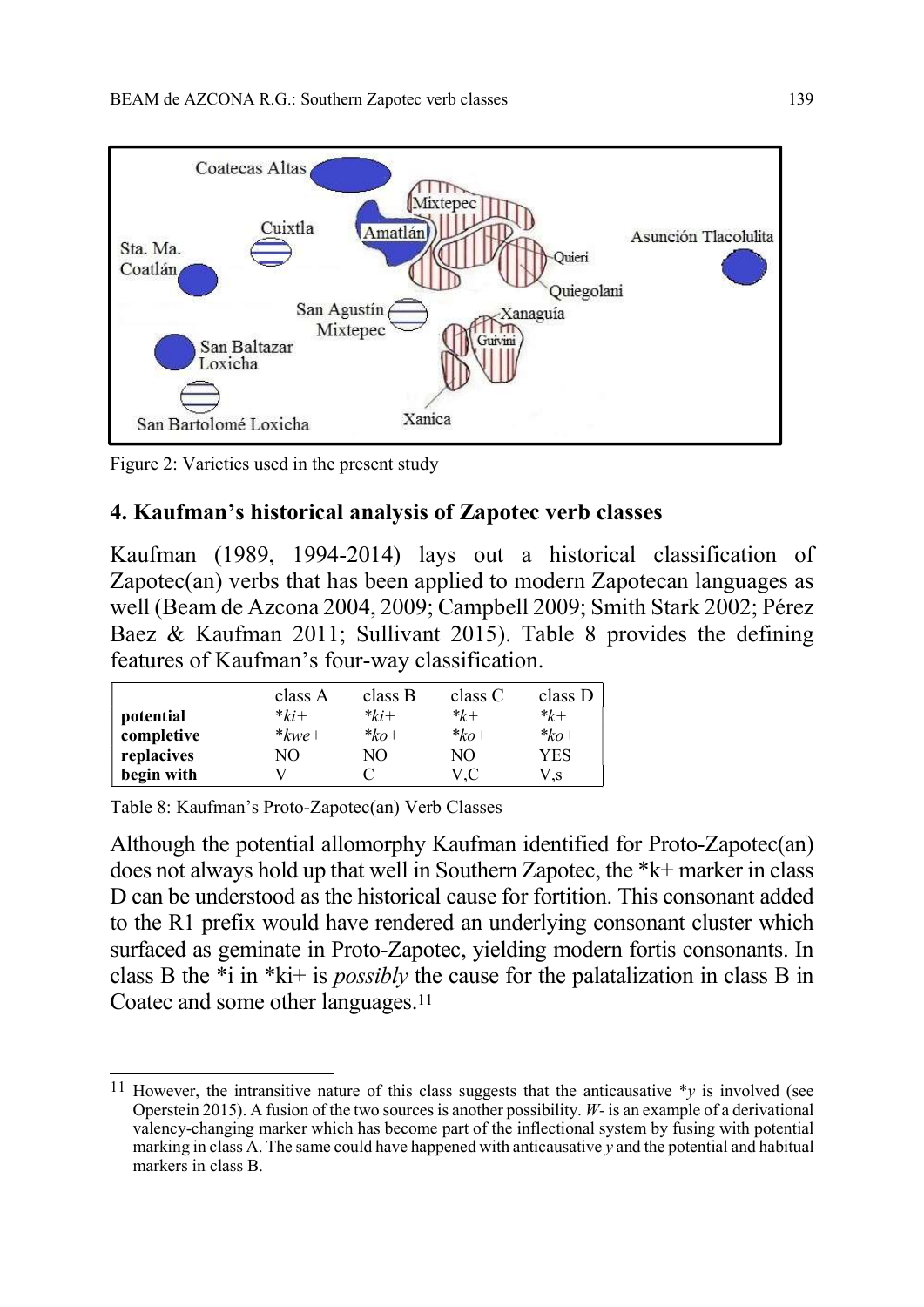Figure 2: Varieties used in the present study

## 4. Kaufman's historical analysis of Zapotec verb classes

Kaufman (1989, 1994-2014) lays out a historical classification of Zapotec(an) verbs that has been applied to modern Zapotecan languages as well (Beam de Azcona 2004, 2009; Campbell 2009; Smith Stark 2002; Pérez Baez & Kaufman 2011; Sullivant 2015). Table 8 provides the defining features of Kaufman's four-way classification.

| | class A | class B | class C | class D |
|---|---|---|---|---|
| **potential** | **ki+* | **ki+* | **k+* | **k+* |
| **completive** | **kwe+* | **ko+* | **ko+* | **ko+* |
| **replacives** | NO | NO | NO | YES |
| **begin with** | V | C | V,C | V,s |

Table 8: Kaufman's Proto-Zapotec(an) Verb Classes

Although the potential allomorphy Kaufman identified for Proto-Zapotec(an) does not always hold up that well in Southern Zapotec, the *k+ marker in class D can be understood as the historical cause for fortition. This consonant added to the R1 prefix would have rendered an underlying consonant cluster which surfaced as geminate in Proto-Zapotec, yielding modern fortis consonants. In class B the *i in *ki+ is *possibly* the cause for the palatalization in class B in Coatec and some other languages.[11]

[11] However, the intransitive nature of this class suggests that the anticausative **y* is involved (see Operstein 2015). A fusion of the two sources is another possibility. *W-* is an example of a derivational valency-changing marker which has become part of the inflectional system by fusing with potential marking in class A. The same could have happened with anticausative *y* and the potential and habitual markers in class B.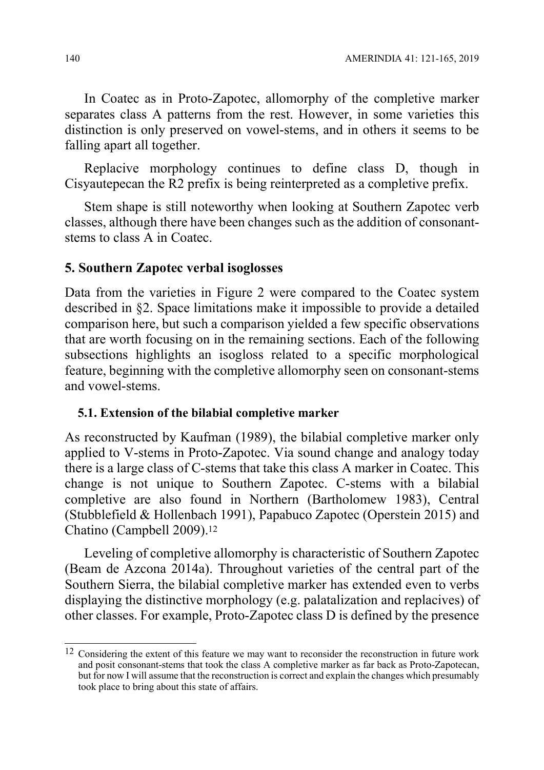In Coatec as in Proto-Zapotec, allomorphy of the completive marker separates class A patterns from the rest. However, in some varieties this distinction is only preserved on vowel-stems, and in others it seems to be falling apart all together.

Replacive morphology continues to define class D, though in Cisyautepecan the R2 prefix is being reinterpreted as a completive prefix.

Stem shape is still noteworthy when looking at Southern Zapotec verb classes, although there have been changes such as the addition of consonant-stems to class A in Coatec.

## 5. Southern Zapotec verbal isoglosses

Data from the varieties in Figure 2 were compared to the Coatec system described in §2. Space limitations make it impossible to provide a detailed comparison here, but such a comparison yielded a few specific observations that are worth focusing on in the remaining sections. Each of the following subsections highlights an isogloss related to a specific morphological feature, beginning with the completive allomorphy seen on consonant-stems and vowel-stems.

### 5.1. Extension of the bilabial completive marker

As reconstructed by Kaufman (1989), the bilabial completive marker only applied to V-stems in Proto-Zapotec. Via sound change and analogy today there is a large class of C-stems that take this class A marker in Coatec. This change is not unique to Southern Zapotec. C-stems with a bilabial completive are also found in Northern (Bartholomew 1983), Central (Stubblefield & Hollenbach 1991), Papabuco Zapotec (Operstein 2015) and Chatino (Campbell 2009).[12]

Leveling of completive allomorphy is characteristic of Southern Zapotec (Beam de Azcona 2014a). Throughout varieties of the central part of the Southern Sierra, the bilabial completive marker has extended even to verbs displaying the distinctive morphology (e.g. palatalization and replacives) of other classes. For example, Proto-Zapotec class D is defined by the presence

---

[12] Considering the extent of this feature we may want to reconsider the reconstruction in future work and posit consonant-stems that took the class A completive marker as far back as Proto-Zapotecan, but for now I will assume that the reconstruction is correct and explain the changes which presumably took place to bring about this state of affairs.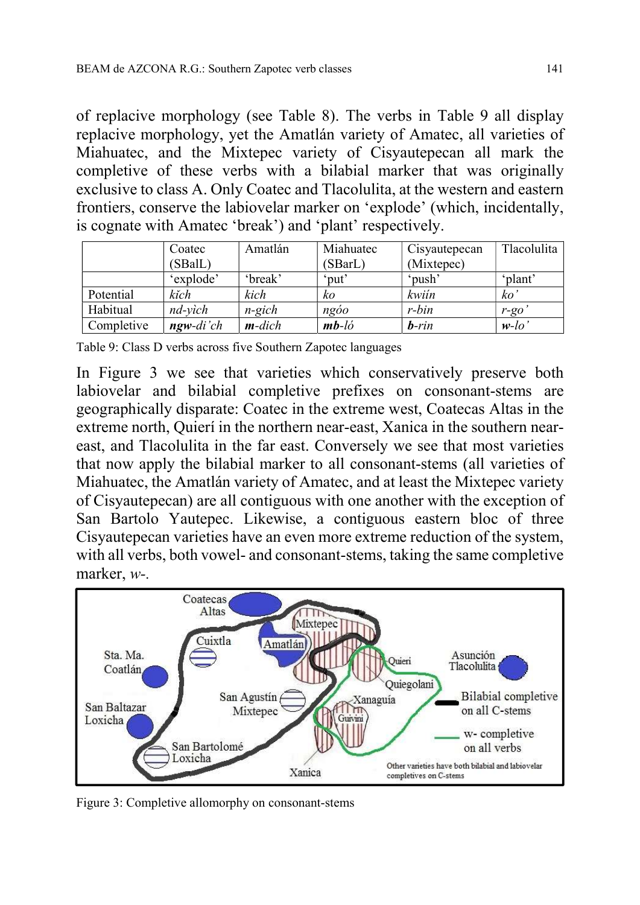of replacive morphology (see Table 8). The verbs in Table 9 all display replacive morphology, yet the Amatlán variety of Amatec, all varieties of Miahuatec, and the Mixtepec variety of Cisyautepecan all mark the completive of these verbs with a bilabial marker that was originally exclusive to class A. Only Coatec and Tlacolulita, at the western and eastern frontiers, conserve the labiovelar marker on 'explode' (which, incidentally, is cognate with Amatec 'break') and 'plant' respectively.

| | Coatec (SBalL) | Amatlán | Miahuatec (SBarL) | Cisyautepecan (Mixtepec) | Tlacolulita |
|---|---|---|---|---|---|
| | 'explode' | 'break' | 'put' | 'push' | 'plant' |
| Potential | *kǐch* | *kich* | *ko* | *kwiín* | *ko'* |
| Habitual | *nd-yìch* | *n-gich* | *ngóo* | *r-bin* | *r-go'* |
| Completive | ***ngw**-di'ch* | ***m**-dich* | ***mb**-ló* | ***b**-rin* | ***w**-lo'* |

Table 9: Class D verbs across five Southern Zapotec languages

In Figure 3 we see that varieties which conservatively preserve both labiovelar and bilabial completive prefixes on consonant-stems are geographically disparate: Coatec in the extreme west, Coatecas Altas in the extreme north, Quierí in the northern near-east, Xanica in the southern near-east, and Tlacolulita in the far east. Conversely we see that most varieties that now apply the bilabial marker to all consonant-stems (all varieties of Miahuatec, the Amatlán variety of Amatec, and at least the Mixtepec variety of Cisyautepecan) are all contiguous with one another with the exception of San Bartolo Yautepec. Likewise, a contiguous eastern bloc of three Cisyautepecan varieties have an even more extreme reduction of the system, with all verbs, both vowel- and consonant-stems, taking the same completive marker, *w-*.

Figure 3: Completive allomorphy on consonant-stems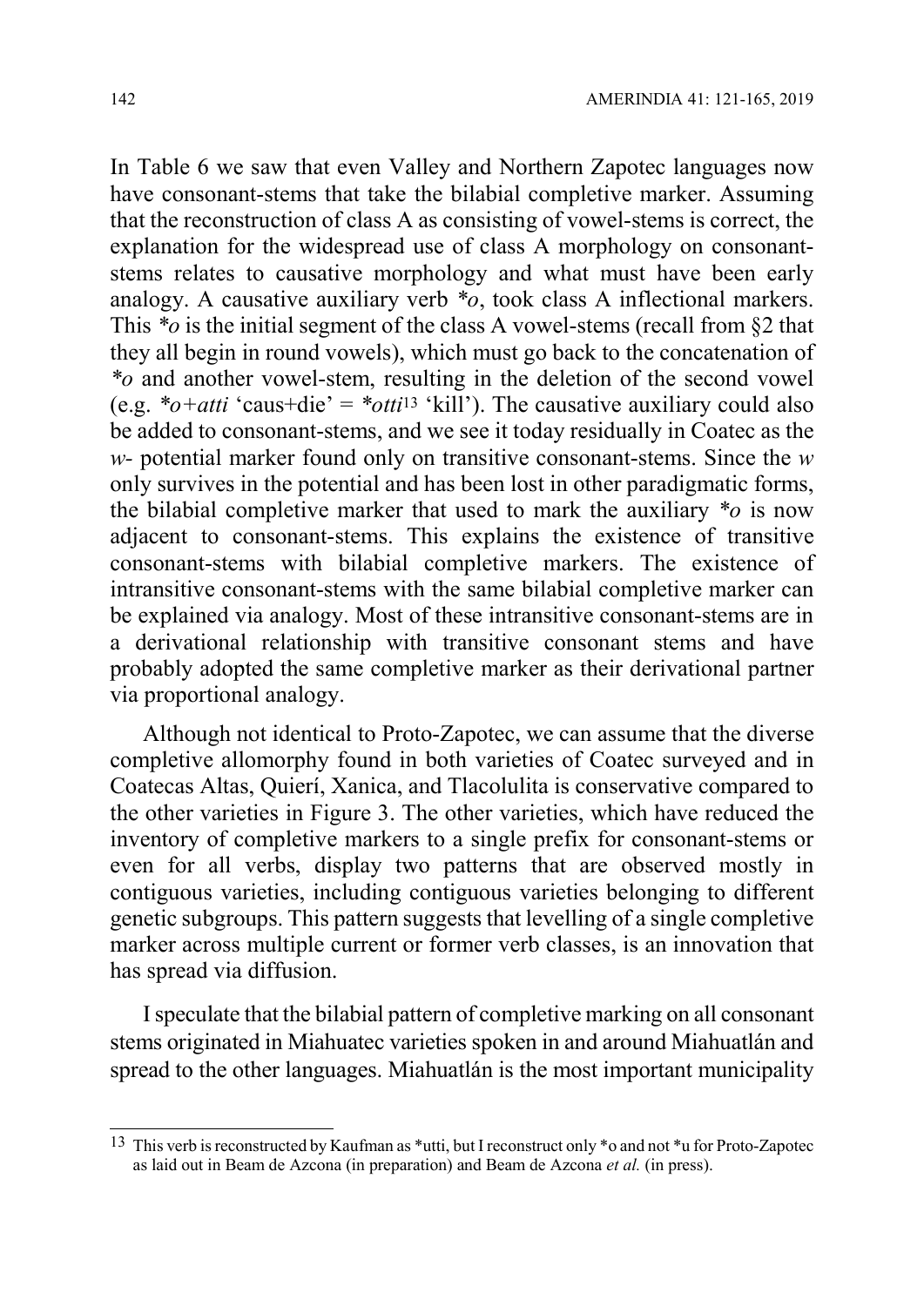In Table 6 we saw that even Valley and Northern Zapotec languages now have consonant-stems that take the bilabial completive marker. Assuming that the reconstruction of class A as consisting of vowel-stems is correct, the explanation for the widespread use of class A morphology on consonant-stems relates to causative morphology and what must have been early analogy. A causative auxiliary verb *\*o*, took class A inflectional markers. This *\*o* is the initial segment of the class A vowel-stems (recall from §2 that they all begin in round vowels), which must go back to the concatenation of *\*o* and another vowel-stem, resulting in the deletion of the second vowel (e.g. *\*o+atti* 'caus+die' = *\*otti*[13] 'kill'). The causative auxiliary could also be added to consonant-stems, and we see it today residually in Coatec as the *w-* potential marker found only on transitive consonant-stems. Since the *w* only survives in the potential and has been lost in other paradigmatic forms, the bilabial completive marker that used to mark the auxiliary *\*o* is now adjacent to consonant-stems. This explains the existence of transitive consonant-stems with bilabial completive markers. The existence of intransitive consonant-stems with the same bilabial completive marker can be explained via analogy. Most of these intransitive consonant-stems are in a derivational relationship with transitive consonant stems and have probably adopted the same completive marker as their derivational partner via proportional analogy.

Although not identical to Proto-Zapotec, we can assume that the diverse completive allomorphy found in both varieties of Coatec surveyed and in Coatecas Altas, Quierí, Xanica, and Tlacolulita is conservative compared to the other varieties in Figure 3. The other varieties, which have reduced the inventory of completive markers to a single prefix for consonant-stems or even for all verbs, display two patterns that are observed mostly in contiguous varieties, including contiguous varieties belonging to different genetic subgroups. This pattern suggests that levelling of a single completive marker across multiple current or former verb classes, is an innovation that has spread via diffusion.

I speculate that the bilabial pattern of completive marking on all consonant stems originated in Miahuatec varieties spoken in and around Miahuatlán and spread to the other languages. Miahuatlán is the most important municipality

---

[13] This verb is reconstructed by Kaufman as *utti, but I reconstruct only *o and not *u for Proto-Zapotec as laid out in Beam de Azcona (in preparation) and Beam de Azcona *et al.* (in press).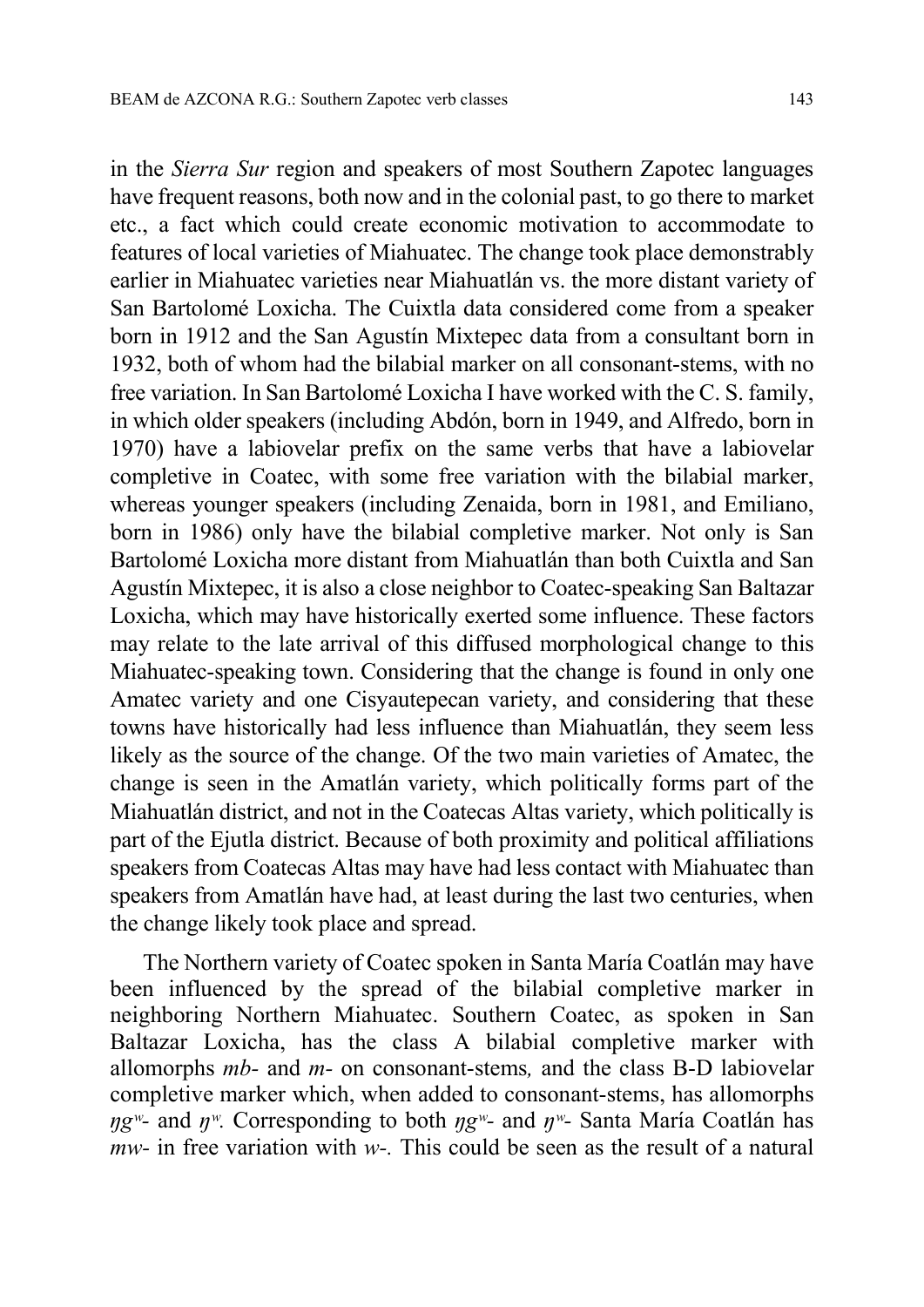in the *Sierra Sur* region and speakers of most Southern Zapotec languages have frequent reasons, both now and in the colonial past, to go there to market etc., a fact which could create economic motivation to accommodate to features of local varieties of Miahuatec. The change took place demonstrably earlier in Miahuatec varieties near Miahuatlán vs. the more distant variety of San Bartolomé Loxicha. The Cuixtla data considered come from a speaker born in 1912 and the San Agustín Mixtepec data from a consultant born in 1932, both of whom had the bilabial marker on all consonant-stems, with no free variation. In San Bartolomé Loxicha I have worked with the C. S. family, in which older speakers (including Abdón, born in 1949, and Alfredo, born in 1970) have a labiovelar prefix on the same verbs that have a labiovelar completive in Coatec, with some free variation with the bilabial marker, whereas younger speakers (including Zenaida, born in 1981, and Emiliano, born in 1986) only have the bilabial completive marker. Not only is San Bartolomé Loxicha more distant from Miahuatlán than both Cuixtla and San Agustín Mixtepec, it is also a close neighbor to Coatec-speaking San Baltazar Loxicha, which may have historically exerted some influence. These factors may relate to the late arrival of this diffused morphological change to this Miahuatec-speaking town. Considering that the change is found in only one Amatec variety and one Cisyautepecan variety, and considering that these towns have historically had less influence than Miahuatlán, they seem less likely as the source of the change. Of the two main varieties of Amatec, the change is seen in the Amatlán variety, which politically forms part of the Miahuatlán district, and not in the Coatecas Altas variety, which politically is part of the Ejutla district. Because of both proximity and political affiliations speakers from Coatecas Altas may have had less contact with Miahuatec than speakers from Amatlán have had, at least during the last two centuries, when the change likely took place and spread.

The Northern variety of Coatec spoken in Santa María Coatlán may have been influenced by the spread of the bilabial completive marker in neighboring Northern Miahuatec. Southern Coatec, as spoken in San Baltazar Loxicha, has the class A bilabial completive marker with allomorphs *mb-* and *m-* on consonant-stems*,* and the class B-D labiovelar completive marker which, when added to consonant-stems, has allomorphs *ŋgʷ-* and *ŋʷ.* Corresponding to both *ŋgʷ-* and *ŋʷ-* Santa María Coatlán has *mw-* in free variation with *w-.* This could be seen as the result of a natural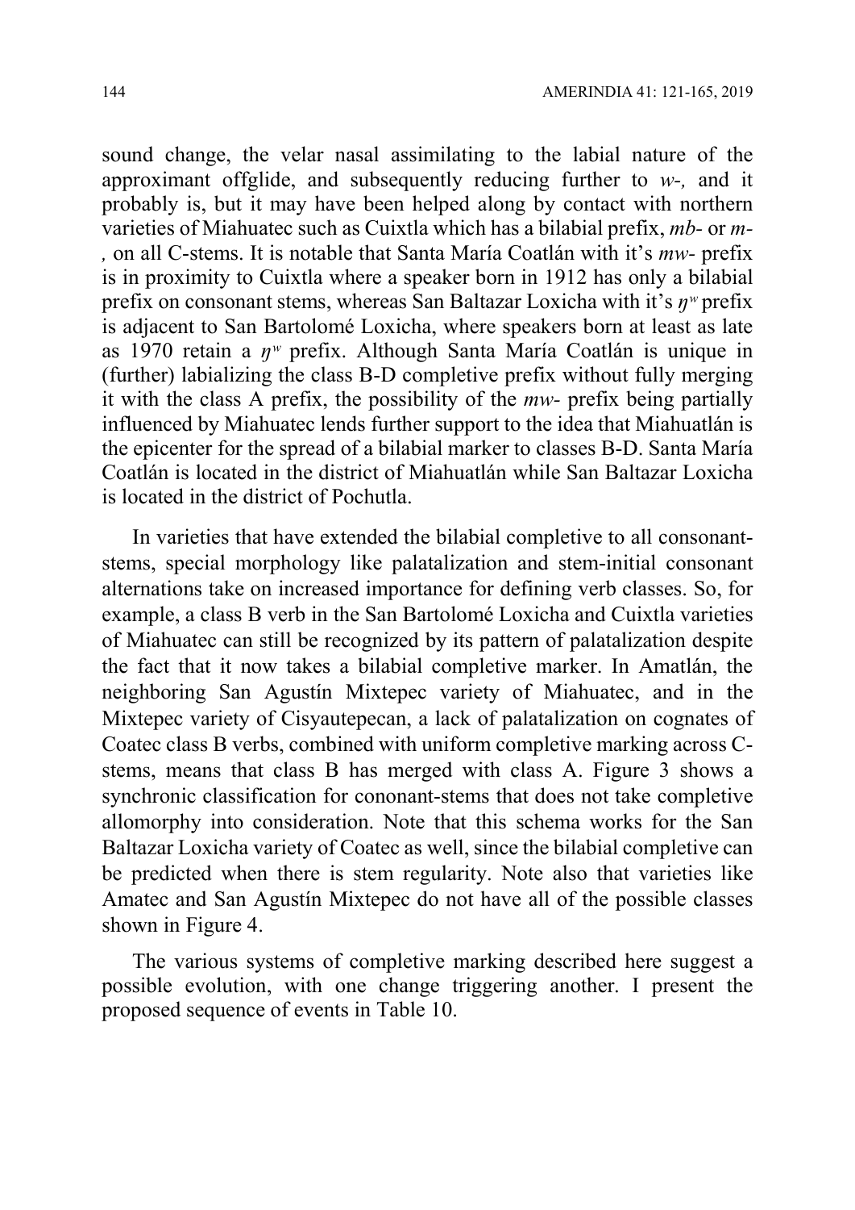sound change, the velar nasal assimilating to the labial nature of the approximant offglide, and subsequently reducing further to *w-,* and it probably is, but it may have been helped along by contact with northern varieties of Miahuatec such as Cuixtla which has a bilabial prefix, *mb-* or *m-*, on all C-stems. It is notable that Santa María Coatlán with it's *mw-* prefix is in proximity to Cuixtla where a speaker born in 1912 has only a bilabial prefix on consonant stems, whereas San Baltazar Loxicha with it's *ŋʷ* prefix is adjacent to San Bartolomé Loxicha, where speakers born at least as late as 1970 retain a *ŋʷ* prefix. Although Santa María Coatlán is unique in (further) labializing the class B-D completive prefix without fully merging it with the class A prefix, the possibility of the *mw-* prefix being partially influenced by Miahuatec lends further support to the idea that Miahuatlán is the epicenter for the spread of a bilabial marker to classes B-D. Santa María Coatlán is located in the district of Miahuatlán while San Baltazar Loxicha is located in the district of Pochutla.

In varieties that have extended the bilabial completive to all consonant-stems, special morphology like palatalization and stem-initial consonant alternations take on increased importance for defining verb classes. So, for example, a class B verb in the San Bartolomé Loxicha and Cuixtla varieties of Miahuatec can still be recognized by its pattern of palatalization despite the fact that it now takes a bilabial completive marker. In Amatlán, the neighboring San Agustín Mixtepec variety of Miahuatec, and in the Mixtepec variety of Cisyautepecan, a lack of palatalization on cognates of Coatec class B verbs, combined with uniform completive marking across C-stems, means that class B has merged with class A. Figure 3 shows a synchronic classification for cononant-stems that does not take completive allomorphy into consideration. Note that this schema works for the San Baltazar Loxicha variety of Coatec as well, since the bilabial completive can be predicted when there is stem regularity. Note also that varieties like Amatec and San Agustín Mixtepec do not have all of the possible classes shown in Figure 4.

The various systems of completive marking described here suggest a possible evolution, with one change triggering another. I present the proposed sequence of events in Table 10.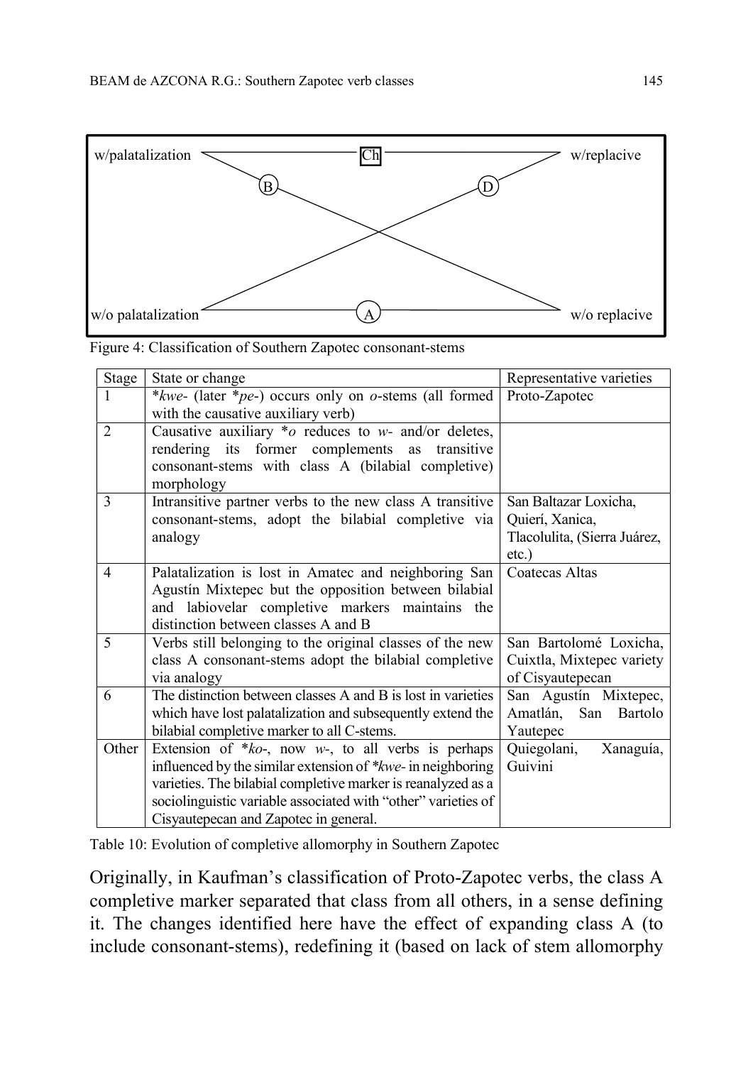Figure 4: Classification of Southern Zapotec consonant-stems

| Stage | State or change | Representative varieties |
|---|---|---|
| 1 | *kwe- (later *pe-) occurs only on *o*-stems (all formed with the causative auxiliary verb) | Proto-Zapotec |
| 2 | Causative auxiliary *o reduces to *w*- and/or deletes, rendering its former complements as transitive consonant-stems with class A (bilabial completive) morphology | |
| 3 | Intransitive partner verbs to the new class A transitive consonant-stems, adopt the bilabial completive via analogy | San Baltazar Loxicha, Quierí, Xanica, Tlacolulita, (Sierra Juárez, etc.) |
| 4 | Palatalization is lost in Amatec and neighboring San Agustín Mixtepec but the opposition between bilabial and labiovelar completive markers maintains the distinction between classes A and B | Coatecas Altas |
| 5 | Verbs still belonging to the original classes of the new class A consonant-stems adopt the bilabial completive via analogy | San Bartolomé Loxicha, Cuixtla, Mixtepec variety of Cisyautepecan |
| 6 | The distinction between classes A and B is lost in varieties which have lost palatalization and subsequently extend the bilabial completive marker to all C-stems. | San Agustín Mixtepec, Amatlán, San Bartolo Yautepec |
| Other | Extension of *ko-, now *w*-, to all verbs is perhaps influenced by the similar extension of *kwe- in neighboring varieties. The bilabial completive marker is reanalyzed as a sociolinguistic variable associated with "other" varieties of Cisyautepecan and Zapotec in general. | Quiegolani, Xanaguía, Guivini |

Table 10: Evolution of completive allomorphy in Southern Zapotec

Originally, in Kaufman's classification of Proto-Zapotec verbs, the class A completive marker separated that class from all others, in a sense defining it. The changes identified here have the effect of expanding class A (to include consonant-stems), redefining it (based on lack of stem allomorphy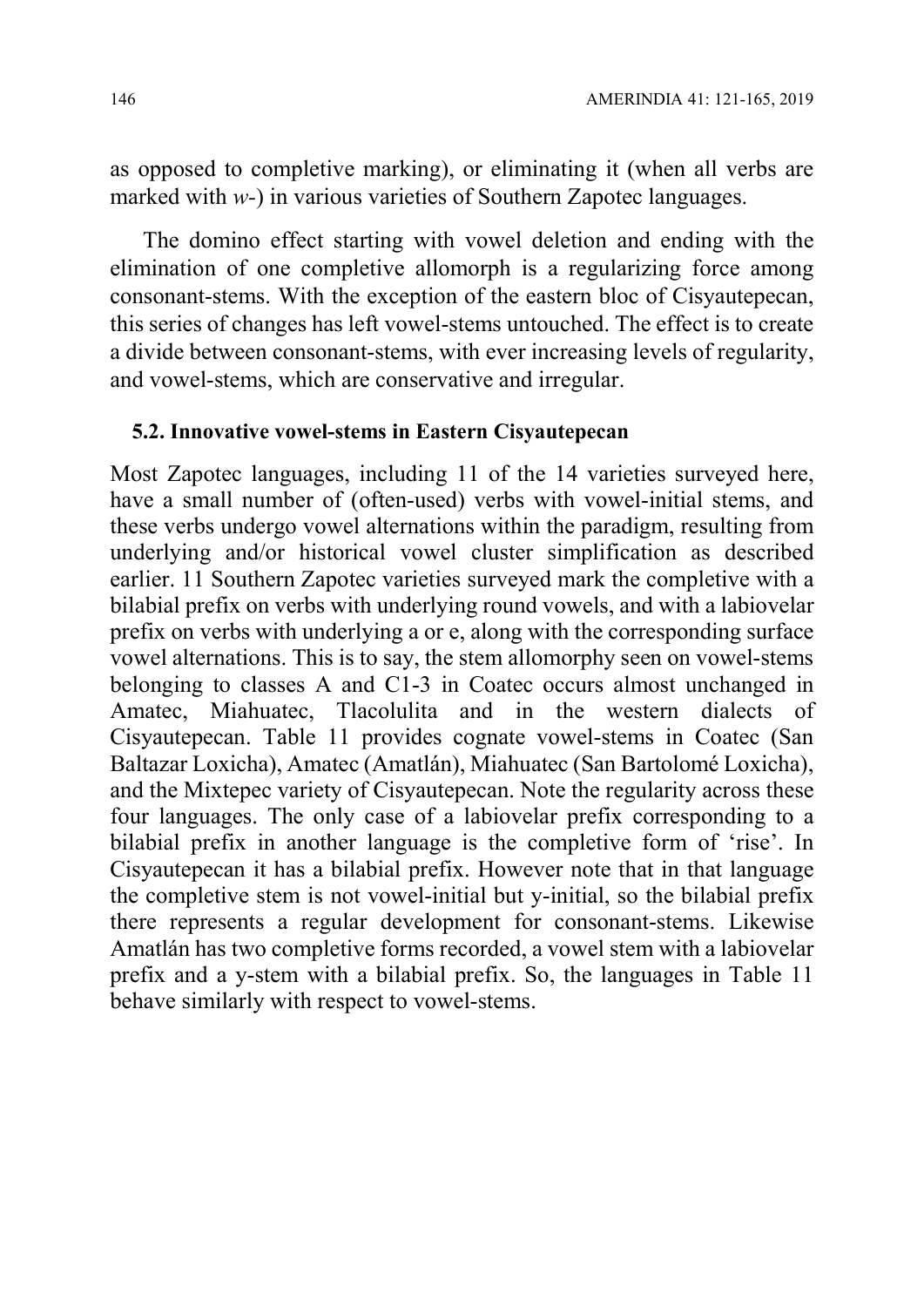as opposed to completive marking), or eliminating it (when all verbs are marked with *w-*) in various varieties of Southern Zapotec languages.

The domino effect starting with vowel deletion and ending with the elimination of one completive allomorph is a regularizing force among consonant-stems. With the exception of the eastern bloc of Cisyautepecan, this series of changes has left vowel-stems untouched. The effect is to create a divide between consonant-stems, with ever increasing levels of regularity, and vowel-stems, which are conservative and irregular.

### 5.2. Innovative vowel-stems in Eastern Cisyautepecan

Most Zapotec languages, including 11 of the 14 varieties surveyed here, have a small number of (often-used) verbs with vowel-initial stems, and these verbs undergo vowel alternations within the paradigm, resulting from underlying and/or historical vowel cluster simplification as described earlier. 11 Southern Zapotec varieties surveyed mark the completive with a bilabial prefix on verbs with underlying round vowels, and with a labiovelar prefix on verbs with underlying a or e, along with the corresponding surface vowel alternations. This is to say, the stem allomorphy seen on vowel-stems belonging to classes A and C1-3 in Coatec occurs almost unchanged in Amatec, Miahuatec, Tlacolulita and in the western dialects of Cisyautepecan. Table 11 provides cognate vowel-stems in Coatec (San Baltazar Loxicha), Amatec (Amatlán), Miahuatec (San Bartolomé Loxicha), and the Mixtepec variety of Cisyautepecan. Note the regularity across these four languages. The only case of a labiovelar prefix corresponding to a bilabial prefix in another language is the completive form of 'rise'. In Cisyautepecan it has a bilabial prefix. However note that in that language the completive stem is not vowel-initial but y-initial, so the bilabial prefix there represents a regular development for consonant-stems. Likewise Amatlán has two completive forms recorded, a vowel stem with a labiovelar prefix and a y-stem with a bilabial prefix. So, the languages in Table 11 behave similarly with respect to vowel-stems.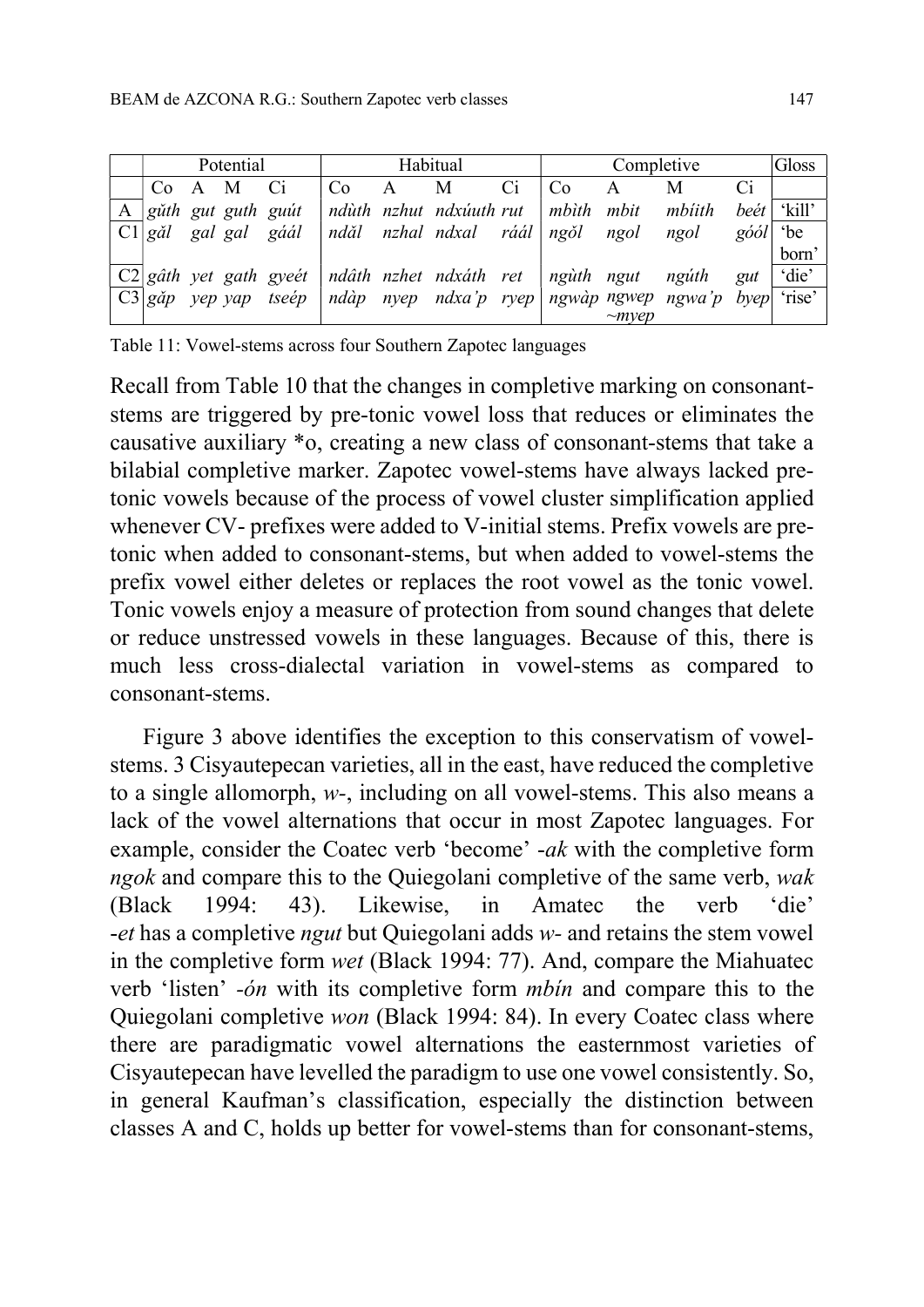| | Potential | | | | Habitual | | | | Completive | | | | Gloss |
|---|---|---|---|---|---|---|---|---|---|---|---|---|---|
| | Co | A | M | Ci | Co | A | M | Ci | Co | A | M | Ci | |
| A | *gǔth* | *gut* | *guth* | *guút* | *ndùth* | *nzhut* | *ndxúuth* | *rut* | *mbìth* | *mbit* | *mbíith* | *beét* | 'kill' |
| C1 | *gǎl* | *gal* | *gal* | *gáál* | *ndǎl* | *nzhal* | *ndxal* | *ráál* | *ngǒl* | *ngol* | *ngol* | *góól* | 'be born' |
| C2 | *gâth* | *yet* | *gath* | *gyeét* | *ndâth* | *nzhet* | *ndxáth* | *ret* | *ngùth* | *ngut* | *ngúth* | *gut* | 'die' |
| C3 | *gǎp* | *yep* | *yap* | *tseép* | *ndàp* | *nyep* | *ndxa'p* | *ryep* | *ngwàp* | *ngwep ~myep* | *ngwa'p* | *byep* | 'rise' |

Table 11: Vowel-stems across four Southern Zapotec languages

Recall from Table 10 that the changes in completive marking on consonant-stems are triggered by pre-tonic vowel loss that reduces or eliminates the causative auxiliary *o, creating a new class of consonant-stems that take a bilabial completive marker. Zapotec vowel-stems have always lacked pre-tonic vowels because of the process of vowel cluster simplification applied whenever CV- prefixes were added to V-initial stems. Prefix vowels are pre-tonic when added to consonant-stems, but when added to vowel-stems the prefix vowel either deletes or replaces the root vowel as the tonic vowel. Tonic vowels enjoy a measure of protection from sound changes that delete or reduce unstressed vowels in these languages. Because of this, there is much less cross-dialectal variation in vowel-stems as compared to consonant-stems.

Figure 3 above identifies the exception to this conservatism of vowel-stems. 3 Cisyautepecan varieties, all in the east, have reduced the completive to a single allomorph, *w-*, including on all vowel-stems. This also means a lack of the vowel alternations that occur in most Zapotec languages. For example, consider the Coatec verb 'become' *-ak* with the completive form *ngok* and compare this to the Quiegolani completive of the same verb, *wak* (Black 1994: 43). Likewise, in Amatec the verb 'die' *-et* has a completive *ngut* but Quiegolani adds *w-* and retains the stem vowel in the completive form *wet* (Black 1994: 77). And, compare the Miahuatec verb 'listen' *-ón* with its completive form *mbín* and compare this to the Quiegolani completive *won* (Black 1994: 84). In every Coatec class where there are paradigmatic vowel alternations the easternmost varieties of Cisyautepecan have levelled the paradigm to use one vowel consistently. So, in general Kaufman's classification, especially the distinction between classes A and C, holds up better for vowel-stems than for consonant-stems,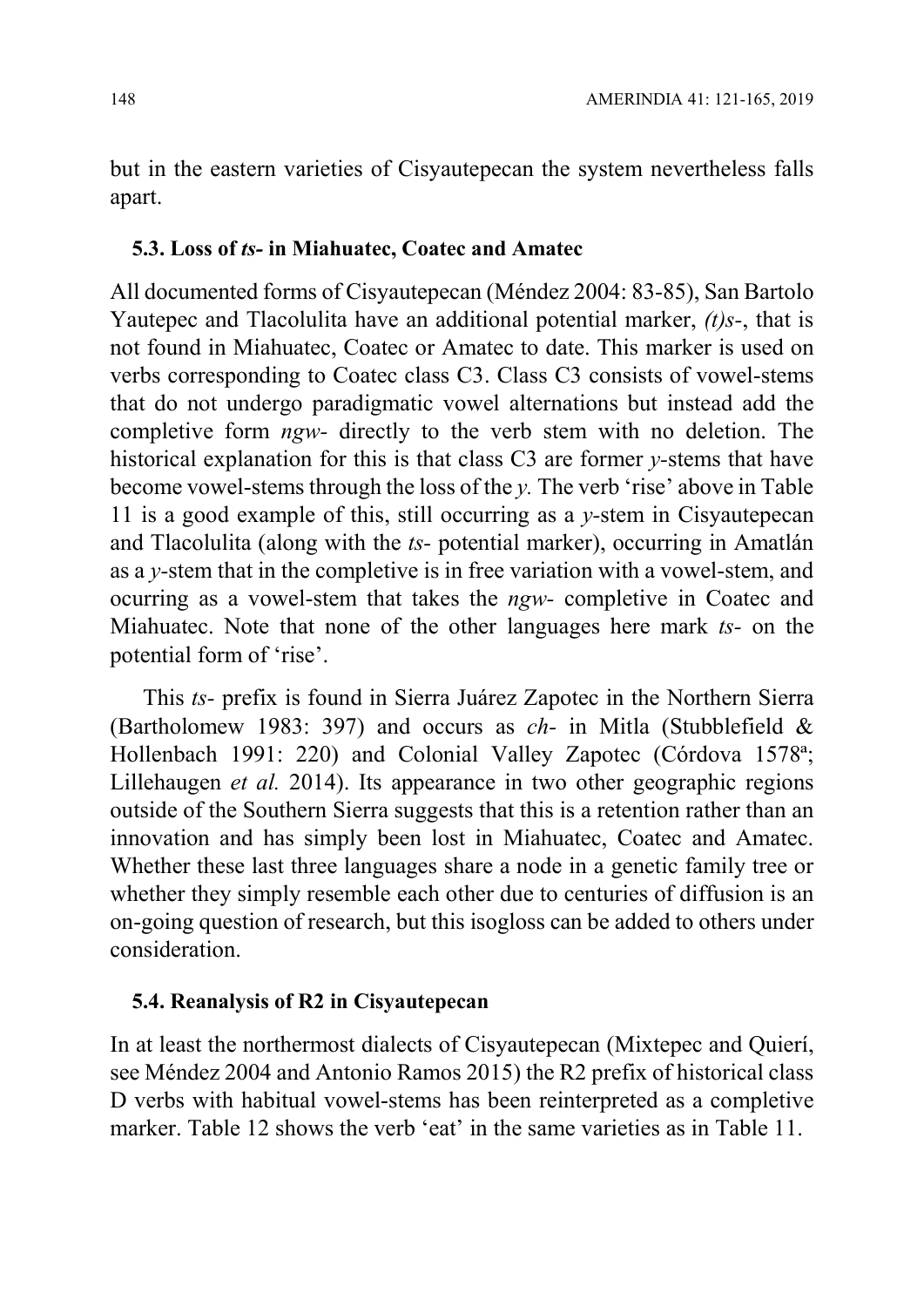but in the eastern varieties of Cisyautepecan the system nevertheless falls apart.

### 5.3. Loss of *ts-* in Miahuatec, Coatec and Amatec

All documented forms of Cisyautepecan (Méndez 2004: 83-85), San Bartolo Yautepec and Tlacolulita have an additional potential marker, *(t)s-*, that is not found in Miahuatec, Coatec or Amatec to date. This marker is used on verbs corresponding to Coatec class C3. Class C3 consists of vowel-stems that do not undergo paradigmatic vowel alternations but instead add the completive form *ngw-* directly to the verb stem with no deletion. The historical explanation for this is that class C3 are former *y*-stems that have become vowel-stems through the loss of the *y.* The verb 'rise' above in Table 11 is a good example of this, still occurring as a *y*-stem in Cisyautepecan and Tlacolulita (along with the *ts-* potential marker), occurring in Amatlán as a *y*-stem that in the completive is in free variation with a vowel-stem, and ocurring as a vowel-stem that takes the *ngw-* completive in Coatec and Miahuatec. Note that none of the other languages here mark *ts-* on the potential form of 'rise'.

This *ts-* prefix is found in Sierra Juárez Zapotec in the Northern Sierra (Bartholomew 1983: 397) and occurs as *ch-* in Mitla (Stubblefield & Hollenbach 1991: 220) and Colonial Valley Zapotec (Córdova 1578[a]; Lillehaugen *et al.* 2014). Its appearance in two other geographic regions outside of the Southern Sierra suggests that this is a retention rather than an innovation and has simply been lost in Miahuatec, Coatec and Amatec. Whether these last three languages share a node in a genetic family tree or whether they simply resemble each other due to centuries of diffusion is an on-going question of research, but this isogloss can be added to others under consideration.

### 5.4. Reanalysis of R2 in Cisyautepecan

In at least the northermost dialects of Cisyautepecan (Mixtepec and Quierí, see Méndez 2004 and Antonio Ramos 2015) the R2 prefix of historical class D verbs with habitual vowel-stems has been reinterpreted as a completive marker. Table 12 shows the verb 'eat' in the same varieties as in Table 11.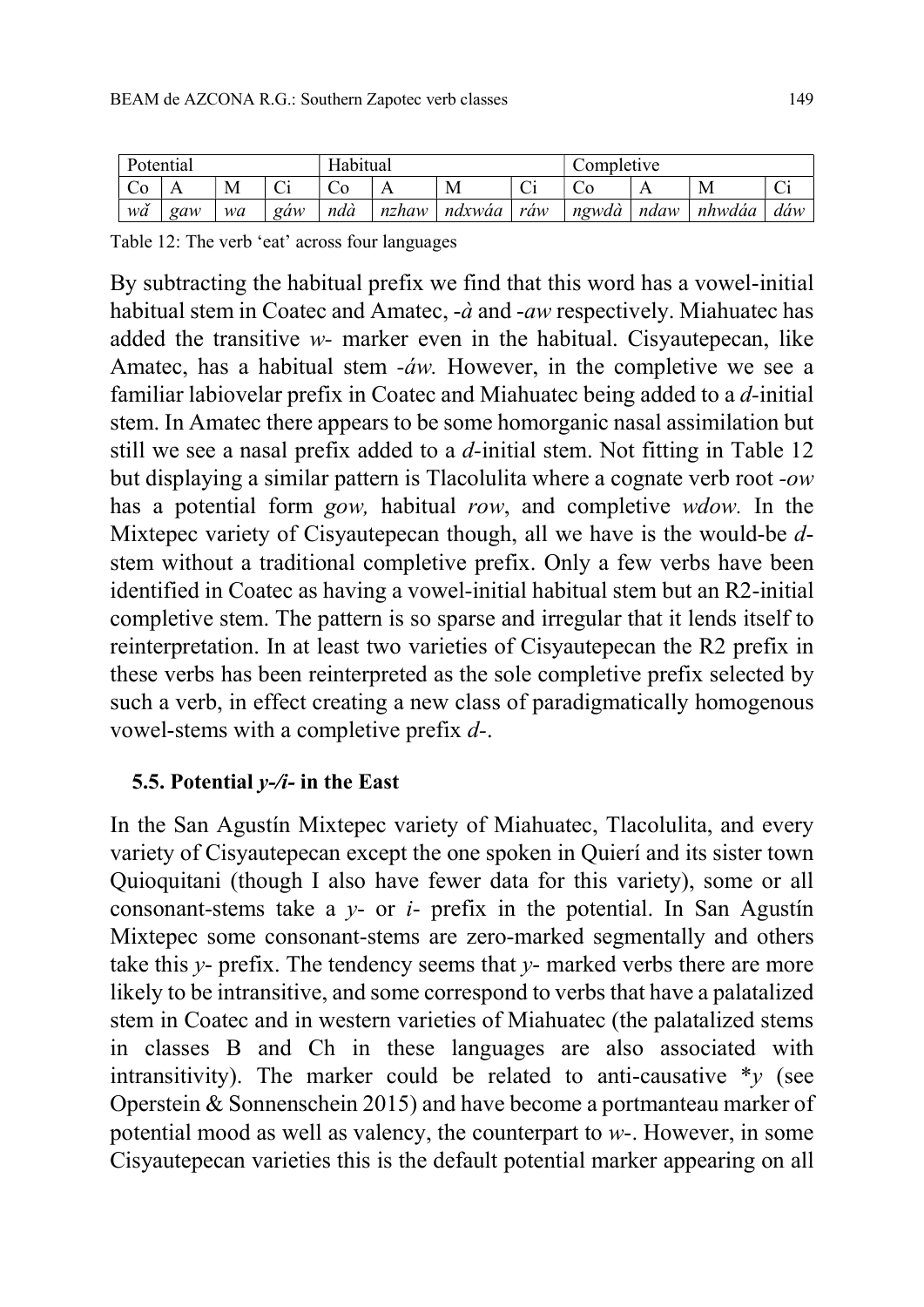| Potential | | | | Habitual | | | | Completive | | | |
|---|---|---|---|---|---|---|---|---|---|---|---|
| Co | A | M | Ci | Co | A | M | Ci | Co | A | M | Ci |
| *wǎ* | *gaw* | *wa* | *gáw* | *ndà* | *nzhaw* | *ndxwáa* | *ráw* | *ngwdà* | *ndaw* | *nhwdáa* | *dáw* |

Table 12: The verb 'eat' across four languages

By subtracting the habitual prefix we find that this word has a vowel-initial habitual stem in Coatec and Amatec, *-à* and *-aw* respectively. Miahuatec has added the transitive *w-* marker even in the habitual. Cisyautepecan, like Amatec, has a habitual stem *-áw.* However, in the completive we see a familiar labiovelar prefix in Coatec and Miahuatec being added to a *d*-initial stem. In Amatec there appears to be some homorganic nasal assimilation but still we see a nasal prefix added to a *d*-initial stem. Not fitting in Table 12 but displaying a similar pattern is Tlacolulita where a cognate verb root *-ow* has a potential form *gow,* habitual *row*, and completive *wdow.* In the Mixtepec variety of Cisyautepecan though, all we have is the would-be *d*-stem without a traditional completive prefix. Only a few verbs have been identified in Coatec as having a vowel-initial habitual stem but an R2-initial completive stem. The pattern is so sparse and irregular that it lends itself to reinterpretation. In at least two varieties of Cisyautepecan the R2 prefix in these verbs has been reinterpreted as the sole completive prefix selected by such a verb, in effect creating a new class of paradigmatically homogenous vowel-stems with a completive prefix *d-*.

### 5.5. Potential *y-/i-* in the East

In the San Agustín Mixtepec variety of Miahuatec, Tlacolulita, and every variety of Cisyautepecan except the one spoken in Quierí and its sister town Quioquitani (though I also have fewer data for this variety), some or all consonant-stems take a *y-* or *i-* prefix in the potential. In San Agustín Mixtepec some consonant-stems are zero-marked segmentally and others take this *y-* prefix. The tendency seems that *y-* marked verbs there are more likely to be intransitive, and some correspond to verbs that have a palatalized stem in Coatec and in western varieties of Miahuatec (the palatalized stems in classes B and Ch in these languages are also associated with intransitivity). The marker could be related to anti-causative \**y* (see Operstein & Sonnenschein 2015) and have become a portmanteau marker of potential mood as well as valency, the counterpart to *w-*. However, in some Cisyautepecan varieties this is the default potential marker appearing on all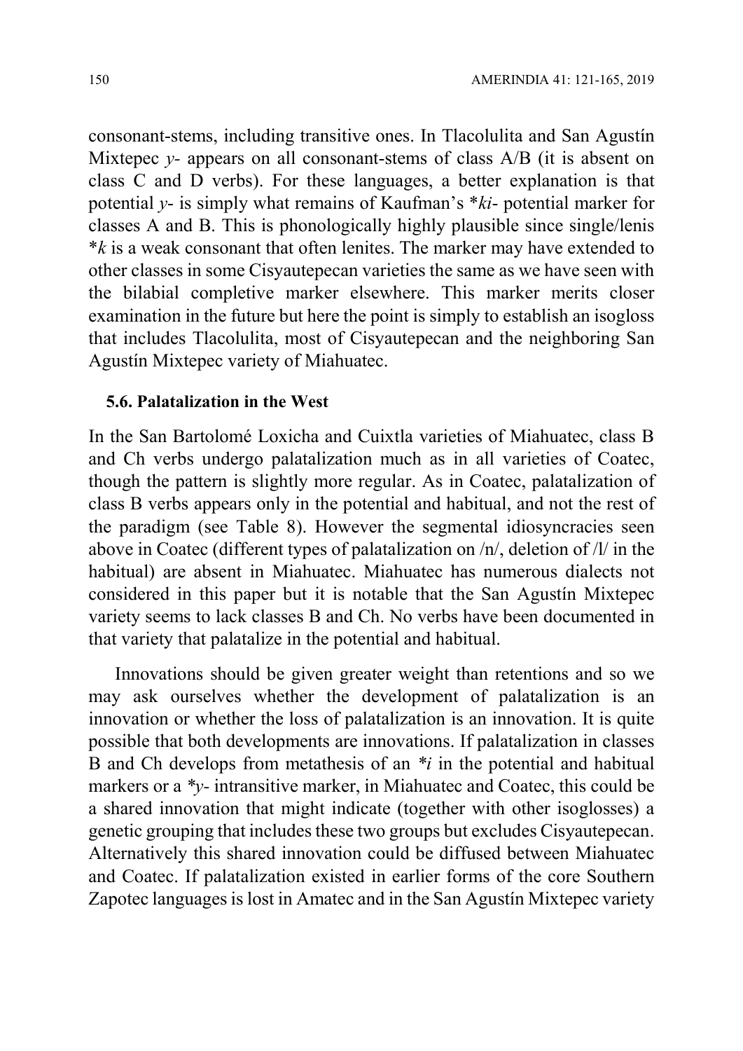consonant-stems, including transitive ones. In Tlacolulita and San Agustín Mixtepec *y-* appears on all consonant-stems of class A/B (it is absent on class C and D verbs). For these languages, a better explanation is that potential *y-* is simply what remains of Kaufman's \**ki-* potential marker for classes A and B. This is phonologically highly plausible since single/lenis \**k* is a weak consonant that often lenites. The marker may have extended to other classes in some Cisyautepecan varieties the same as we have seen with the bilabial completive marker elsewhere. This marker merits closer examination in the future but here the point is simply to establish an isogloss that includes Tlacolulita, most of Cisyautepecan and the neighboring San Agustín Mixtepec variety of Miahuatec.

### 5.6. Palatalization in the West

In the San Bartolomé Loxicha and Cuixtla varieties of Miahuatec, class B and Ch verbs undergo palatalization much as in all varieties of Coatec, though the pattern is slightly more regular. As in Coatec, palatalization of class B verbs appears only in the potential and habitual, and not the rest of the paradigm (see Table 8). However the segmental idiosyncracies seen above in Coatec (different types of palatalization on /n/, deletion of /l/ in the habitual) are absent in Miahuatec. Miahuatec has numerous dialects not considered in this paper but it is notable that the San Agustín Mixtepec variety seems to lack classes B and Ch. No verbs have been documented in that variety that palatalize in the potential and habitual.

Innovations should be given greater weight than retentions and so we may ask ourselves whether the development of palatalization is an innovation or whether the loss of palatalization is an innovation. It is quite possible that both developments are innovations. If palatalization in classes B and Ch develops from metathesis of an *\*i* in the potential and habitual markers or a *\*y-* intransitive marker, in Miahuatec and Coatec, this could be a shared innovation that might indicate (together with other isoglosses) a genetic grouping that includes these two groups but excludes Cisyautepecan. Alternatively this shared innovation could be diffused between Miahuatec and Coatec. If palatalization existed in earlier forms of the core Southern Zapotec languages is lost in Amatec and in the San Agustín Mixtepec variety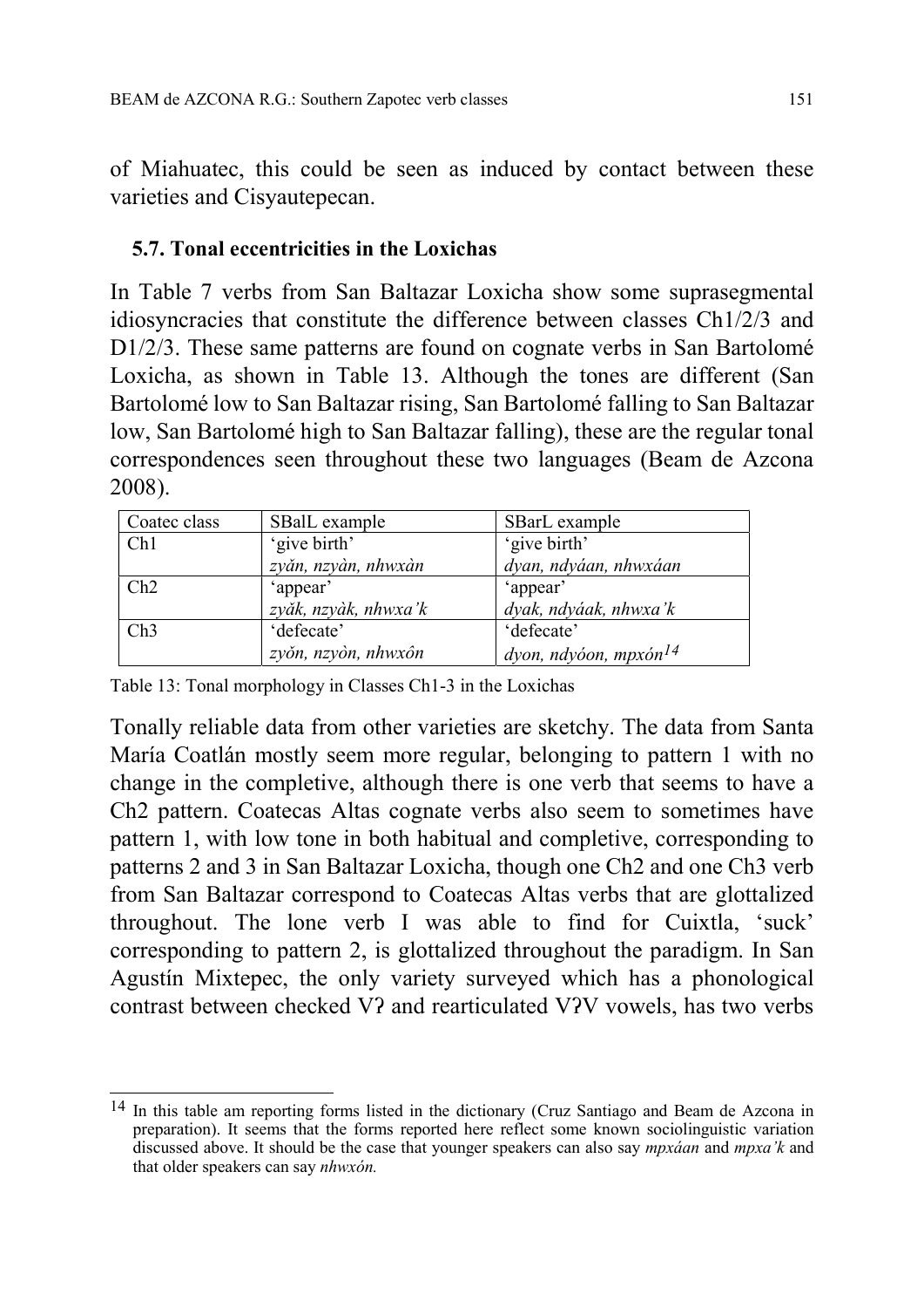of Miahuatec, this could be seen as induced by contact between these varieties and Cisyautepecan.

### 5.7. Tonal eccentricities in the Loxichas

In Table 7 verbs from San Baltazar Loxicha show some suprasegmental idiosyncracies that constitute the difference between classes Ch1/2/3 and D1/2/3. These same patterns are found on cognate verbs in San Bartolomé Loxicha, as shown in Table 13. Although the tones are different (San Bartolomé low to San Baltazar rising, San Bartolomé falling to San Baltazar low, San Bartolomé high to San Baltazar falling), these are the regular tonal correspondences seen throughout these two languages (Beam de Azcona 2008).

| Coatec class | SBalL example | SBarL example |
|---|---|---|
| Ch1 | 'give birth'<br>*zyăn, nzyàn, nhwxàn* | 'give birth'<br>*dyan, ndyáan, nhwxáan* |
| Ch2 | 'appear'<br>*zyăk, nzyàk, nhwxa'k* | 'appear'<br>*dyak, ndyáak, nhwxa'k* |
| Ch3 | 'defecate'<br>*zyŏn, nzyòn, nhwxôn* | 'defecate'<br>*dyon, ndyóon, mpxón*[14] |

Table 13: Tonal morphology in Classes Ch1-3 in the Loxichas

Tonally reliable data from other varieties are sketchy. The data from Santa María Coatlán mostly seem more regular, belonging to pattern 1 with no change in the completive, although there is one verb that seems to have a Ch2 pattern. Coatecas Altas cognate verbs also seem to sometimes have pattern 1, with low tone in both habitual and completive, corresponding to patterns 2 and 3 in San Baltazar Loxicha, though one Ch2 and one Ch3 verb from San Baltazar correspond to Coatecas Altas verbs that are glottalized throughout. The lone verb I was able to find for Cuixtla, 'suck' corresponding to pattern 2, is glottalized throughout the paradigm. In San Agustín Mixtepec, the only variety surveyed which has a phonological contrast between checked Vʔ and rearticulated VʔV vowels, has two verbs

[14] In this table am reporting forms listed in the dictionary (Cruz Santiago and Beam de Azcona in preparation). It seems that the forms reported here reflect some known sociolinguistic variation discussed above. It should be the case that younger speakers can also say *mpxáan* and *mpxa'k* and that older speakers can say *nhwxón.*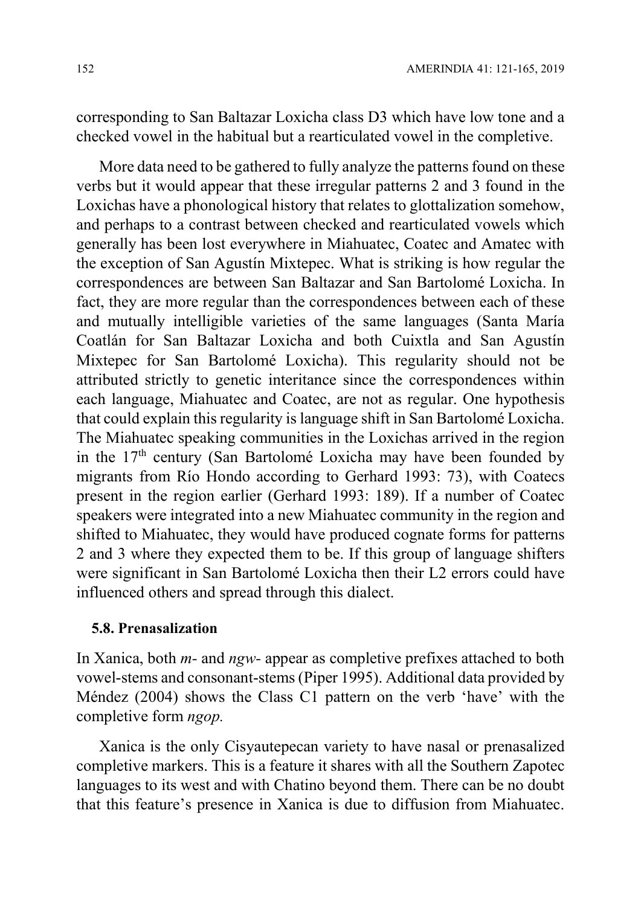corresponding to San Baltazar Loxicha class D3 which have low tone and a checked vowel in the habitual but a rearticulated vowel in the completive.

More data need to be gathered to fully analyze the patterns found on these verbs but it would appear that these irregular patterns 2 and 3 found in the Loxichas have a phonological history that relates to glottalization somehow, and perhaps to a contrast between checked and rearticulated vowels which generally has been lost everywhere in Miahuatec, Coatec and Amatec with the exception of San Agustín Mixtepec. What is striking is how regular the correspondences are between San Baltazar and San Bartolomé Loxicha. In fact, they are more regular than the correspondences between each of these and mutually intelligible varieties of the same languages (Santa María Coatlán for San Baltazar Loxicha and both Cuixtla and San Agustín Mixtepec for San Bartolomé Loxicha). This regularity should not be attributed strictly to genetic interitance since the correspondences within each language, Miahuatec and Coatec, are not as regular. One hypothesis that could explain this regularity is language shift in San Bartolomé Loxicha. The Miahuatec speaking communities in the Loxichas arrived in the region in the 17th century (San Bartolomé Loxicha may have been founded by migrants from Río Hondo according to Gerhard 1993: 73), with Coatecs present in the region earlier (Gerhard 1993: 189). If a number of Coatec speakers were integrated into a new Miahuatec community in the region and shifted to Miahuatec, they would have produced cognate forms for patterns 2 and 3 where they expected them to be. If this group of language shifters were significant in San Bartolomé Loxicha then their L2 errors could have influenced others and spread through this dialect.

### 5.8. Prenasalization

In Xanica, both *m-* and *ngw-* appear as completive prefixes attached to both vowel-stems and consonant-stems (Piper 1995). Additional data provided by Méndez (2004) shows the Class C1 pattern on the verb 'have' with the completive form *ngop.*

Xanica is the only Cisyautepecan variety to have nasal or prenasalized completive markers. This is a feature it shares with all the Southern Zapotec languages to its west and with Chatino beyond them. There can be no doubt that this feature's presence in Xanica is due to diffusion from Miahuatec.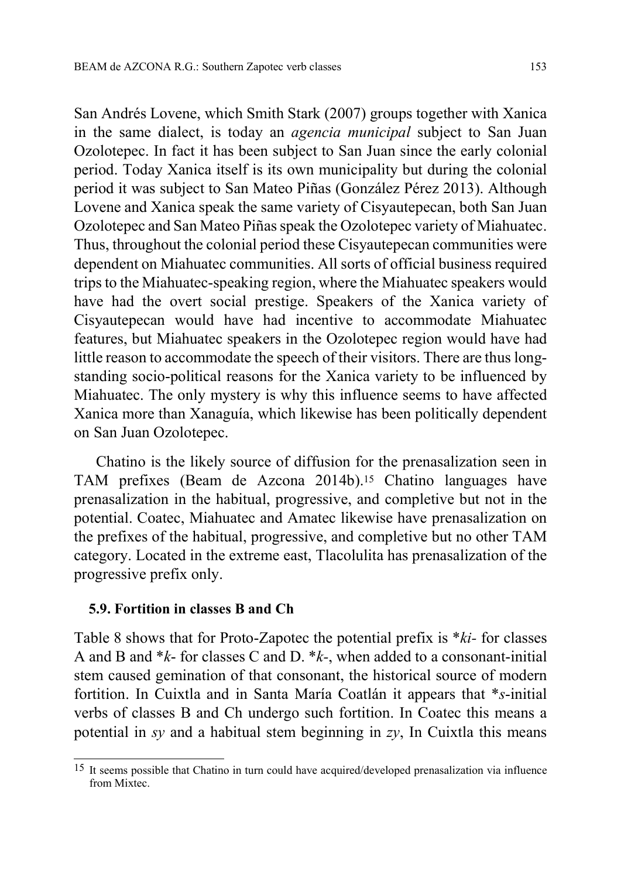San Andrés Lovene, which Smith Stark (2007) groups together with Xanica in the same dialect, is today an *agencia municipal* subject to San Juan Ozolotepec. In fact it has been subject to San Juan since the early colonial period. Today Xanica itself is its own municipality but during the colonial period it was subject to San Mateo Piñas (González Pérez 2013). Although Lovene and Xanica speak the same variety of Cisyautepecan, both San Juan Ozolotepec and San Mateo Piñas speak the Ozolotepec variety of Miahuatec. Thus, throughout the colonial period these Cisyautepecan communities were dependent on Miahuatec communities. All sorts of official business required trips to the Miahuatec-speaking region, where the Miahuatec speakers would have had the overt social prestige. Speakers of the Xanica variety of Cisyautepecan would have had incentive to accommodate Miahuatec features, but Miahuatec speakers in the Ozolotepec region would have had little reason to accommodate the speech of their visitors. There are thus long-standing socio-political reasons for the Xanica variety to be influenced by Miahuatec. The only mystery is why this influence seems to have affected Xanica more than Xanaguía, which likewise has been politically dependent on San Juan Ozolotepec.

Chatino is the likely source of diffusion for the prenasalization seen in TAM prefixes (Beam de Azcona 2014b).[15] Chatino languages have prenasalization in the habitual, progressive, and completive but not in the potential. Coatec, Miahuatec and Amatec likewise have prenasalization on the prefixes of the habitual, progressive, and completive but no other TAM category. Located in the extreme east, Tlacolulita has prenasalization of the progressive prefix only.

### 5.9. Fortition in classes B and Ch

Table 8 shows that for Proto-Zapotec the potential prefix is \*ki- for classes A and B and \*k- for classes C and D. \*k-, when added to a consonant-initial stem caused gemination of that consonant, the historical source of modern fortition. In Cuixtla and in Santa María Coatlán it appears that \*s-initial verbs of classes B and Ch undergo such fortition. In Coatec this means a potential in *sy* and a habitual stem beginning in *zy*, In Cuixtla this means

[15] It seems possible that Chatino in turn could have acquired/developed prenasalization via influence from Mixtec.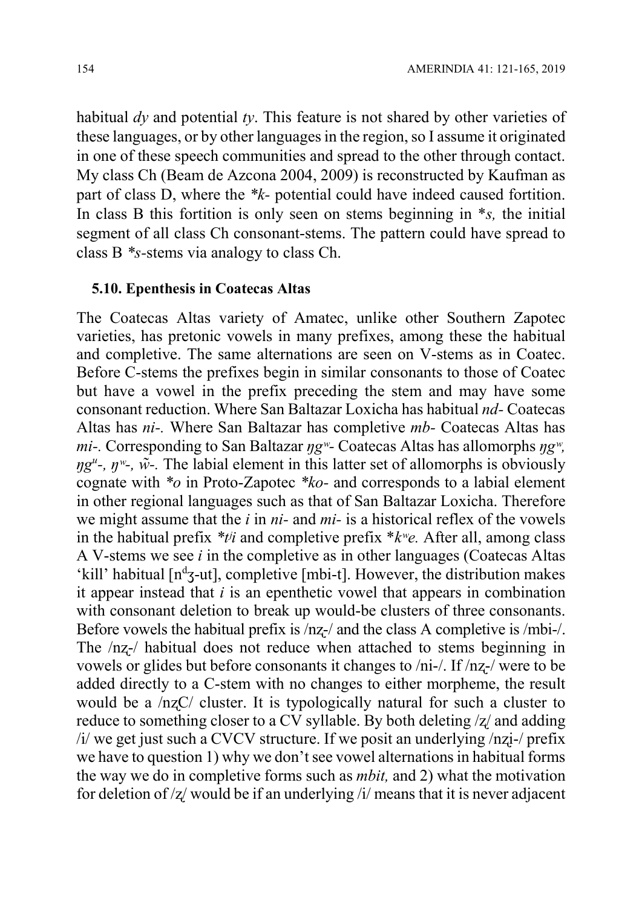habitual *dy* and potential *ty*. This feature is not shared by other varieties of these languages, or by other languages in the region, so I assume it originated in one of these speech communities and spread to the other through contact. My class Ch (Beam de Azcona 2004, 2009) is reconstructed by Kaufman as part of class D, where the *\*k-* potential could have indeed caused fortition. In class B this fortition is only seen on stems beginning in *\*s,* the initial segment of all class Ch consonant-stems. The pattern could have spread to class B *\*s*-stems via analogy to class Ch.

### 5.10. Epenthesis in Coatecas Altas

The Coatecas Altas variety of Amatec, unlike other Southern Zapotec varieties, has pretonic vowels in many prefixes, among these the habitual and completive. The same alternations are seen on V-stems as in Coatec. Before C-stems the prefixes begin in similar consonants to those of Coatec but have a vowel in the prefix preceding the stem and may have some consonant reduction. Where San Baltazar Loxicha has habitual *nd-* Coatecas Altas has *ni-*. Where San Baltazar has completive *mb-* Coatecas Altas has *mi-*. Corresponding to San Baltazar *ŋgʷ-* Coatecas Altas has allomorphs *ŋgʷ, ŋgᵘ-, ŋʷ-, w̃-*. The labial element in this latter set of allomorphs is obviously cognate with *\*o* in Proto-Zapotec *\*ko-* and corresponds to a labial element in other regional languages such as that of San Baltazar Loxicha. Therefore we might assume that the *i* in *ni-* and *mi-* is a historical reflex of the vowels in the habitual prefix *\*tʲi* and completive prefix *\*kʷe.* After all, among class A V-stems we see *i* in the completive as in other languages (Coatecas Altas 'kill' habitual [nᵈʒ-ut], completive [mbi-t]. However, the distribution makes it appear instead that *i* is an epenthetic vowel that appears in combination with consonant deletion to break up would-be clusters of three consonants. Before vowels the habitual prefix is /nʐ-/ and the class A completive is /mbi-/. The /nʐ-/ habitual does not reduce when attached to stems beginning in vowels or glides but before consonants it changes to /ni-/. If /nʐ-/ were to be added directly to a C-stem with no changes to either morpheme, the result would be a /nʐC/ cluster. It is typologically natural for such a cluster to reduce to something closer to a CV syllable. By both deleting /ʐ/ and adding /i/ we get just such a CVCV structure. If we posit an underlying /nʐi-/ prefix we have to question 1) why we don't see vowel alternations in habitual forms the way we do in completive forms such as *mbit,* and 2) what the motivation for deletion of /ʐ/ would be if an underlying /i/ means that it is never adjacent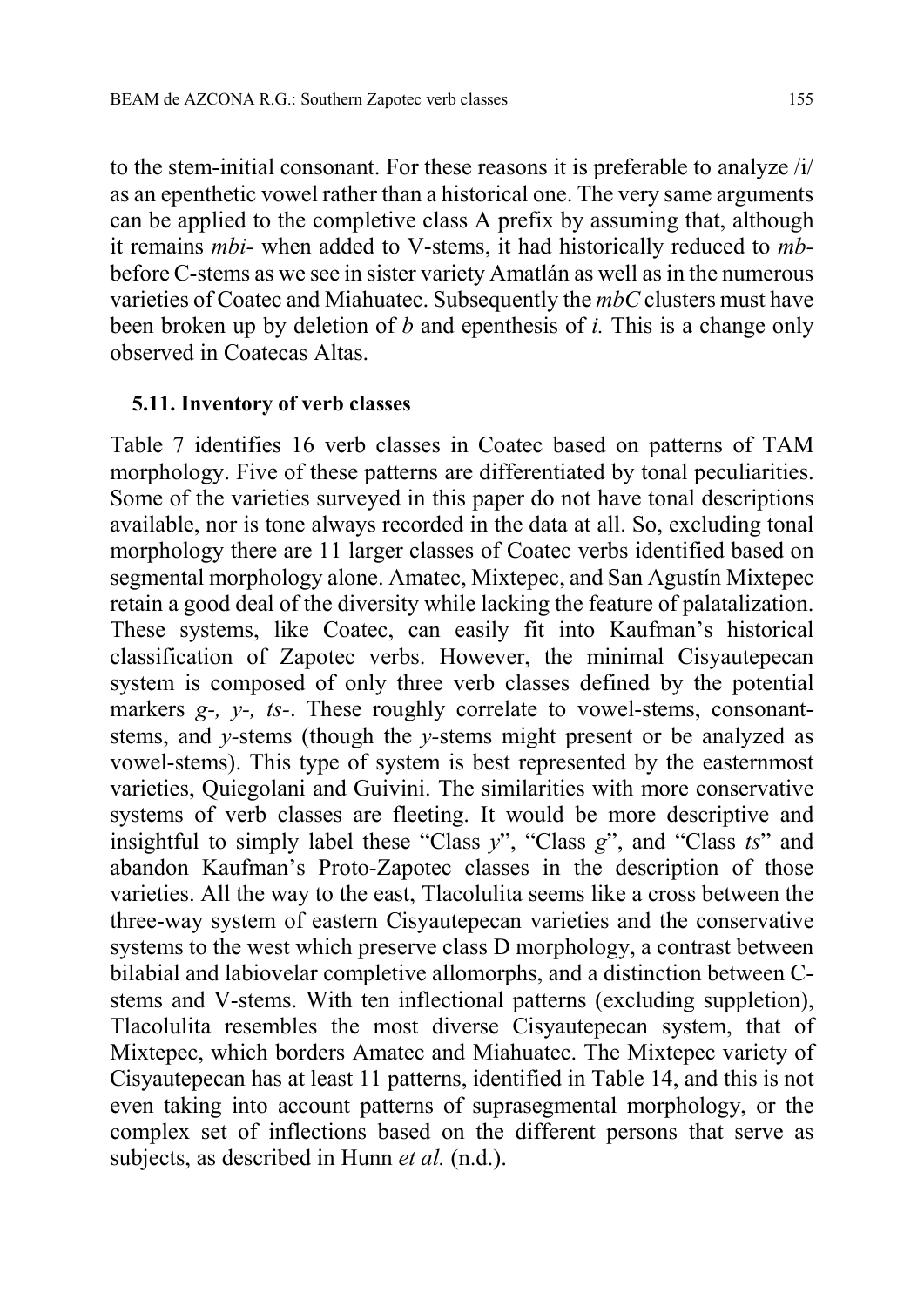to the stem-initial consonant. For these reasons it is preferable to analyze /i/ as an epenthetic vowel rather than a historical one. The very same arguments can be applied to the completive class A prefix by assuming that, although it remains *mbi-* when added to V-stems, it had historically reduced to *mb-* before C-stems as we see in sister variety Amatlán as well as in the numerous varieties of Coatec and Miahuatec. Subsequently the *mbC* clusters must have been broken up by deletion of *b* and epenthesis of *i.* This is a change only observed in Coatecas Altas.

### 5.11. Inventory of verb classes

Table 7 identifies 16 verb classes in Coatec based on patterns of TAM morphology. Five of these patterns are differentiated by tonal peculiarities. Some of the varieties surveyed in this paper do not have tonal descriptions available, nor is tone always recorded in the data at all. So, excluding tonal morphology there are 11 larger classes of Coatec verbs identified based on segmental morphology alone. Amatec, Mixtepec, and San Agustín Mixtepec retain a good deal of the diversity while lacking the feature of palatalization. These systems, like Coatec, can easily fit into Kaufman's historical classification of Zapotec verbs. However, the minimal Cisyautepecan system is composed of only three verb classes defined by the potential markers *g-, y-, ts-*. These roughly correlate to vowel-stems, consonant-stems, and *y*-stems (though the *y*-stems might present or be analyzed as vowel-stems). This type of system is best represented by the easternmost varieties, Quiegolani and Guivini. The similarities with more conservative systems of verb classes are fleeting. It would be more descriptive and insightful to simply label these "Class *y*", "Class *g*", and "Class *ts*" and abandon Kaufman's Proto-Zapotec classes in the description of those varieties. All the way to the east, Tlacolulita seems like a cross between the three-way system of eastern Cisyautepecan varieties and the conservative systems to the west which preserve class D morphology, a contrast between bilabial and labiovelar completive allomorphs, and a distinction between C-stems and V-stems. With ten inflectional patterns (excluding suppletion), Tlacolulita resembles the most diverse Cisyautepecan system, that of Mixtepec, which borders Amatec and Miahuatec. The Mixtepec variety of Cisyautepecan has at least 11 patterns, identified in Table 14, and this is not even taking into account patterns of suprasegmental morphology, or the complex set of inflections based on the different persons that serve as subjects, as described in Hunn *et al.* (n.d.).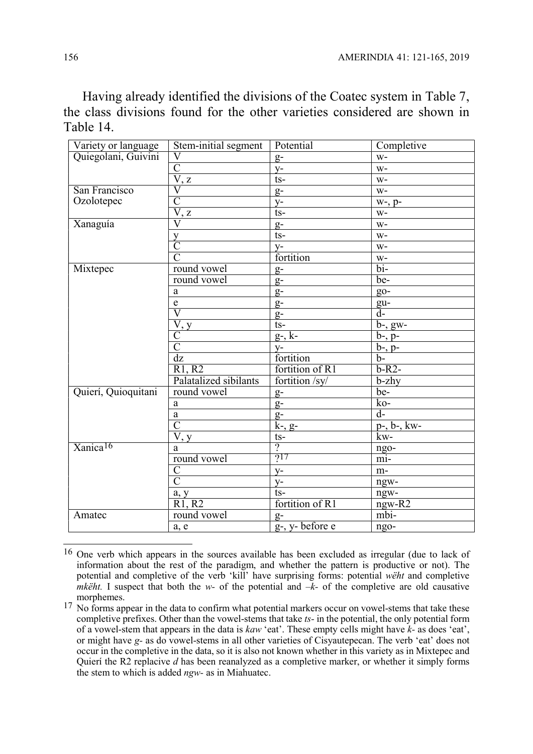Having already identified the divisions of the Coatec system in Table 7, the class divisions found for the other varieties considered are shown in Table 14.

| Variety or language | Stem-initial segment | Potential | Completive |
|---|---|---|---|
| Quiegolani, Guivini | V | g- | w- |
| | C | y- | w- |
| | V, z | ts- | w- |
| San Francisco Ozolotepec | V | g- | w- |
| | C | y- | w-, p- |
| | V, z | ts- | w- |
| Xanaguía | V | g- | w- |
| | y | ts- | w- |
| | C | y- | w- |
| | C | fortition | w- |
| Mixtepec | round vowel | g- | bi- |
| | round vowel | g- | be- |
| | a | g- | go- |
| | e | g- | gu- |
| | V | g- | d- |
| | V, y | ts- | b-, gw- |
| | C | g-, k- | b-, p- |
| | C | y- | b-, p- |
| | dz | fortition | b- |
| | R1, R2 | fortition of R1 | b-R2- |
| | Palatalized sibilants | fortition /sy/ | b-zhy |
| Quierí, Quioquitani | round vowel | g- | be- |
| | a | g- | ko- |
| | a | g- | d- |
| | C | k-, g- | p-, b-, kw- |
| | V, y | ts- | kw- |
| Xanica[16] | a | ? | ngo- |
| | round vowel | ?[17] | mi- |
| | C | y- | m- |
| | C | y- | ngw- |
| | a, y | ts- | ngw- |
| | R1, R2 | fortition of R1 | ngw-R2 |
| Amatec | round vowel | g- | mbi- |
| | a, e | g-, y- before e | ngo- |

[16] One verb which appears in the sources available has been excluded as irregular (due to lack of information about the rest of the paradigm, and whether the pattern is productive or not). The potential and completive of the verb 'kill' have surprising forms: potential *wëht* and completive *mkëht.* I suspect that both the *w-* of the potential and *–k-* of the completive are old causative morphemes.

[17] No forms appear in the data to confirm what potential markers occur on vowel-stems that take these completive prefixes. Other than the vowel-stems that take *ts-* in the potential, the only potential form of a vowel-stem that appears in the data is *kaw* 'eat'. These empty cells might have *k-* as does 'eat', or might have *g-* as do vowel-stems in all other varieties of Cisyautepecan. The verb 'eat' does not occur in the completive in the data, so it is also not known whether in this variety as in Mixtepec and Quierí the R2 replacive *d* has been reanalyzed as a completive marker, or whether it simply forms the stem to which is added *ngw-* as in Miahuatec.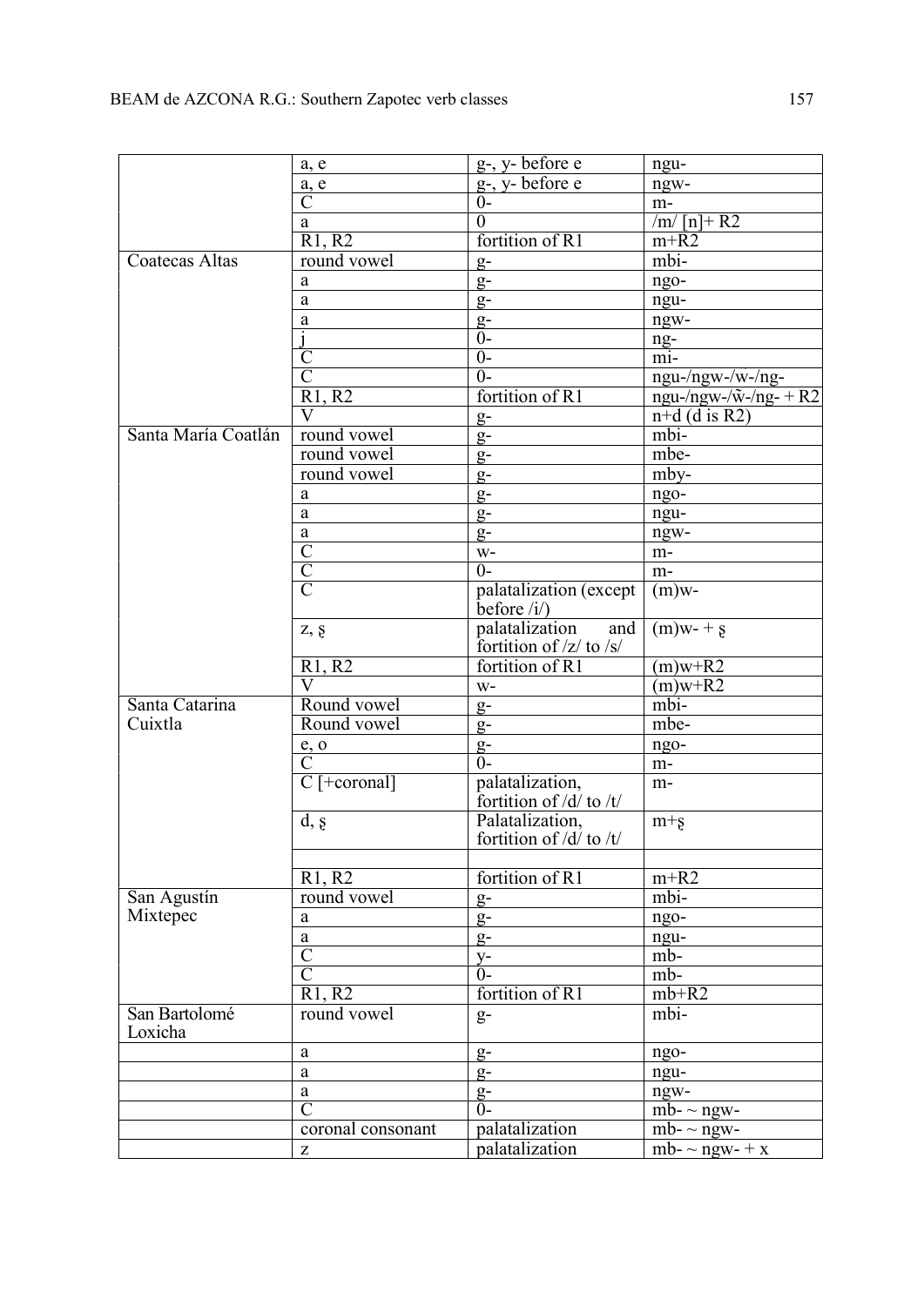| | a, e | g-, y- before e | ngu- |
|---|---|---|---|
| | a, e | g-, y- before e | ngw- |
| | C | 0- | m- |
| | a | 0 | /m/ [n]+ R2 |
| | R1, R2 | fortition of R1 | m+R2 |
| Coatecas Altas | round vowel | g- | mbi- |
| | a | g- | ngo- |
| | a | g- | ngu- |
| | a | g- | ngw- |
| | j | 0- | ng- |
| | C | 0- | mi- |
| | C | 0- | ngu-/ngw-/w-/ng- |
| | R1, R2 | fortition of R1 | ngu-/ngw-/w̃-/ng- + R2 |
| | V | g- | n+d (d is R2) |
| Santa María Coatlán | round vowel | g- | mbi- |
| | round vowel | g- | mbe- |
| | round vowel | g- | mby- |
| | a | g- | ngo- |
| | a | g- | ngu- |
| | a | g- | ngw- |
| | C | w- | m- |
| | C | 0- | m- |
| | C | palatalization (except before /i/) | (m)w- |
| | z, ʂ | palatalization and fortition of /z/ to /s/ | (m)w- + ʂ |
| | R1, R2 | fortition of R1 | (m)w+R2 |
| | V | w- | (m)w+R2 |
| Santa Catarina Cuixtla | Round vowel | g- | mbi- |
| | Round vowel | g- | mbe- |
| | e, o | g- | ngo- |
| | C | 0- | m- |
| | C [+coronal] | palatalization, fortition of /d/ to /t/ | m- |
| | d, ʂ | Palatalization, fortition of /d/ to /t/ | m+ʂ |
| | | | |
| | R1, R2 | fortition of R1 | m+R2 |
| San Agustín Mixtepec | round vowel | g- | mbi- |
| | a | g- | ngo- |
| | a | g- | ngu- |
| | C | y- | mb- |
| | C | 0- | mb- |
| | R1, R2 | fortition of R1 | mb+R2 |
| San Bartolomé Loxicha | round vowel | g- | mbi- |
| | a | g- | ngo- |
| | a | g- | ngu- |
| | a | g- | ngw- |
| | C | 0- | mb- ~ ngw- |
| | coronal consonant | palatalization | mb- ~ ngw- |
| | z | palatalization | mb- ~ ngw- + x |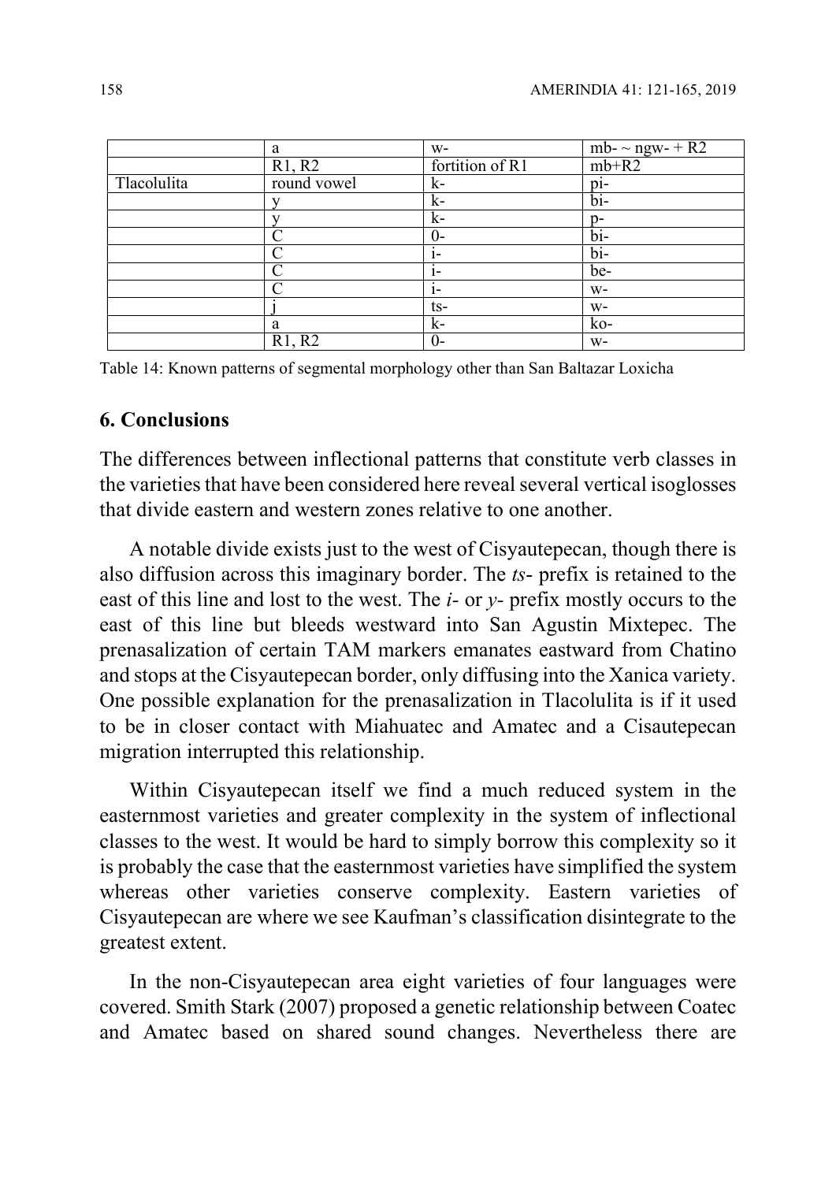| | a | w- | mb- ~ ngw- + R2 |
|---|---|---|---|
| | R1, R2 | fortition of R1 | mb+R2 |
| Tlacolulita | round vowel | k- | pi- |
| | y | k- | bi- |
| | y | k- | p- |
| | C | 0- | bi- |
| | C | i- | bi- |
| | C | i- | be- |
| | C | i- | w- |
| | j | ts- | w- |
| | a | k- | ko- |
| | R1, R2 | 0- | w- |

Table 14: Known patterns of segmental morphology other than San Baltazar Loxicha

## 6. Conclusions

The differences between inflectional patterns that constitute verb classes in the varieties that have been considered here reveal several vertical isoglosses that divide eastern and western zones relative to one another.

A notable divide exists just to the west of Cisyautepecan, though there is also diffusion across this imaginary border. The *ts-* prefix is retained to the east of this line and lost to the west. The *i-* or *y-* prefix mostly occurs to the east of this line but bleeds westward into San Agustin Mixtepec. The prenasalization of certain TAM markers emanates eastward from Chatino and stops at the Cisyautepecan border, only diffusing into the Xanica variety. One possible explanation for the prenasalization in Tlacolulita is if it used to be in closer contact with Miahuatec and Amatec and a Cisautepecan migration interrupted this relationship.

Within Cisyautepecan itself we find a much reduced system in the easternmost varieties and greater complexity in the system of inflectional classes to the west. It would be hard to simply borrow this complexity so it is probably the case that the easternmost varieties have simplified the system whereas other varieties conserve complexity. Eastern varieties of Cisyautepecan are where we see Kaufman's classification disintegrate to the greatest extent.

In the non-Cisyautepecan area eight varieties of four languages were covered. Smith Stark (2007) proposed a genetic relationship between Coatec and Amatec based on shared sound changes. Nevertheless there are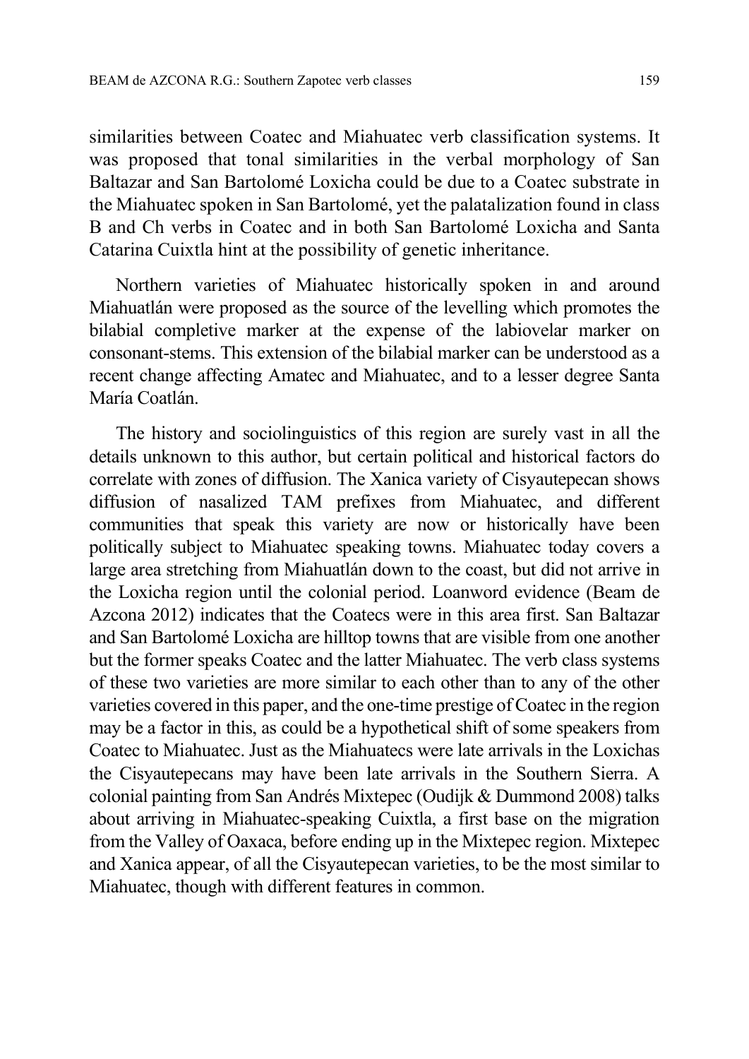similarities between Coatec and Miahuatec verb classification systems. It was proposed that tonal similarities in the verbal morphology of San Baltazar and San Bartolomé Loxicha could be due to a Coatec substrate in the Miahuatec spoken in San Bartolomé, yet the palatalization found in class B and Ch verbs in Coatec and in both San Bartolomé Loxicha and Santa Catarina Cuixtla hint at the possibility of genetic inheritance.

Northern varieties of Miahuatec historically spoken in and around Miahuatlán were proposed as the source of the levelling which promotes the bilabial completive marker at the expense of the labiovelar marker on consonant-stems. This extension of the bilabial marker can be understood as a recent change affecting Amatec and Miahuatec, and to a lesser degree Santa María Coatlán.

The history and sociolinguistics of this region are surely vast in all the details unknown to this author, but certain political and historical factors do correlate with zones of diffusion. The Xanica variety of Cisyautepecan shows diffusion of nasalized TAM prefixes from Miahuatec, and different communities that speak this variety are now or historically have been politically subject to Miahuatec speaking towns. Miahuatec today covers a large area stretching from Miahuatlán down to the coast, but did not arrive in the Loxicha region until the colonial period. Loanword evidence (Beam de Azcona 2012) indicates that the Coatecs were in this area first. San Baltazar and San Bartolomé Loxicha are hilltop towns that are visible from one another but the former speaks Coatec and the latter Miahuatec. The verb class systems of these two varieties are more similar to each other than to any of the other varieties covered in this paper, and the one-time prestige of Coatec in the region may be a factor in this, as could be a hypothetical shift of some speakers from Coatec to Miahuatec. Just as the Miahuatecs were late arrivals in the Loxichas the Cisyautepecans may have been late arrivals in the Southern Sierra. A colonial painting from San Andrés Mixtepec (Oudijk & Dummond 2008) talks about arriving in Miahuatec-speaking Cuixtla, a first base on the migration from the Valley of Oaxaca, before ending up in the Mixtepec region. Mixtepec and Xanica appear, of all the Cisyautepecan varieties, to be the most similar to Miahuatec, though with different features in common.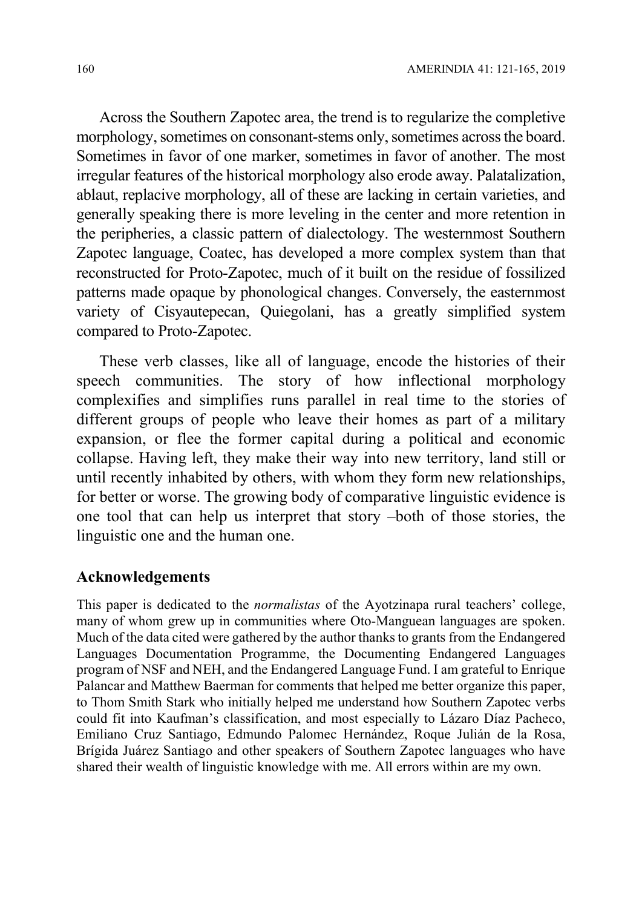Across the Southern Zapotec area, the trend is to regularize the completive morphology, sometimes on consonant-stems only, sometimes across the board. Sometimes in favor of one marker, sometimes in favor of another. The most irregular features of the historical morphology also erode away. Palatalization, ablaut, replacive morphology, all of these are lacking in certain varieties, and generally speaking there is more leveling in the center and more retention in the peripheries, a classic pattern of dialectology. The westernmost Southern Zapotec language, Coatec, has developed a more complex system than that reconstructed for Proto-Zapotec, much of it built on the residue of fossilized patterns made opaque by phonological changes. Conversely, the easternmost variety of Cisyautepecan, Quiegolani, has a greatly simplified system compared to Proto-Zapotec.

These verb classes, like all of language, encode the histories of their speech communities. The story of how inflectional morphology complexifies and simplifies runs parallel in real time to the stories of different groups of people who leave their homes as part of a military expansion, or flee the former capital during a political and economic collapse. Having left, they make their way into new territory, land still or until recently inhabited by others, with whom they form new relationships, for better or worse. The growing body of comparative linguistic evidence is one tool that can help us interpret that story –both of those stories, the linguistic one and the human one.

## Acknowledgements

This paper is dedicated to the *normalistas* of the Ayotzinapa rural teachers' college, many of whom grew up in communities where Oto-Manguean languages are spoken. Much of the data cited were gathered by the author thanks to grants from the Endangered Languages Documentation Programme, the Documenting Endangered Languages program of NSF and NEH, and the Endangered Language Fund. I am grateful to Enrique Palancar and Matthew Baerman for comments that helped me better organize this paper, to Thom Smith Stark who initially helped me understand how Southern Zapotec verbs could fit into Kaufman's classification, and most especially to Lázaro Díaz Pacheco, Emiliano Cruz Santiago, Edmundo Palomec Hernández, Roque Julián de la Rosa, Brígida Juárez Santiago and other speakers of Southern Zapotec languages who have shared their wealth of linguistic knowledge with me. All errors within are my own.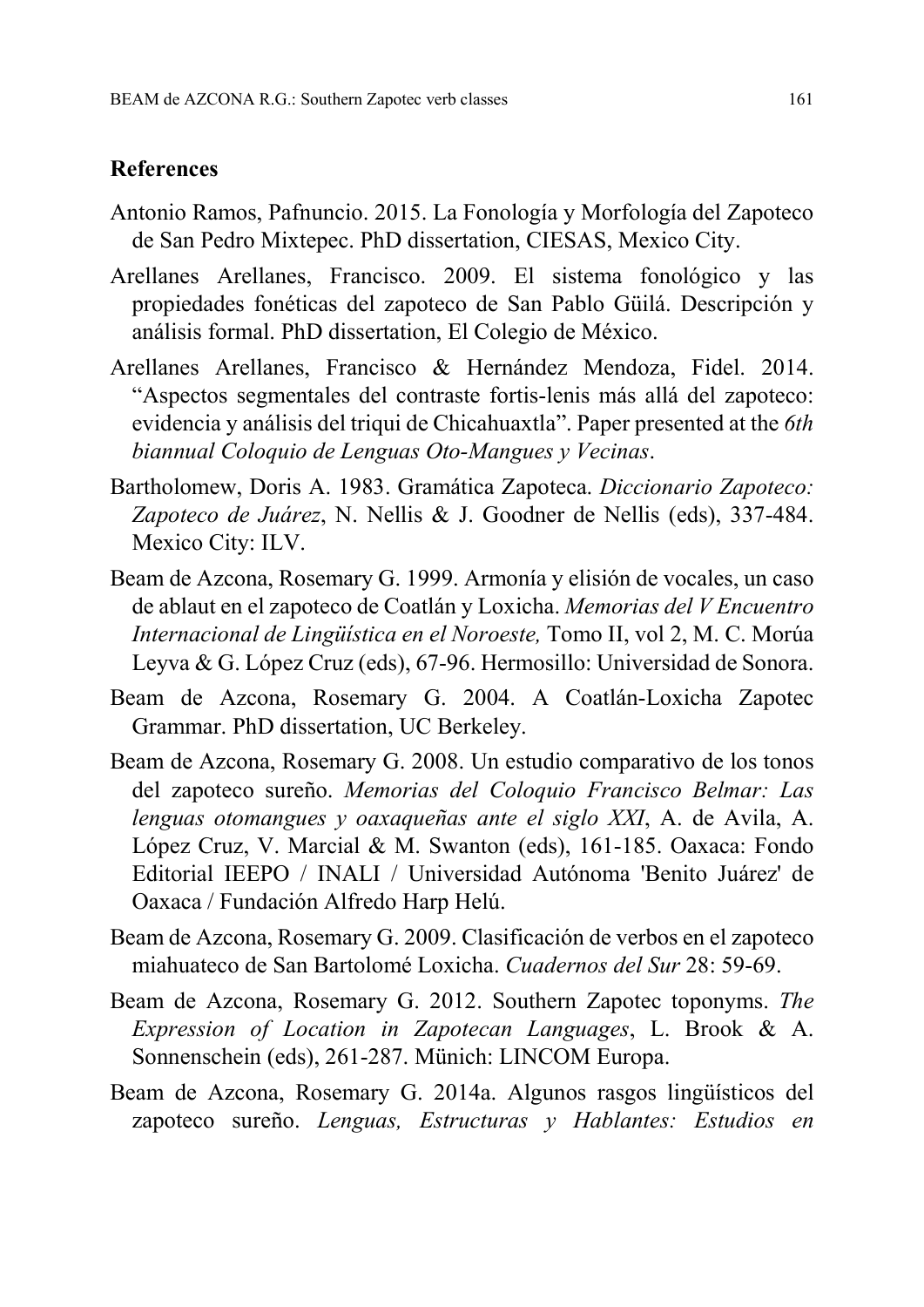## References

Antonio Ramos, Pafnuncio. 2015. La Fonología y Morfología del Zapoteco de San Pedro Mixtepec. PhD dissertation, CIESAS, Mexico City.

Arellanes Arellanes, Francisco. 2009. El sistema fonológico y las propiedades fonéticas del zapoteco de San Pablo Güilá. Descripción y análisis formal. PhD dissertation, El Colegio de México.

Arellanes Arellanes, Francisco & Hernández Mendoza, Fidel. 2014. "Aspectos segmentales del contraste fortis-lenis más allá del zapoteco: evidencia y análisis del triqui de Chicahuaxtla". Paper presented at the *6th biannual Coloquio de Lenguas Oto-Mangues y Vecinas*.

Bartholomew, Doris A. 1983. Gramática Zapoteca. *Diccionario Zapoteco: Zapoteco de Juárez*, N. Nellis & J. Goodner de Nellis (eds), 337-484. Mexico City: ILV.

Beam de Azcona, Rosemary G. 1999. Armonía y elisión de vocales, un caso de ablaut en el zapoteco de Coatlán y Loxicha. *Memorias del V Encuentro Internacional de Lingüística en el Noroeste,* Tomo II, vol 2, M. C. Morúa Leyva & G. López Cruz (eds), 67-96. Hermosillo: Universidad de Sonora.

Beam de Azcona, Rosemary G. 2004. A Coatlán-Loxicha Zapotec Grammar. PhD dissertation, UC Berkeley.

Beam de Azcona, Rosemary G. 2008. Un estudio comparativo de los tonos del zapoteco sureño. *Memorias del Coloquio Francisco Belmar: Las lenguas otomangues y oaxaqueñas ante el siglo XXI*, A. de Avila, A. López Cruz, V. Marcial & M. Swanton (eds), 161-185. Oaxaca: Fondo Editorial IEEPO / INALI / Universidad Autónoma 'Benito Juárez' de Oaxaca / Fundación Alfredo Harp Helú.

Beam de Azcona, Rosemary G. 2009. Clasificación de verbos en el zapoteco miahuateco de San Bartolomé Loxicha. *Cuadernos del Sur* 28: 59-69.

Beam de Azcona, Rosemary G. 2012. Southern Zapotec toponyms. *The Expression of Location in Zapotecan Languages*, L. Brook & A. Sonnenschein (eds), 261-287. Mϋnich: LINCOM Europa.

Beam de Azcona, Rosemary G. 2014a. Algunos rasgos lingüísticos del zapoteco sureño. *Lenguas, Estructuras y Hablantes: Estudios en*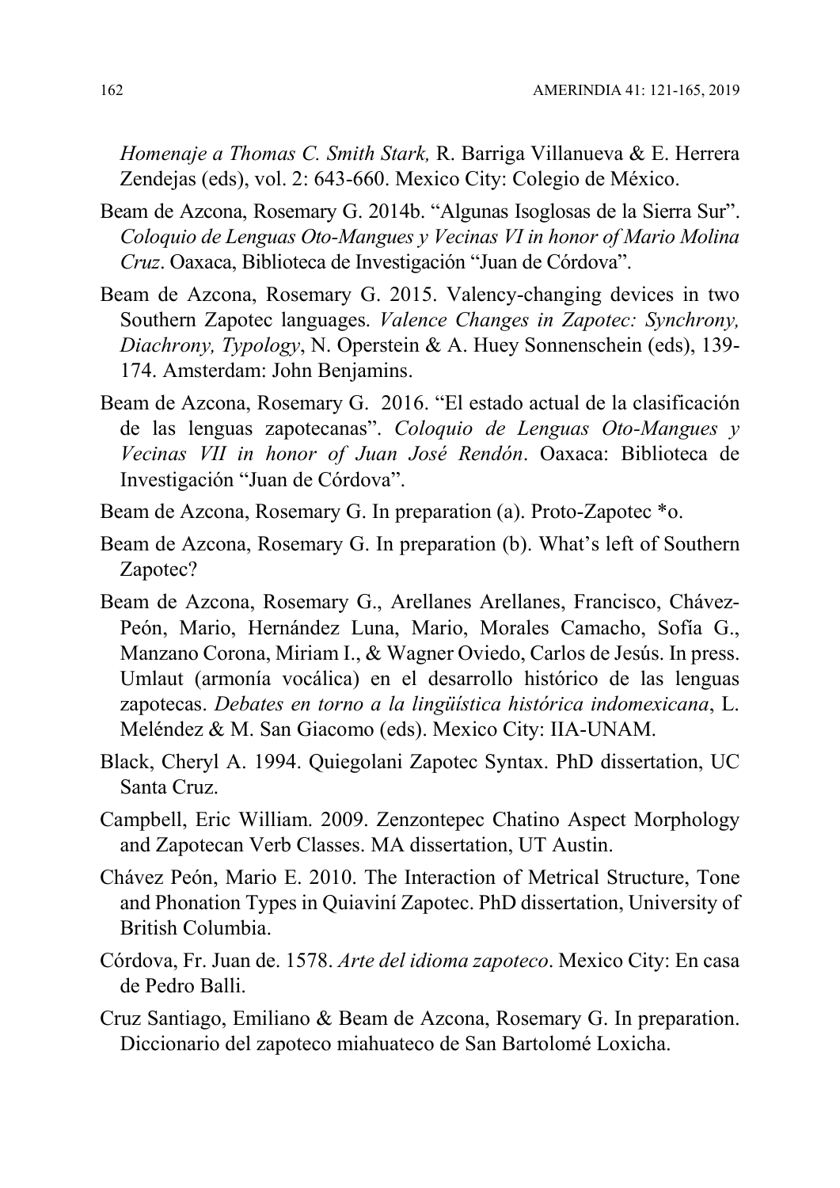*Homenaje a Thomas C. Smith Stark,* R. Barriga Villanueva & E. Herrera Zendejas (eds), vol. 2: 643-660. Mexico City: Colegio de México.

Beam de Azcona, Rosemary G. 2014b. "Algunas Isoglosas de la Sierra Sur". *Coloquio de Lenguas Oto-Mangues y Vecinas VI in honor of Mario Molina Cruz*. Oaxaca, Biblioteca de Investigación "Juan de Córdova".

Beam de Azcona, Rosemary G. 2015. Valency-changing devices in two Southern Zapotec languages. *Valence Changes in Zapotec: Synchrony, Diachrony, Typology*, N. Operstein & A. Huey Sonnenschein (eds), 139-174. Amsterdam: John Benjamins.

Beam de Azcona, Rosemary G. 2016. "El estado actual de la clasificación de las lenguas zapotecanas". *Coloquio de Lenguas Oto-Mangues y Vecinas VII in honor of Juan José Rendón*. Oaxaca: Biblioteca de Investigación "Juan de Córdova".

Beam de Azcona, Rosemary G. In preparation (a). Proto-Zapotec *o.

Beam de Azcona, Rosemary G. In preparation (b). What's left of Southern Zapotec?

Beam de Azcona, Rosemary G., Arellanes Arellanes, Francisco, Chávez-Peón, Mario, Hernández Luna, Mario, Morales Camacho, Sofía G., Manzano Corona, Miriam I., & Wagner Oviedo, Carlos de Jesús. In press. Umlaut (armonía vocálica) en el desarrollo histórico de las lenguas zapotecas. *Debates en torno a la lingüística histórica indomexicana*, L. Meléndez & M. San Giacomo (eds). Mexico City: IIA-UNAM.

Black, Cheryl A. 1994. Quiegolani Zapotec Syntax. PhD dissertation, UC Santa Cruz.

Campbell, Eric William. 2009. Zenzontepec Chatino Aspect Morphology and Zapotecan Verb Classes. MA dissertation, UT Austin.

Chávez Peón, Mario E. 2010. The Interaction of Metrical Structure, Tone and Phonation Types in Quiaviní Zapotec. PhD dissertation, University of British Columbia.

Córdova, Fr. Juan de. 1578. *Arte del idioma zapoteco*. Mexico City: En casa de Pedro Balli.

Cruz Santiago, Emiliano & Beam de Azcona, Rosemary G. In preparation. Diccionario del zapoteco miahuateco de San Bartolomé Loxicha.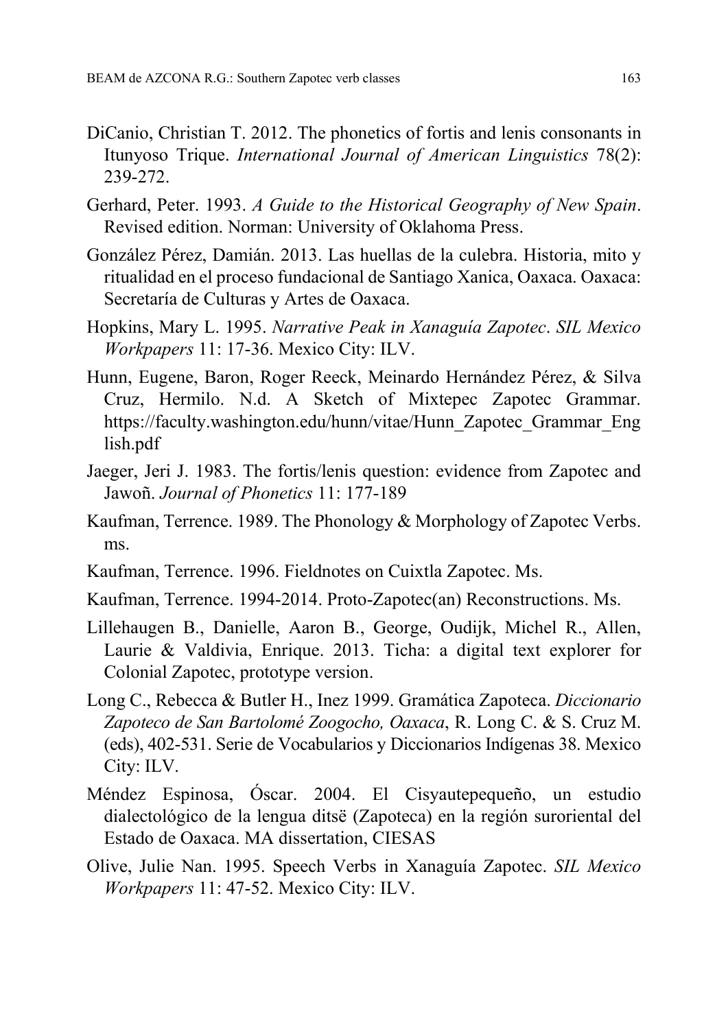DiCanio, Christian T. 2012. The phonetics of fortis and lenis consonants in Itunyoso Trique. *International Journal of American Linguistics* 78(2): 239-272.

Gerhard, Peter. 1993. *A Guide to the Historical Geography of New Spain*. Revised edition. Norman: University of Oklahoma Press.

González Pérez, Damián. 2013. Las huellas de la culebra. Historia, mito y ritualidad en el proceso fundacional de Santiago Xanica, Oaxaca. Oaxaca: Secretaría de Culturas y Artes de Oaxaca.

Hopkins, Mary L. 1995. *Narrative Peak in Xanaguía Zapotec*. *SIL Mexico Workpapers* 11: 17-36. Mexico City: ILV.

Hunn, Eugene, Baron, Roger Reeck, Meinardo Hernández Pérez, & Silva Cruz, Hermilo. N.d. A Sketch of Mixtepec Zapotec Grammar. https://faculty.washington.edu/hunn/vitae/Hunn_Zapotec_Grammar_English.pdf

Jaeger, Jeri J. 1983. The fortis/lenis question: evidence from Zapotec and Jawoñ. *Journal of Phonetics* 11: 177-189

Kaufman, Terrence. 1989. The Phonology & Morphology of Zapotec Verbs. ms.

Kaufman, Terrence. 1996. Fieldnotes on Cuixtla Zapotec. Ms.

Kaufman, Terrence. 1994-2014. Proto-Zapotec(an) Reconstructions. Ms.

Lillehaugen B., Danielle, Aaron B., George, Oudijk, Michel R., Allen, Laurie & Valdivia, Enrique. 2013. Ticha: a digital text explorer for Colonial Zapotec, prototype version.

Long C., Rebecca & Butler H., Inez 1999. Gramática Zapoteca. *Diccionario Zapoteco de San Bartolomé Zoogocho, Oaxaca*, R. Long C. & S. Cruz M. (eds), 402-531. Serie de Vocabularios y Diccionarios Indígenas 38. Mexico City: ILV.

Méndez Espinosa, Óscar. 2004. El Cisyautepequeño, un estudio dialectológico de la lengua ditsë (Zapoteca) en la región suroriental del Estado de Oaxaca. MA dissertation, CIESAS

Olive, Julie Nan. 1995. Speech Verbs in Xanaguía Zapotec. *SIL Mexico Workpapers* 11: 47-52. Mexico City: ILV.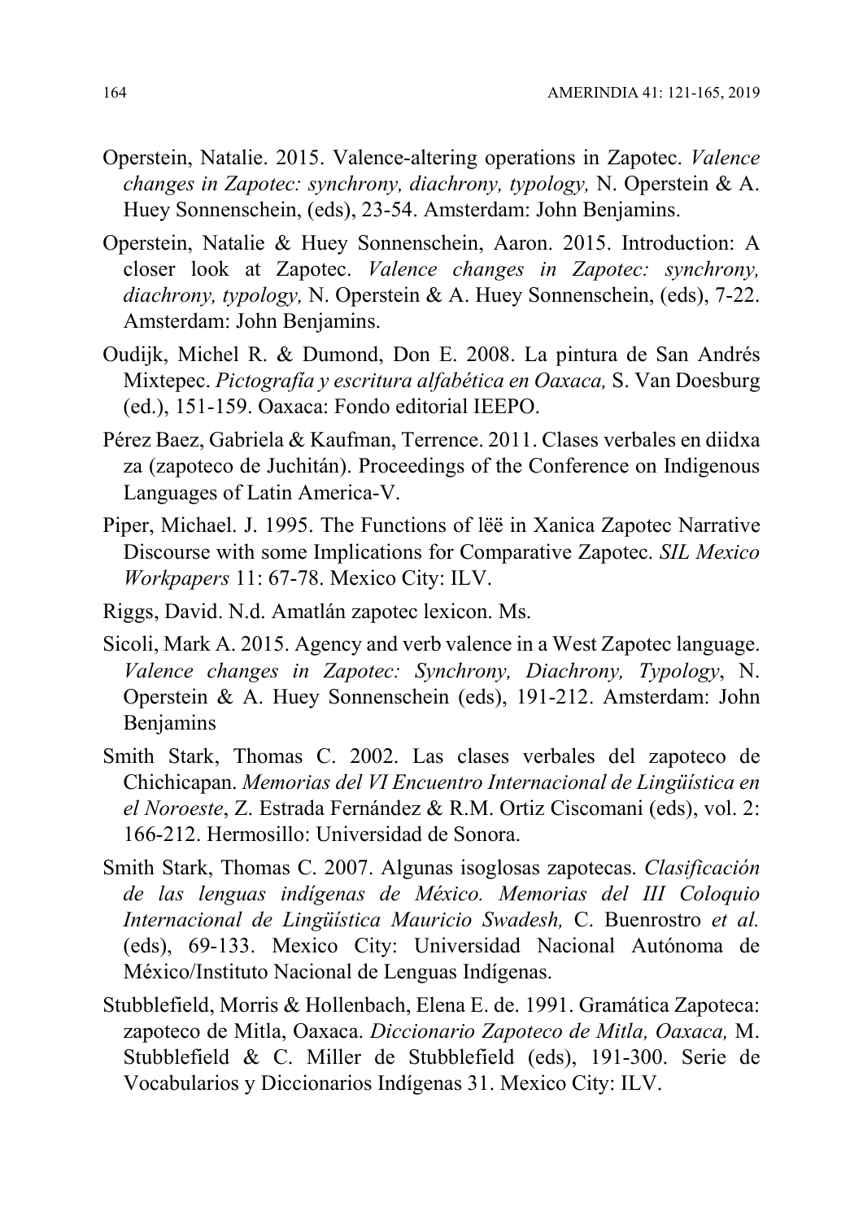Operstein, Natalie. 2015. Valence-altering operations in Zapotec. *Valence changes in Zapotec: synchrony, diachrony, typology,* N. Operstein & A. Huey Sonnenschein, (eds), 23-54. Amsterdam: John Benjamins.

Operstein, Natalie & Huey Sonnenschein, Aaron. 2015. Introduction: A closer look at Zapotec. *Valence changes in Zapotec: synchrony, diachrony, typology,* N. Operstein & A. Huey Sonnenschein, (eds), 7-22. Amsterdam: John Benjamins.

Oudijk, Michel R. & Dumond, Don E. 2008. La pintura de San Andrés Mixtepec. *Pictografía y escritura alfabética en Oaxaca,* S. Van Doesburg (ed.), 151-159. Oaxaca: Fondo editorial IEEPO.

Pérez Baez, Gabriela & Kaufman, Terrence. 2011. Clases verbales en diidxa za (zapoteco de Juchitán). Proceedings of the Conference on Indigenous Languages of Latin America-V.

Piper, Michael. J. 1995. The Functions of lëë in Xanica Zapotec Narrative Discourse with some Implications for Comparative Zapotec. *SIL Mexico Workpapers* 11: 67-78. Mexico City: ILV.

Riggs, David. N.d. Amatlán zapotec lexicon. Ms.

Sicoli, Mark A. 2015. Agency and verb valence in a West Zapotec language. *Valence changes in Zapotec: Synchrony, Diachrony, Typology*, N. Operstein & A. Huey Sonnenschein (eds), 191-212. Amsterdam: John Benjamins

Smith Stark, Thomas C. 2002. Las clases verbales del zapoteco de Chichicapan. *Memorias del VI Encuentro Internacional de Lingüística en el Noroeste*, Z. Estrada Fernández & R.M. Ortiz Ciscomani (eds), vol. 2: 166-212. Hermosillo: Universidad de Sonora.

Smith Stark, Thomas C. 2007. Algunas isoglosas zapotecas. *Clasificación de las lenguas indígenas de México. Memorias del III Coloquio Internacional de Lingüística Mauricio Swadesh,* C. Buenrostro *et al.* (eds), 69-133. Mexico City: Universidad Nacional Autónoma de México/Instituto Nacional de Lenguas Indígenas.

Stubblefield, Morris & Hollenbach, Elena E. de. 1991. Gramática Zapoteca: zapoteco de Mitla, Oaxaca. *Diccionario Zapoteco de Mitla, Oaxaca,* M. Stubblefield & C. Miller de Stubblefield (eds), 191-300. Serie de Vocabularios y Diccionarios Indígenas 31. Mexico City: ILV.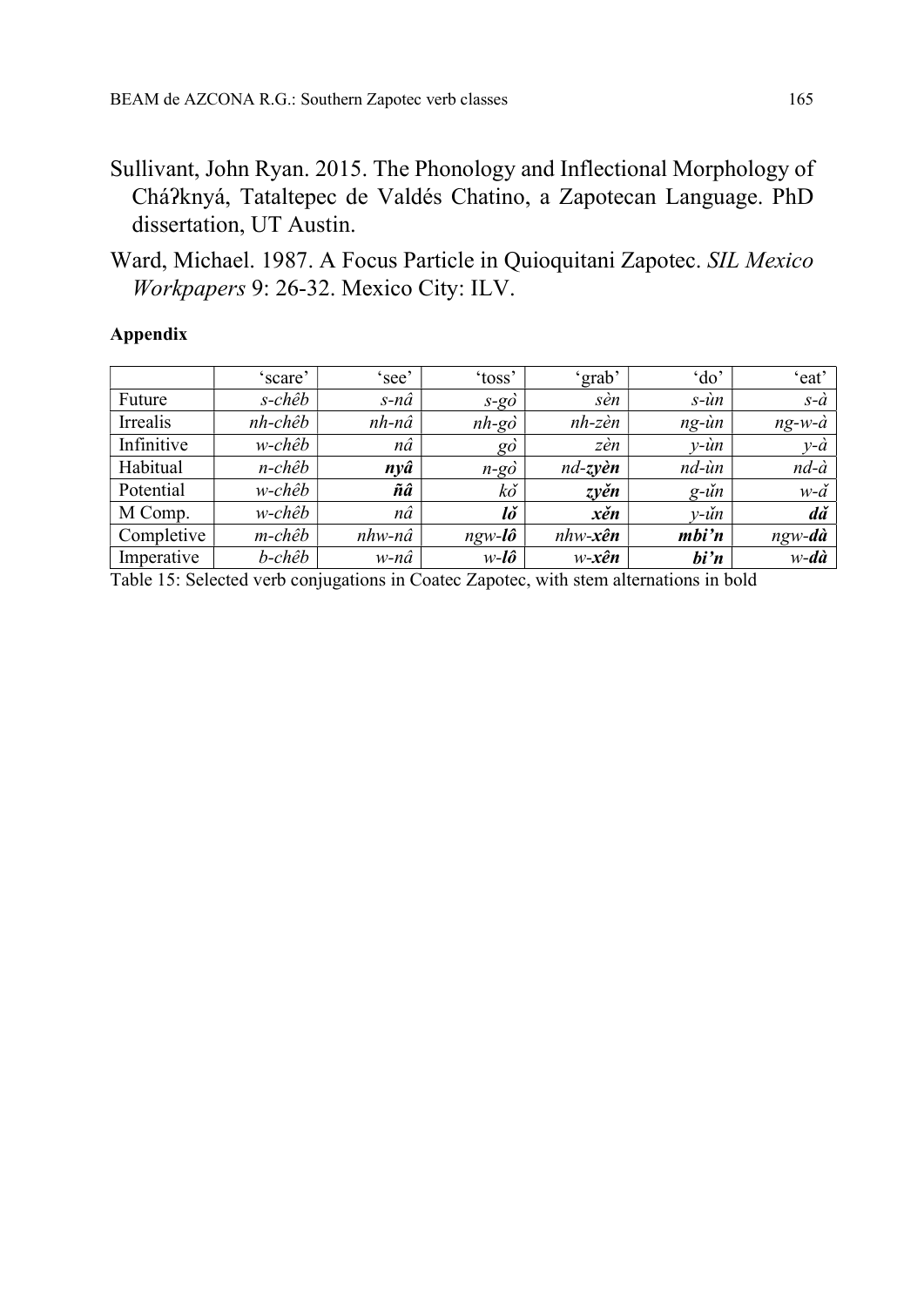Sullivant, John Ryan. 2015. The Phonology and Inflectional Morphology of Cháʔknyá, Tataltepec de Valdés Chatino, a Zapotecan Language. PhD dissertation, UT Austin.

Ward, Michael. 1987. A Focus Particle in Quioquitani Zapotec. *SIL Mexico Workpapers* 9: 26-32. Mexico City: ILV.

**Appendix**

| | 'scare' | 'see' | 'toss' | 'grab' | 'do' | 'eat' |
|---|---|---|---|---|---|---|
| Future | *s-chêb* | *s-nâ* | *s-gò* | *sèn* | *s-ùn* | *s-à* |
| Irrealis | *nh-chêb* | *nh-nâ* | *nh-gò* | *nh-zèn* | *ng-ùn* | *ng-w-à* |
| Infinitive | *w-chêb* | *nâ* | *gò* | *zèn* | *y-ùn* | *y-à* |
| Habitual | *n-chêb* | ***nyâ*** | *n-gò* | *nd-**zyèn*** | *nd-ùn* | *nd-à* |
| Potential | *w-chêb* | ***ñâ*** | *kǒ* | ***zyěn*** | *g-ǔn* | *w-ǎ* |
| M Comp. | *w-chêb* | *nâ* | ***lǒ*** | ***xěn*** | *y-ǔn* | ***dǎ*** |
| Completive | *m-chêb* | *nhw-nâ* | *ngw-**lô*** | *nhw-**xên*** | ***mbi'n*** | *ngw-**dà*** |
| Imperative | *b-chêb* | *w-nâ* | *w-**lô*** | *w-**xên*** | ***bi'n*** | *w-**dà*** |

Table 15: Selected verb conjugations in Coatec Zapotec, with stem alternations in bold